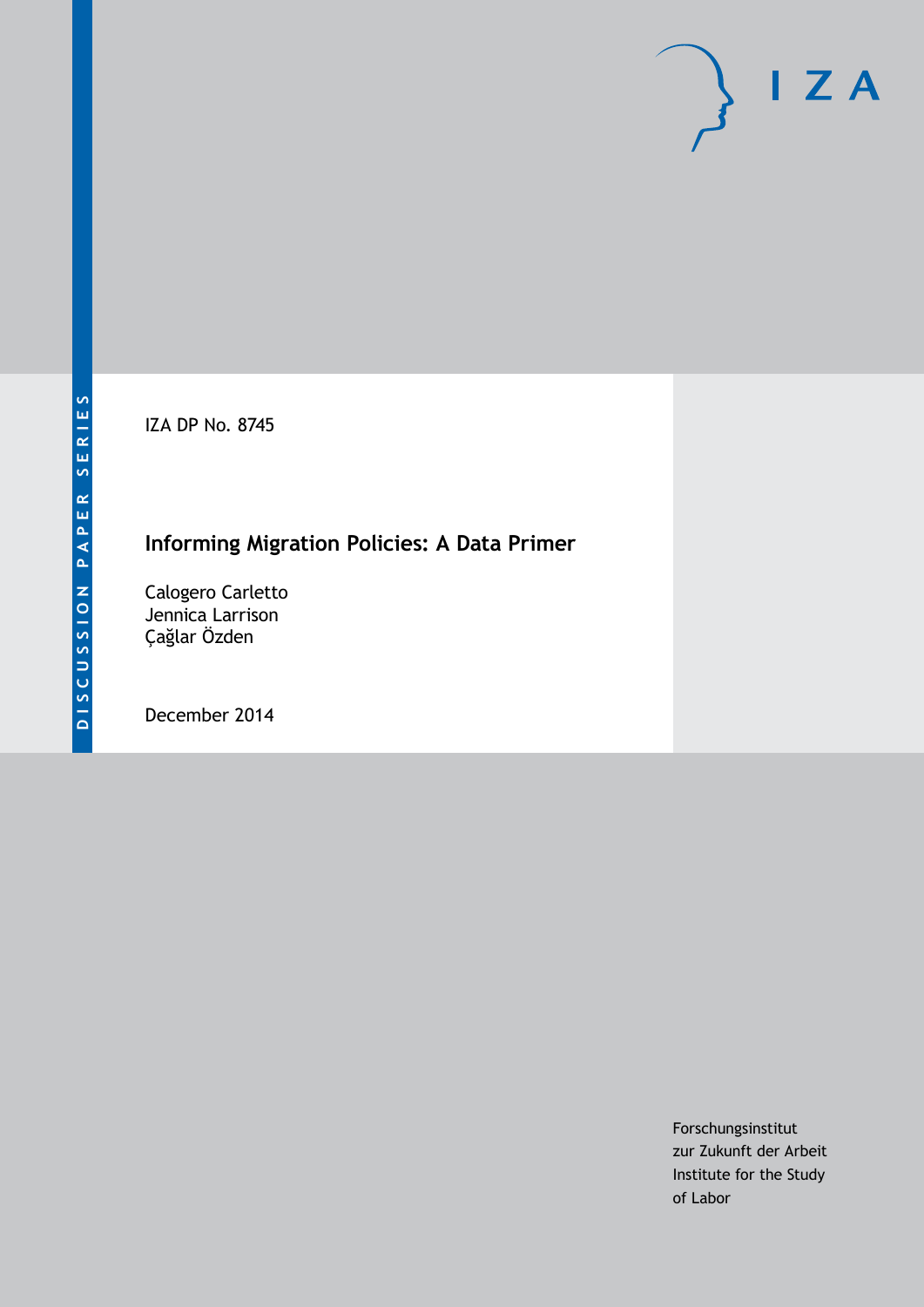DISCUSSION PAPER SERIES

IZA

IZA DP No. 8745

# Informing Migration Policies: A Data Primer

Calogero Carletto
Jennica Larrison
Çağlar Özden

December 2014

Forschungsinstitut
zur Zukunft der Arbeit
Institute for the Study
of Labor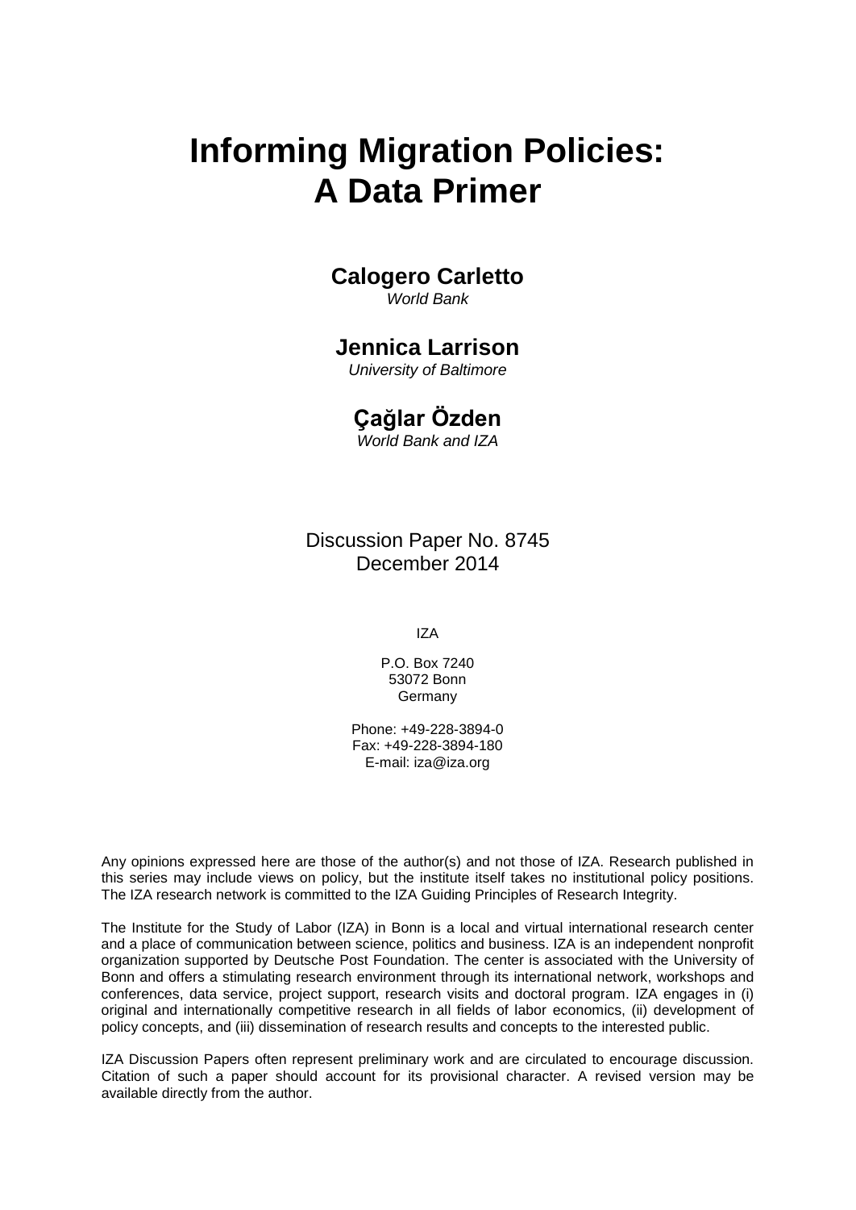# Informing Migration Policies: A Data Primer

**Calogero Carletto**
*World Bank*

**Jennica Larrison**
*University of Baltimore*

**Çağlar Özden**
*World Bank and IZA*

Discussion Paper No. 8745
December 2014

IZA

P.O. Box 7240
53072 Bonn
Germany

Phone: +49-228-3894-0
Fax: +49-228-3894-180
E-mail: iza@iza.org

Any opinions expressed here are those of the author(s) and not those of IZA. Research published in this series may include views on policy, but the institute itself takes no institutional policy positions. The IZA research network is committed to the IZA Guiding Principles of Research Integrity.

The Institute for the Study of Labor (IZA) in Bonn is a local and virtual international research center and a place of communication between science, politics and business. IZA is an independent nonprofit organization supported by Deutsche Post Foundation. The center is associated with the University of Bonn and offers a stimulating research environment through its international network, workshops and conferences, data service, project support, research visits and doctoral program. IZA engages in (i) original and internationally competitive research in all fields of labor economics, (ii) development of policy concepts, and (iii) dissemination of research results and concepts to the interested public.

IZA Discussion Papers often represent preliminary work and are circulated to encourage discussion. Citation of such a paper should account for its provisional character. A revised version may be available directly from the author.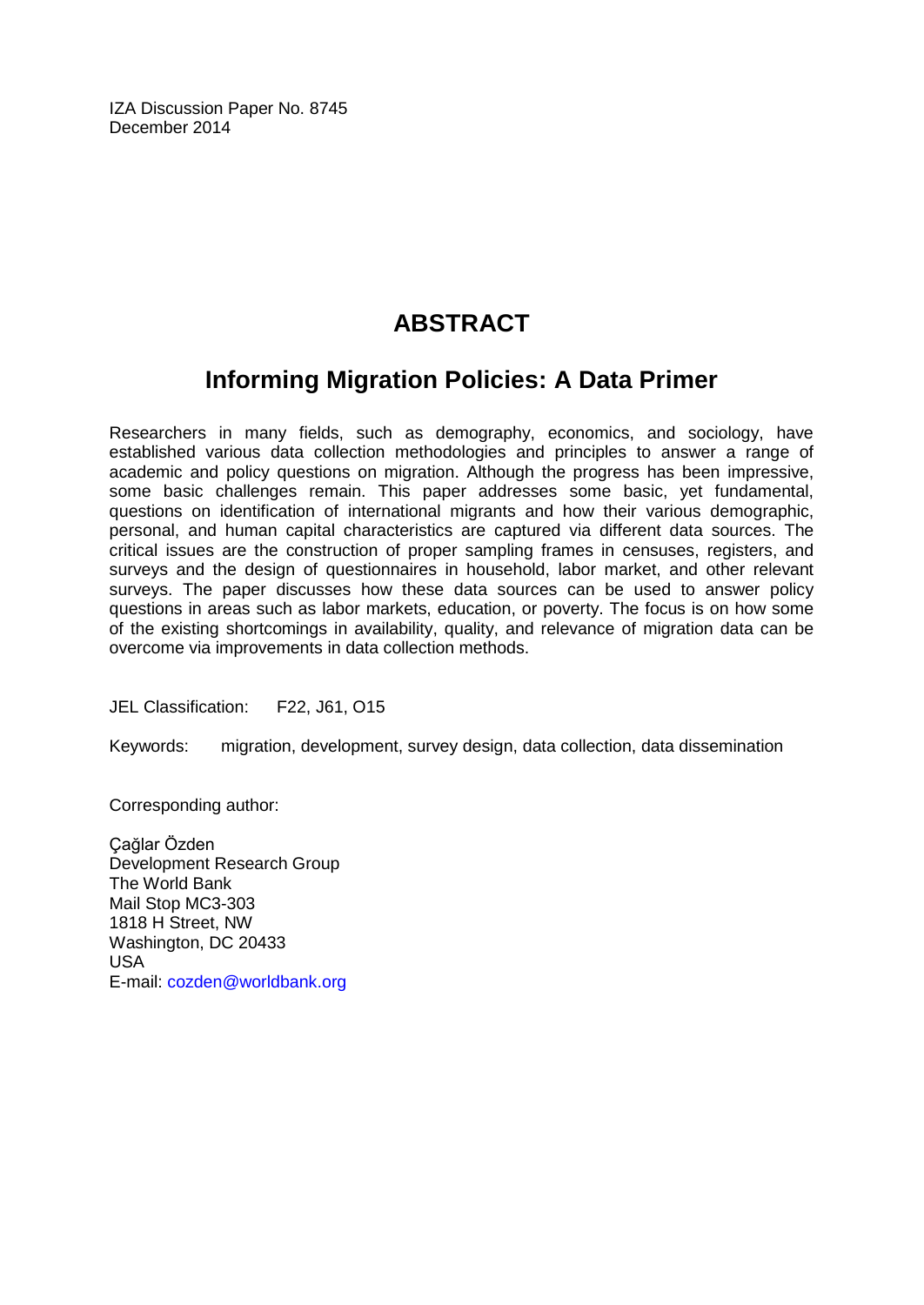IZA Discussion Paper No. 8745
December 2014

# ABSTRACT

## Informing Migration Policies: A Data Primer

Researchers in many fields, such as demography, economics, and sociology, have established various data collection methodologies and principles to answer a range of academic and policy questions on migration. Although the progress has been impressive, some basic challenges remain. This paper addresses some basic, yet fundamental, questions on identification of international migrants and how their various demographic, personal, and human capital characteristics are captured via different data sources. The critical issues are the construction of proper sampling frames in censuses, registers, and surveys and the design of questionnaires in household, labor market, and other relevant surveys. The paper discusses how these data sources can be used to answer policy questions in areas such as labor markets, education, or poverty. The focus is on how some of the existing shortcomings in availability, quality, and relevance of migration data can be overcome via improvements in data collection methods.

JEL Classification: F22, J61, O15

Keywords: migration, development, survey design, data collection, data dissemination

Corresponding author:

Çağlar Özden
Development Research Group
The World Bank
Mail Stop MC3-303
1818 H Street, NW
Washington, DC 20433
USA
E-mail: cozden@worldbank.org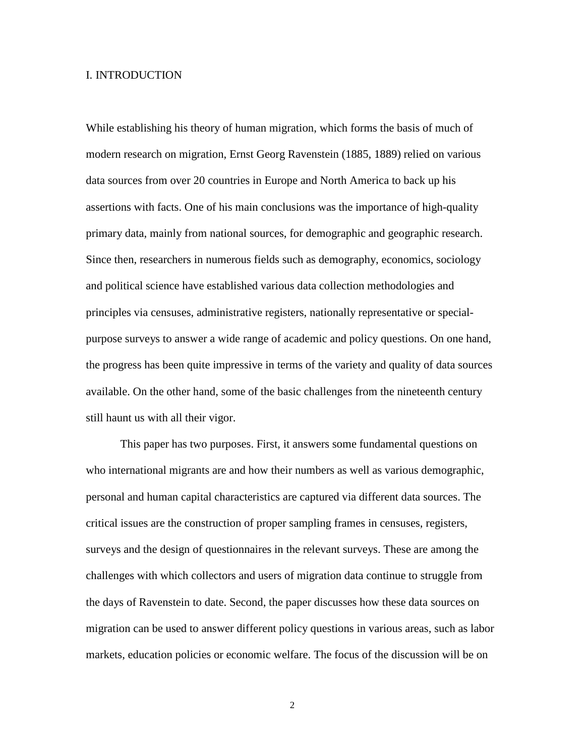## I. INTRODUCTION

While establishing his theory of human migration, which forms the basis of much of modern research on migration, Ernst Georg Ravenstein (1885, 1889) relied on various data sources from over 20 countries in Europe and North America to back up his assertions with facts. One of his main conclusions was the importance of high-quality primary data, mainly from national sources, for demographic and geographic research. Since then, researchers in numerous fields such as demography, economics, sociology and political science have established various data collection methodologies and principles via censuses, administrative registers, nationally representative or special-purpose surveys to answer a wide range of academic and policy questions. On one hand, the progress has been quite impressive in terms of the variety and quality of data sources available. On the other hand, some of the basic challenges from the nineteenth century still haunt us with all their vigor.

This paper has two purposes. First, it answers some fundamental questions on who international migrants are and how their numbers as well as various demographic, personal and human capital characteristics are captured via different data sources. The critical issues are the construction of proper sampling frames in censuses, registers, surveys and the design of questionnaires in the relevant surveys. These are among the challenges with which collectors and users of migration data continue to struggle from the days of Ravenstein to date. Second, the paper discusses how these data sources on migration can be used to answer different policy questions in various areas, such as labor markets, education policies or economic welfare. The focus of the discussion will be on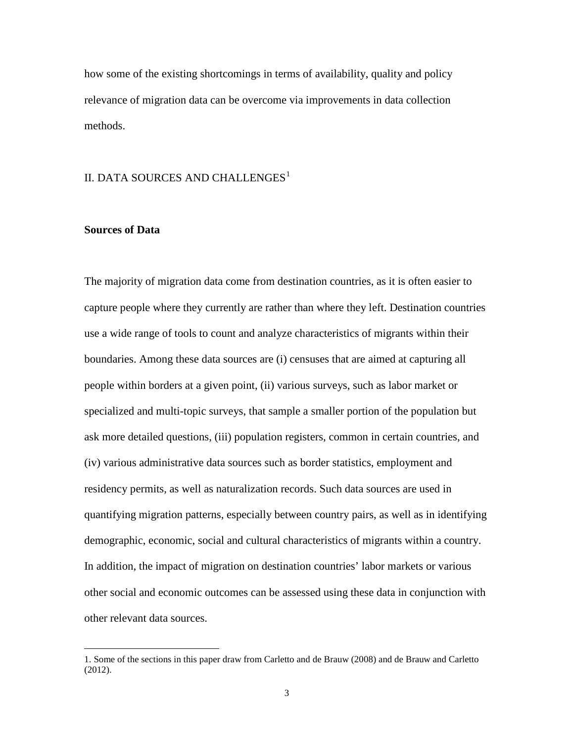how some of the existing shortcomings in terms of availability, quality and policy relevance of migration data can be overcome via improvements in data collection methods.

## II. DATA SOURCES AND CHALLENGES[1]

### Sources of Data

The majority of migration data come from destination countries, as it is often easier to capture people where they currently are rather than where they left. Destination countries use a wide range of tools to count and analyze characteristics of migrants within their boundaries. Among these data sources are (i) censuses that are aimed at capturing all people within borders at a given point, (ii) various surveys, such as labor market or specialized and multi-topic surveys, that sample a smaller portion of the population but ask more detailed questions, (iii) population registers, common in certain countries, and (iv) various administrative data sources such as border statistics, employment and residency permits, as well as naturalization records. Such data sources are used in quantifying migration patterns, especially between country pairs, as well as in identifying demographic, economic, social and cultural characteristics of migrants within a country. In addition, the impact of migration on destination countries' labor markets or various other social and economic outcomes can be assessed using these data in conjunction with other relevant data sources.

---

1. Some of the sections in this paper draw from Carletto and de Brauw (2008) and de Brauw and Carletto (2012).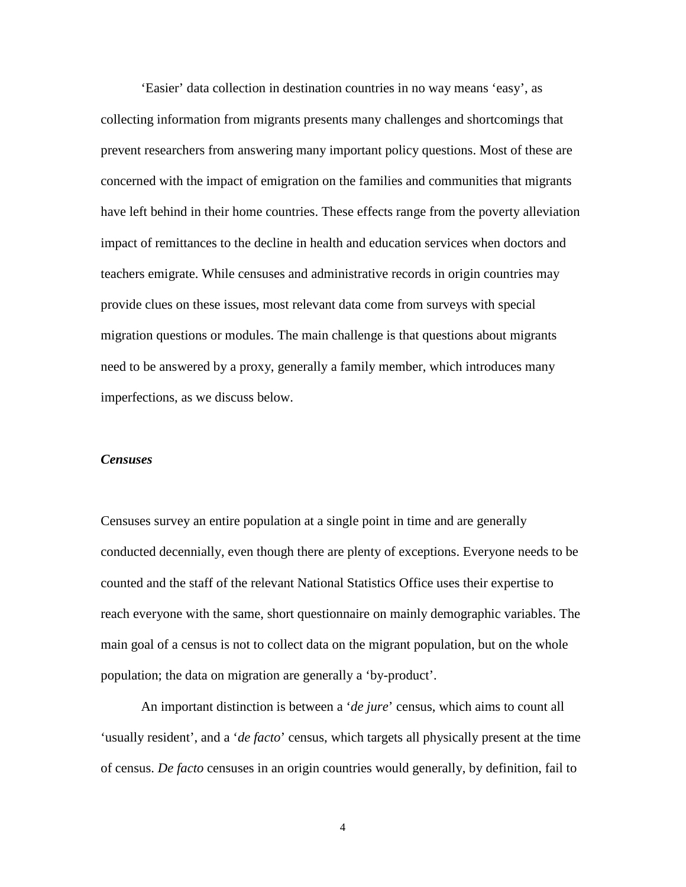'Easier' data collection in destination countries in no way means 'easy', as collecting information from migrants presents many challenges and shortcomings that prevent researchers from answering many important policy questions. Most of these are concerned with the impact of emigration on the families and communities that migrants have left behind in their home countries. These effects range from the poverty alleviation impact of remittances to the decline in health and education services when doctors and teachers emigrate. While censuses and administrative records in origin countries may provide clues on these issues, most relevant data come from surveys with special migration questions or modules. The main challenge is that questions about migrants need to be answered by a proxy, generally a family member, which introduces many imperfections, as we discuss below.

***Censuses***

Censuses survey an entire population at a single point in time and are generally conducted decennially, even though there are plenty of exceptions. Everyone needs to be counted and the staff of the relevant National Statistics Office uses their expertise to reach everyone with the same, short questionnaire on mainly demographic variables. The main goal of a census is not to collect data on the migrant population, but on the whole population; the data on migration are generally a 'by-product'.

An important distinction is between a '*de jure*' census, which aims to count all 'usually resident', and a '*de facto*' census, which targets all physically present at the time of census. *De facto* censuses in an origin countries would generally, by definition, fail to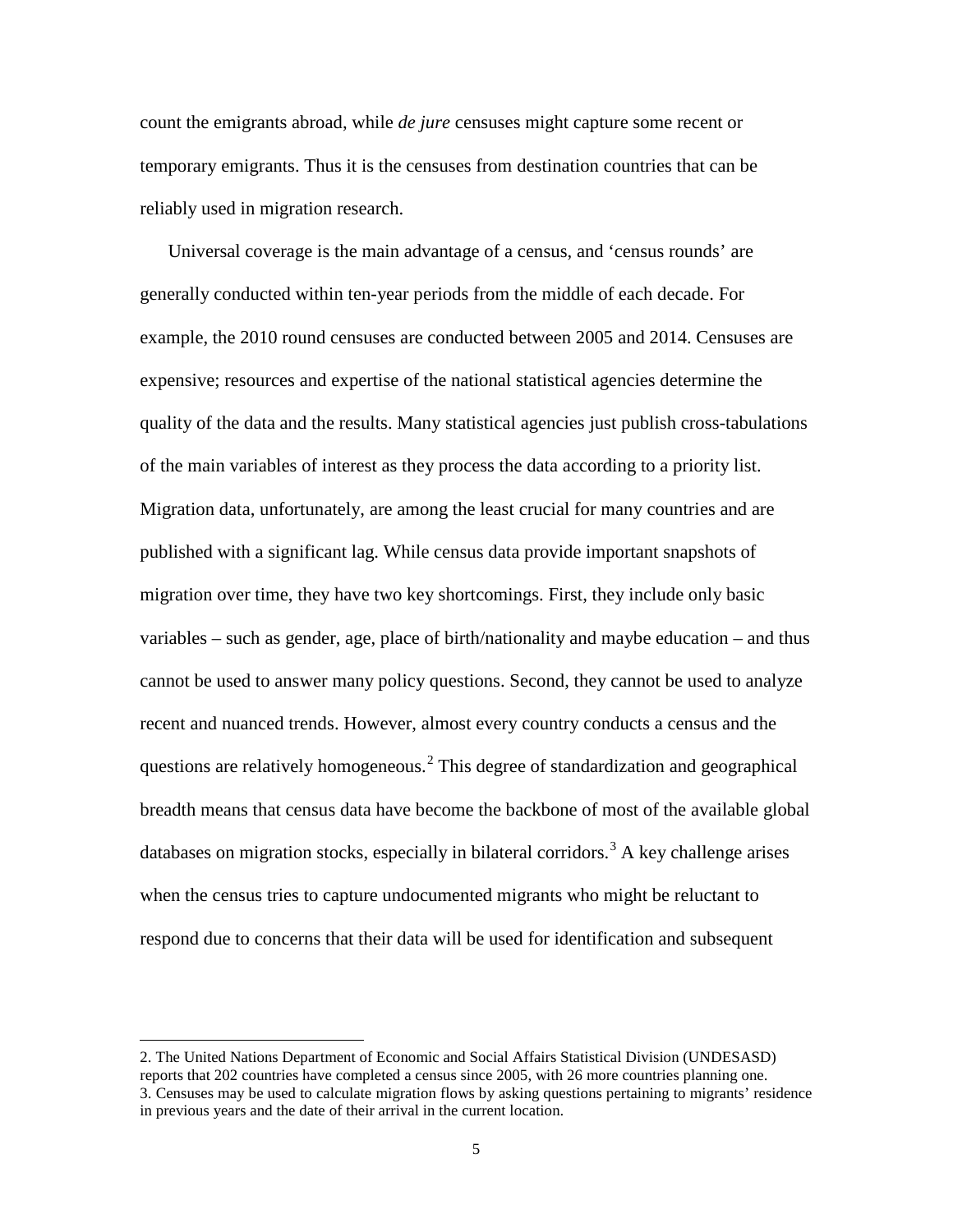count the emigrants abroad, while *de jure* censuses might capture some recent or temporary emigrants. Thus it is the censuses from destination countries that can be reliably used in migration research.

Universal coverage is the main advantage of a census, and 'census rounds' are generally conducted within ten-year periods from the middle of each decade. For example, the 2010 round censuses are conducted between 2005 and 2014. Censuses are expensive; resources and expertise of the national statistical agencies determine the quality of the data and the results. Many statistical agencies just publish cross-tabulations of the main variables of interest as they process the data according to a priority list. Migration data, unfortunately, are among the least crucial for many countries and are published with a significant lag. While census data provide important snapshots of migration over time, they have two key shortcomings. First, they include only basic variables – such as gender, age, place of birth/nationality and maybe education – and thus cannot be used to answer many policy questions. Second, they cannot be used to analyze recent and nuanced trends. However, almost every country conducts a census and the questions are relatively homogeneous.[2] This degree of standardization and geographical breadth means that census data have become the backbone of most of the available global databases on migration stocks, especially in bilateral corridors.[3] A key challenge arises when the census tries to capture undocumented migrants who might be reluctant to respond due to concerns that their data will be used for identification and subsequent

2. The United Nations Department of Economic and Social Affairs Statistical Division (UNDESASD) reports that 202 countries have completed a census since 2005, with 26 more countries planning one.
3. Censuses may be used to calculate migration flows by asking questions pertaining to migrants' residence in previous years and the date of their arrival in the current location.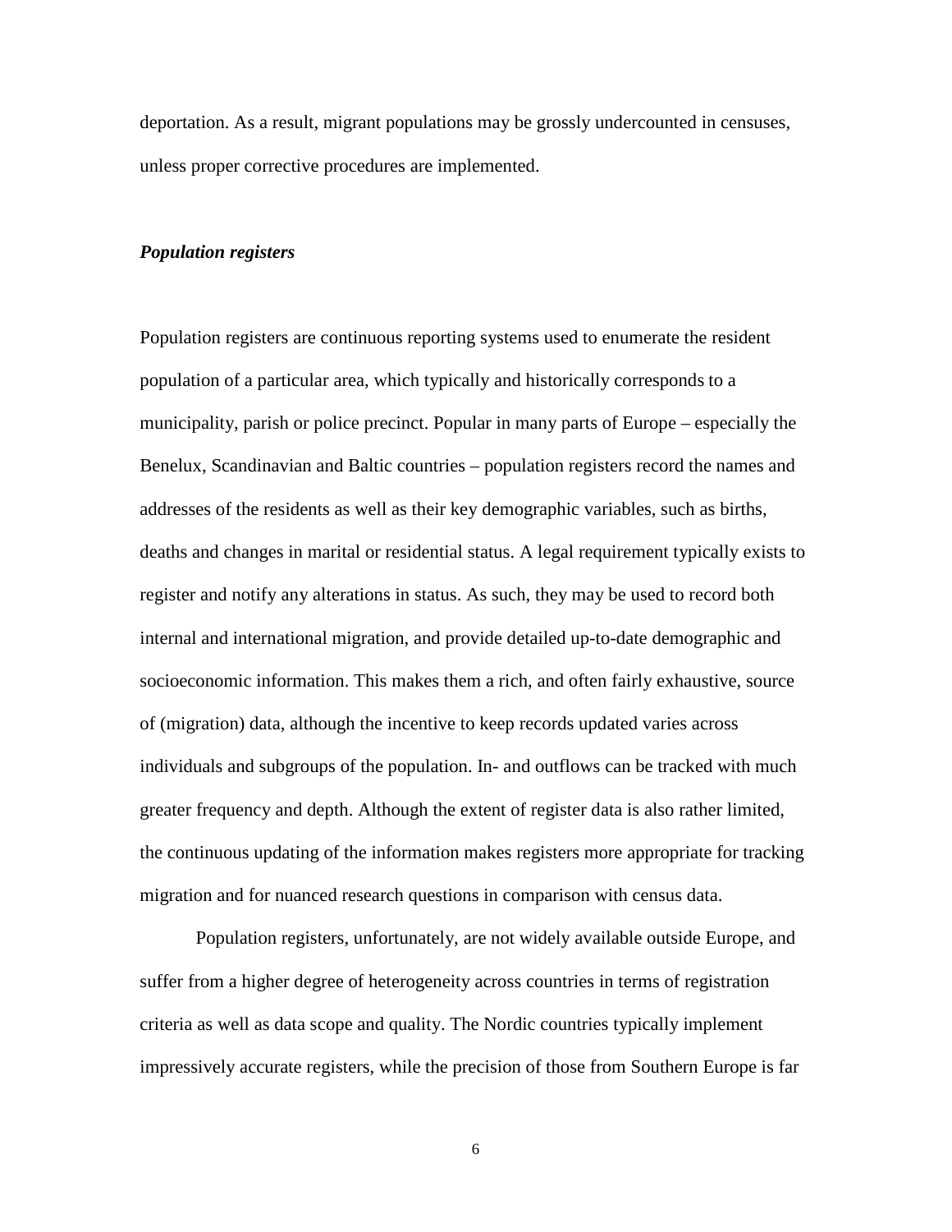deportation. As a result, migrant populations may be grossly undercounted in censuses, unless proper corrective procedures are implemented.

### ***Population registers***

Population registers are continuous reporting systems used to enumerate the resident population of a particular area, which typically and historically corresponds to a municipality, parish or police precinct. Popular in many parts of Europe – especially the Benelux, Scandinavian and Baltic countries – population registers record the names and addresses of the residents as well as their key demographic variables, such as births, deaths and changes in marital or residential status. A legal requirement typically exists to register and notify any alterations in status. As such, they may be used to record both internal and international migration, and provide detailed up-to-date demographic and socioeconomic information. This makes them a rich, and often fairly exhaustive, source of (migration) data, although the incentive to keep records updated varies across individuals and subgroups of the population. In- and outflows can be tracked with much greater frequency and depth. Although the extent of register data is also rather limited, the continuous updating of the information makes registers more appropriate for tracking migration and for nuanced research questions in comparison with census data.

Population registers, unfortunately, are not widely available outside Europe, and suffer from a higher degree of heterogeneity across countries in terms of registration criteria as well as data scope and quality. The Nordic countries typically implement impressively accurate registers, while the precision of those from Southern Europe is far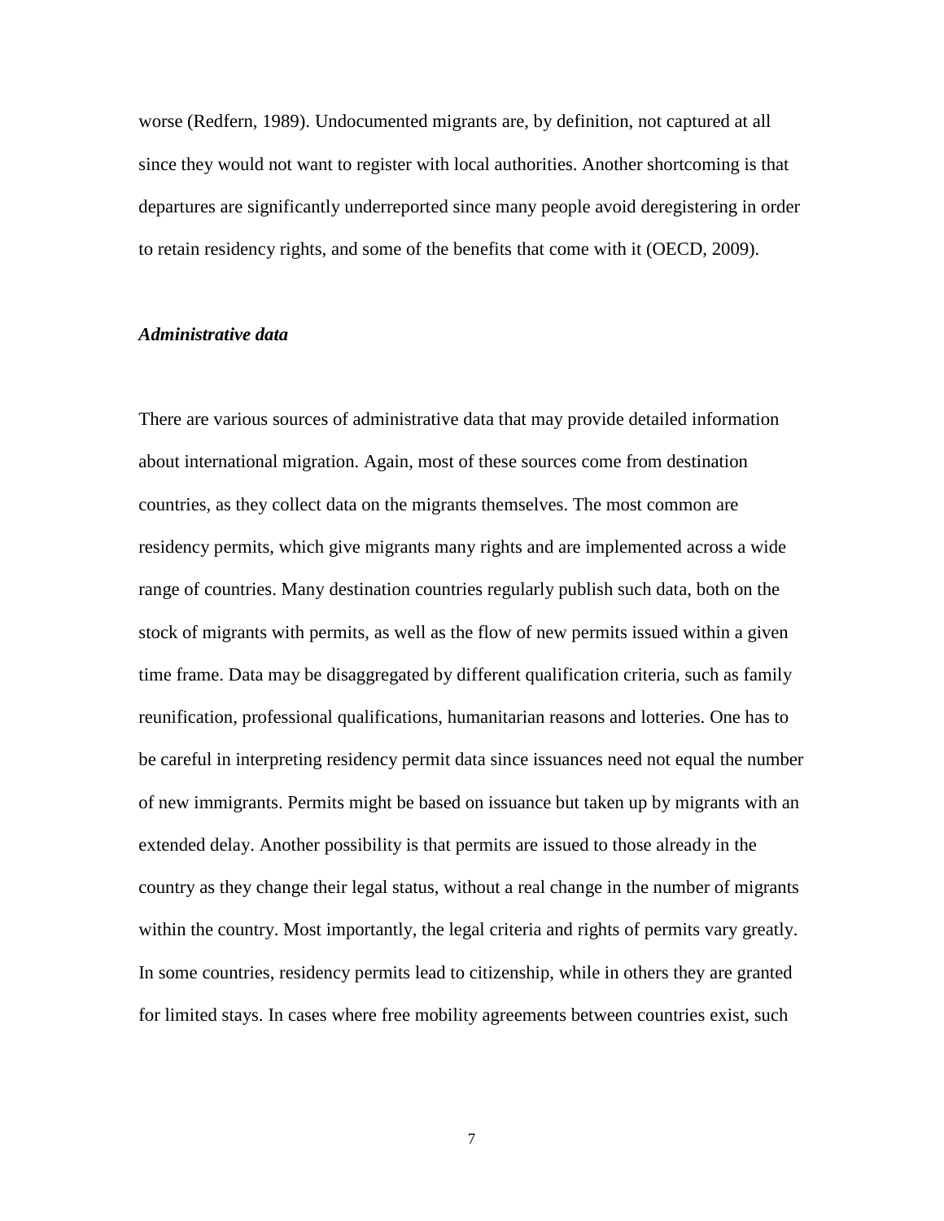worse (Redfern, 1989). Undocumented migrants are, by definition, not captured at all since they would not want to register with local authorities. Another shortcoming is that departures are significantly underreported since many people avoid deregistering in order to retain residency rights, and some of the benefits that come with it (OECD, 2009).

### ***Administrative data***

There are various sources of administrative data that may provide detailed information about international migration. Again, most of these sources come from destination countries, as they collect data on the migrants themselves. The most common are residency permits, which give migrants many rights and are implemented across a wide range of countries. Many destination countries regularly publish such data, both on the stock of migrants with permits, as well as the flow of new permits issued within a given time frame. Data may be disaggregated by different qualification criteria, such as family reunification, professional qualifications, humanitarian reasons and lotteries. One has to be careful in interpreting residency permit data since issuances need not equal the number of new immigrants. Permits might be based on issuance but taken up by migrants with an extended delay. Another possibility is that permits are issued to those already in the country as they change their legal status, without a real change in the number of migrants within the country. Most importantly, the legal criteria and rights of permits vary greatly. In some countries, residency permits lead to citizenship, while in others they are granted for limited stays. In cases where free mobility agreements between countries exist, such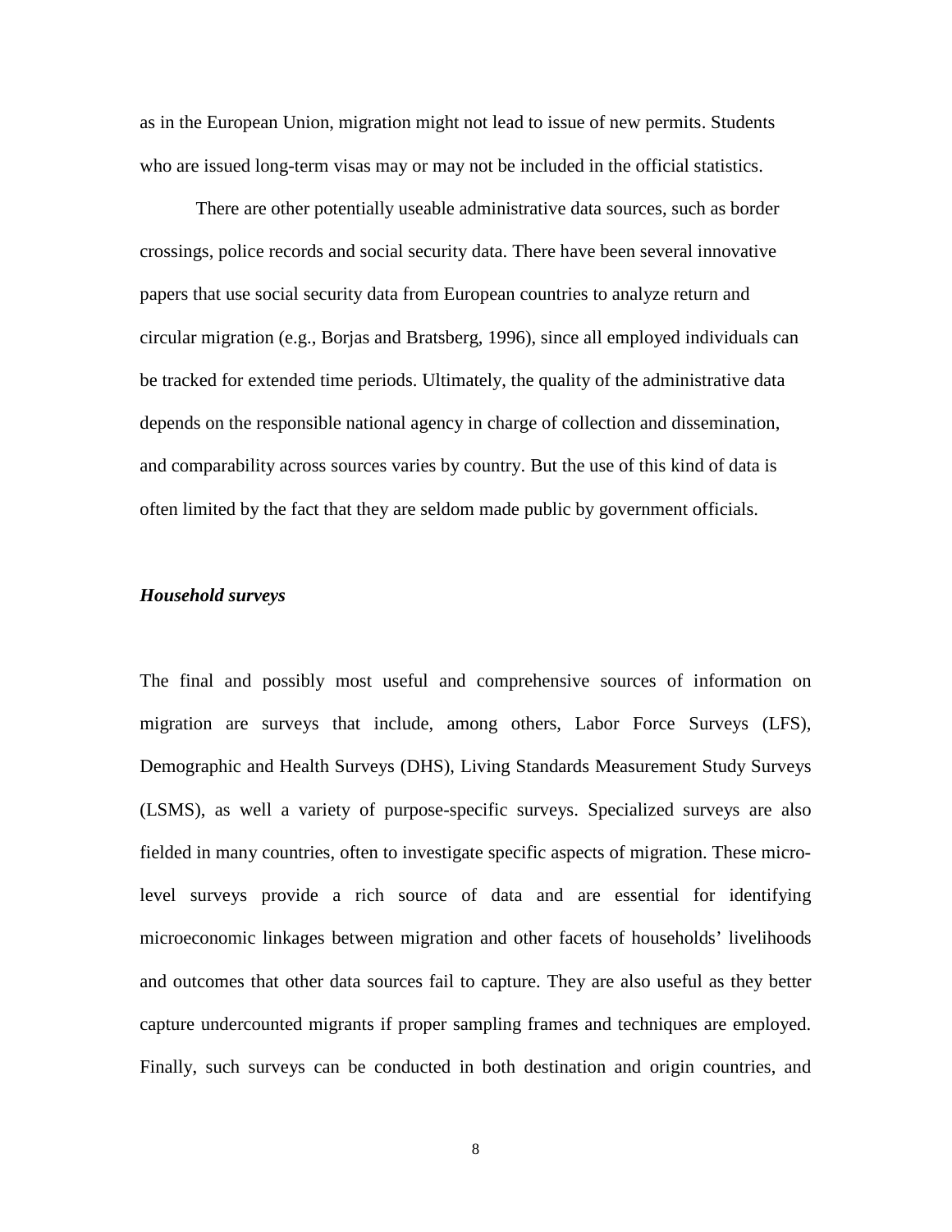as in the European Union, migration might not lead to issue of new permits. Students who are issued long-term visas may or may not be included in the official statistics.

There are other potentially useable administrative data sources, such as border crossings, police records and social security data. There have been several innovative papers that use social security data from European countries to analyze return and circular migration (e.g., Borjas and Bratsberg, 1996), since all employed individuals can be tracked for extended time periods. Ultimately, the quality of the administrative data depends on the responsible national agency in charge of collection and dissemination, and comparability across sources varies by country. But the use of this kind of data is often limited by the fact that they are seldom made public by government officials.

### *Household surveys*

The final and possibly most useful and comprehensive sources of information on migration are surveys that include, among others, Labor Force Surveys (LFS), Demographic and Health Surveys (DHS), Living Standards Measurement Study Surveys (LSMS), as well a variety of purpose-specific surveys. Specialized surveys are also fielded in many countries, often to investigate specific aspects of migration. These micro-level surveys provide a rich source of data and are essential for identifying microeconomic linkages between migration and other facets of households' livelihoods and outcomes that other data sources fail to capture. They are also useful as they better capture undercounted migrants if proper sampling frames and techniques are employed. Finally, such surveys can be conducted in both destination and origin countries, and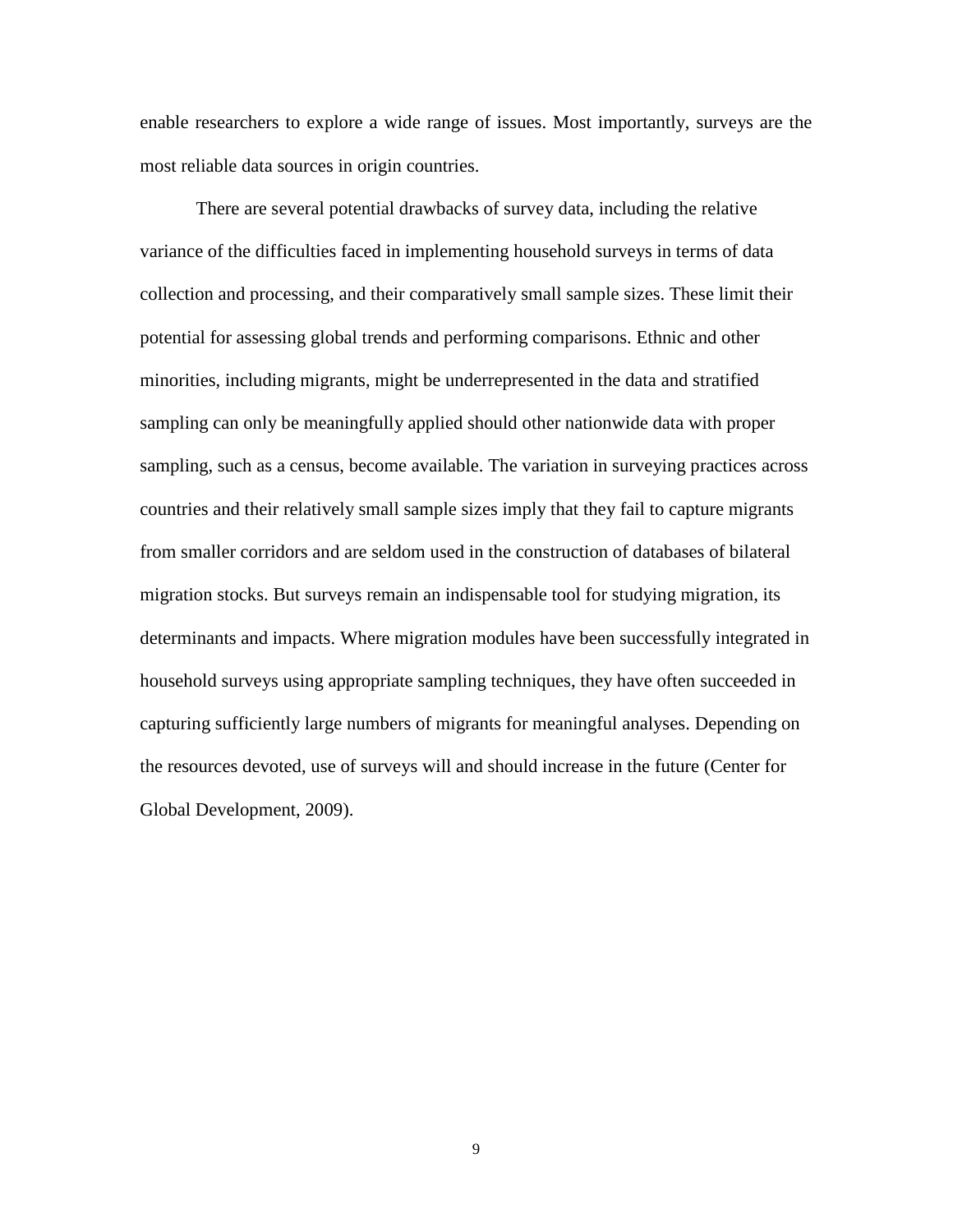enable researchers to explore a wide range of issues. Most importantly, surveys are the most reliable data sources in origin countries.

There are several potential drawbacks of survey data, including the relative variance of the difficulties faced in implementing household surveys in terms of data collection and processing, and their comparatively small sample sizes. These limit their potential for assessing global trends and performing comparisons. Ethnic and other minorities, including migrants, might be underrepresented in the data and stratified sampling can only be meaningfully applied should other nationwide data with proper sampling, such as a census, become available. The variation in surveying practices across countries and their relatively small sample sizes imply that they fail to capture migrants from smaller corridors and are seldom used in the construction of databases of bilateral migration stocks. But surveys remain an indispensable tool for studying migration, its determinants and impacts. Where migration modules have been successfully integrated in household surveys using appropriate sampling techniques, they have often succeeded in capturing sufficiently large numbers of migrants for meaningful analyses. Depending on the resources devoted, use of surveys will and should increase in the future (Center for Global Development, 2009).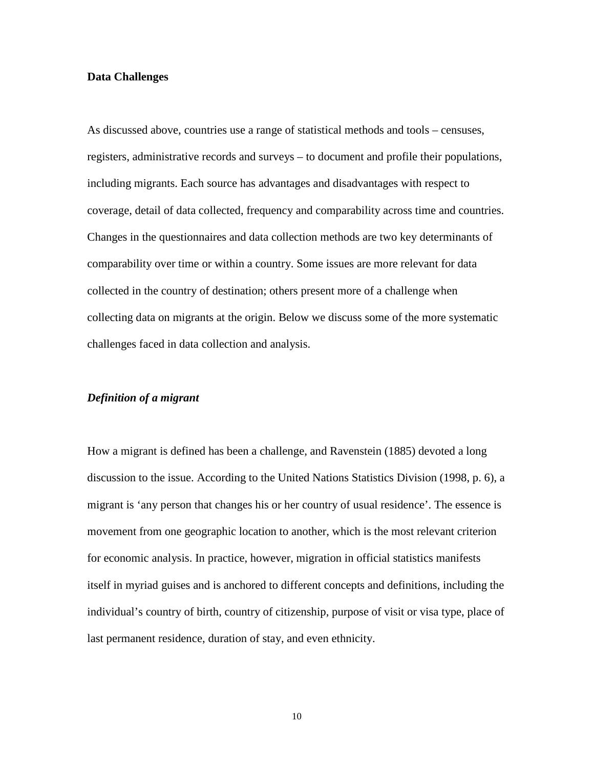## Data Challenges

As discussed above, countries use a range of statistical methods and tools – censuses, registers, administrative records and surveys – to document and profile their populations, including migrants. Each source has advantages and disadvantages with respect to coverage, detail of data collected, frequency and comparability across time and countries. Changes in the questionnaires and data collection methods are two key determinants of comparability over time or within a country. Some issues are more relevant for data collected in the country of destination; others present more of a challenge when collecting data on migrants at the origin. Below we discuss some of the more systematic challenges faced in data collection and analysis.

### *Definition of a migrant*

How a migrant is defined has been a challenge, and Ravenstein (1885) devoted a long discussion to the issue. According to the United Nations Statistics Division (1998, p. 6), a migrant is 'any person that changes his or her country of usual residence'. The essence is movement from one geographic location to another, which is the most relevant criterion for economic analysis. In practice, however, migration in official statistics manifests itself in myriad guises and is anchored to different concepts and definitions, including the individual's country of birth, country of citizenship, purpose of visit or visa type, place of last permanent residence, duration of stay, and even ethnicity.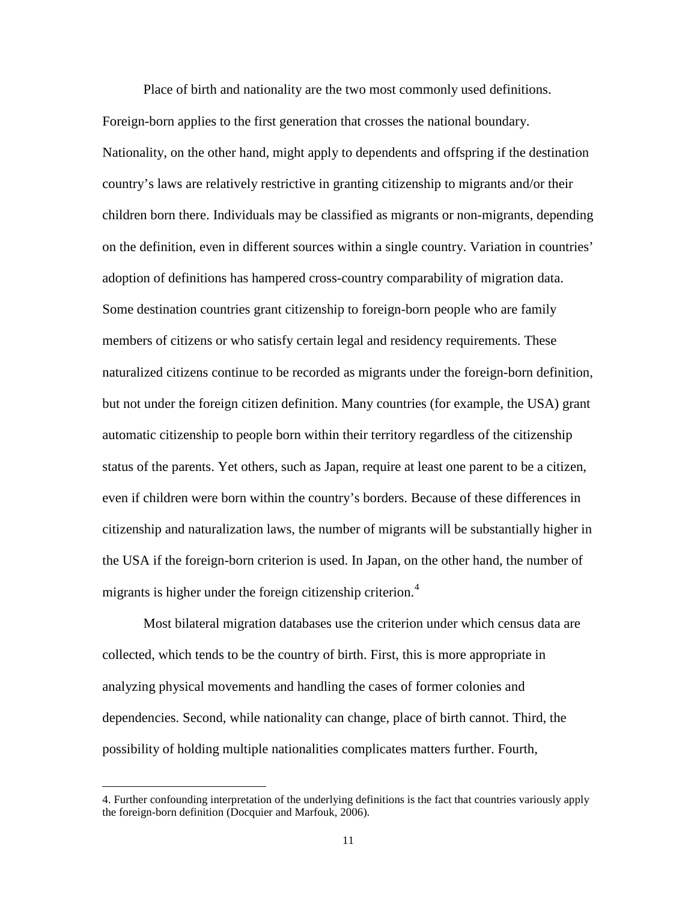Place of birth and nationality are the two most commonly used definitions. Foreign-born applies to the first generation that crosses the national boundary. Nationality, on the other hand, might apply to dependents and offspring if the destination country's laws are relatively restrictive in granting citizenship to migrants and/or their children born there. Individuals may be classified as migrants or non-migrants, depending on the definition, even in different sources within a single country. Variation in countries' adoption of definitions has hampered cross-country comparability of migration data. Some destination countries grant citizenship to foreign-born people who are family members of citizens or who satisfy certain legal and residency requirements. These naturalized citizens continue to be recorded as migrants under the foreign-born definition, but not under the foreign citizen definition. Many countries (for example, the USA) grant automatic citizenship to people born within their territory regardless of the citizenship status of the parents. Yet others, such as Japan, require at least one parent to be a citizen, even if children were born within the country's borders. Because of these differences in citizenship and naturalization laws, the number of migrants will be substantially higher in the USA if the foreign-born criterion is used. In Japan, on the other hand, the number of migrants is higher under the foreign citizenship criterion.[4]

Most bilateral migration databases use the criterion under which census data are collected, which tends to be the country of birth. First, this is more appropriate in analyzing physical movements and handling the cases of former colonies and dependencies. Second, while nationality can change, place of birth cannot. Third, the possibility of holding multiple nationalities complicates matters further. Fourth,

---

4. Further confounding interpretation of the underlying definitions is the fact that countries variously apply the foreign-born definition (Docquier and Marfouk, 2006).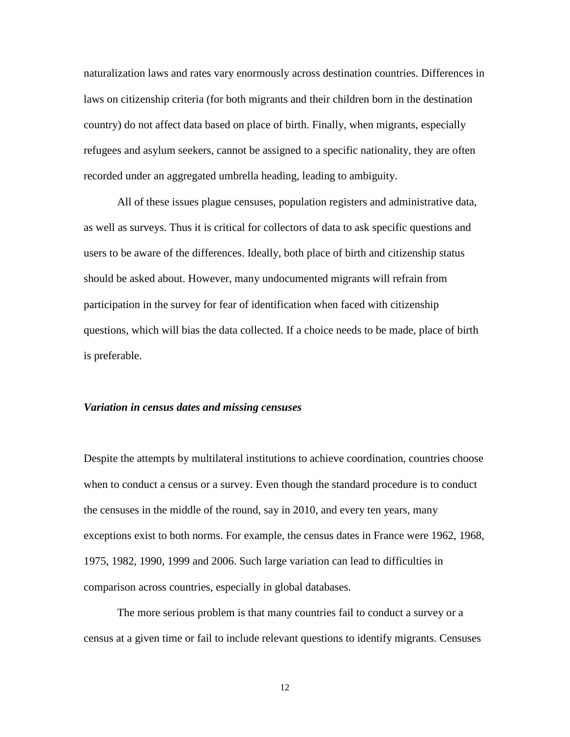naturalization laws and rates vary enormously across destination countries. Differences in laws on citizenship criteria (for both migrants and their children born in the destination country) do not affect data based on place of birth. Finally, when migrants, especially refugees and asylum seekers, cannot be assigned to a specific nationality, they are often recorded under an aggregated umbrella heading, leading to ambiguity.

All of these issues plague censuses, population registers and administrative data, as well as surveys. Thus it is critical for collectors of data to ask specific questions and users to be aware of the differences. Ideally, both place of birth and citizenship status should be asked about. However, many undocumented migrants will refrain from participation in the survey for fear of identification when faced with citizenship questions, which will bias the data collected. If a choice needs to be made, place of birth is preferable.

***Variation in census dates and missing censuses***

Despite the attempts by multilateral institutions to achieve coordination, countries choose when to conduct a census or a survey. Even though the standard procedure is to conduct the censuses in the middle of the round, say in 2010, and every ten years, many exceptions exist to both norms. For example, the census dates in France were 1962, 1968, 1975, 1982, 1990, 1999 and 2006. Such large variation can lead to difficulties in comparison across countries, especially in global databases.

The more serious problem is that many countries fail to conduct a survey or a census at a given time or fail to include relevant questions to identify migrants. Censuses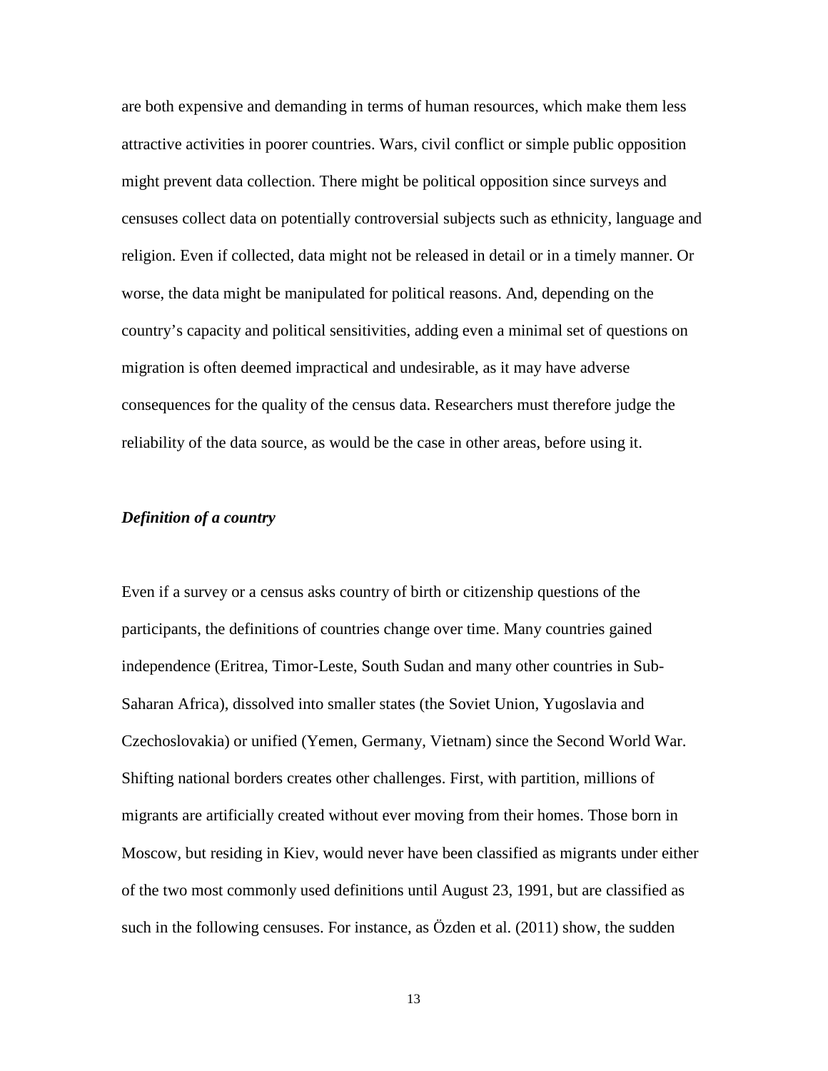are both expensive and demanding in terms of human resources, which make them less attractive activities in poorer countries. Wars, civil conflict or simple public opposition might prevent data collection. There might be political opposition since surveys and censuses collect data on potentially controversial subjects such as ethnicity, language and religion. Even if collected, data might not be released in detail or in a timely manner. Or worse, the data might be manipulated for political reasons. And, depending on the country's capacity and political sensitivities, adding even a minimal set of questions on migration is often deemed impractical and undesirable, as it may have adverse consequences for the quality of the census data. Researchers must therefore judge the reliability of the data source, as would be the case in other areas, before using it.

### *Definition of a country*

Even if a survey or a census asks country of birth or citizenship questions of the participants, the definitions of countries change over time. Many countries gained independence (Eritrea, Timor-Leste, South Sudan and many other countries in Sub-Saharan Africa), dissolved into smaller states (the Soviet Union, Yugoslavia and Czechoslovakia) or unified (Yemen, Germany, Vietnam) since the Second World War. Shifting national borders creates other challenges. First, with partition, millions of migrants are artificially created without ever moving from their homes. Those born in Moscow, but residing in Kiev, would never have been classified as migrants under either of the two most commonly used definitions until August 23, 1991, but are classified as such in the following censuses. For instance, as Özden et al. (2011) show, the sudden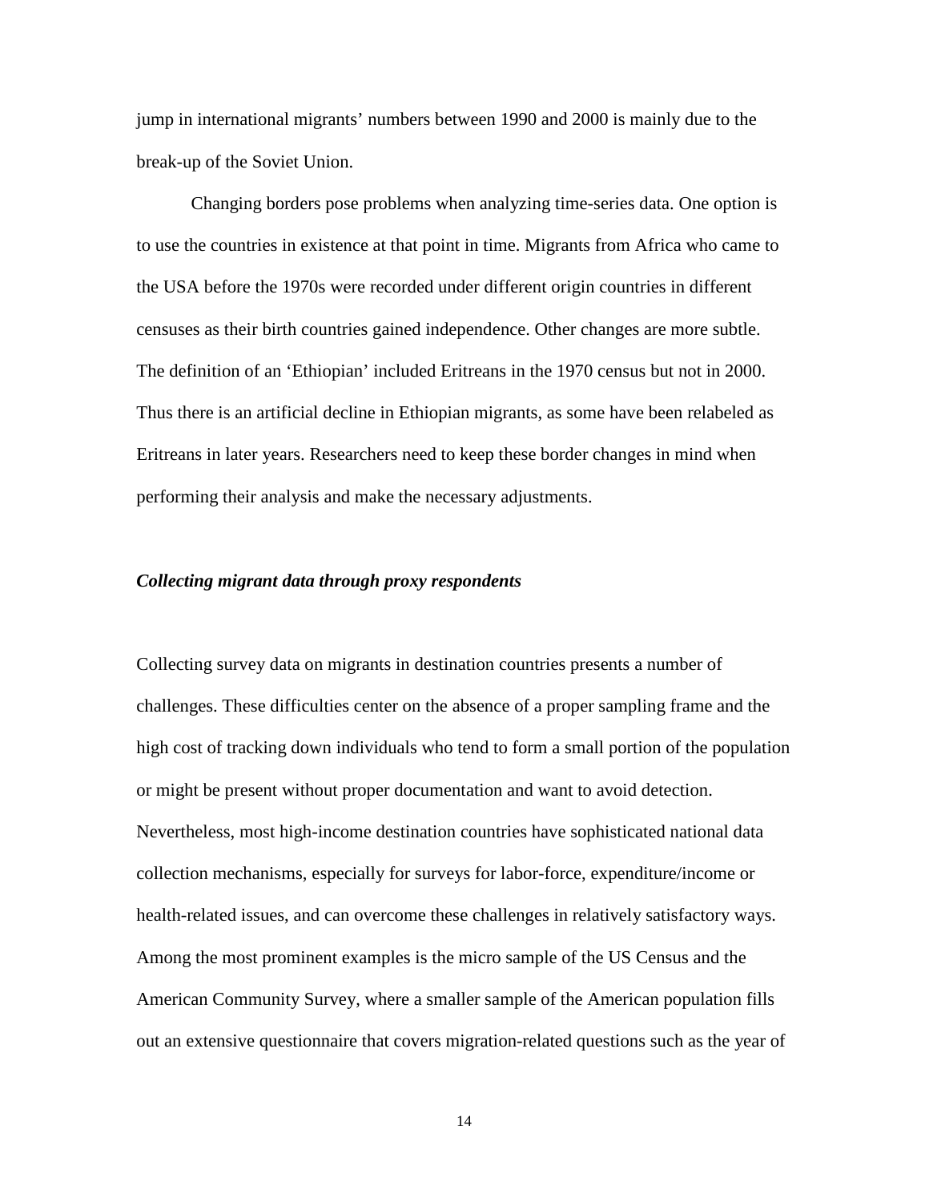jump in international migrants' numbers between 1990 and 2000 is mainly due to the break-up of the Soviet Union.

Changing borders pose problems when analyzing time-series data. One option is to use the countries in existence at that point in time. Migrants from Africa who came to the USA before the 1970s were recorded under different origin countries in different censuses as their birth countries gained independence. Other changes are more subtle. The definition of an 'Ethiopian' included Eritreans in the 1970 census but not in 2000. Thus there is an artificial decline in Ethiopian migrants, as some have been relabeled as Eritreans in later years. Researchers need to keep these border changes in mind when performing their analysis and make the necessary adjustments.

### *Collecting migrant data through proxy respondents*

Collecting survey data on migrants in destination countries presents a number of challenges. These difficulties center on the absence of a proper sampling frame and the high cost of tracking down individuals who tend to form a small portion of the population or might be present without proper documentation and want to avoid detection. Nevertheless, most high-income destination countries have sophisticated national data collection mechanisms, especially for surveys for labor-force, expenditure/income or health-related issues, and can overcome these challenges in relatively satisfactory ways. Among the most prominent examples is the micro sample of the US Census and the American Community Survey, where a smaller sample of the American population fills out an extensive questionnaire that covers migration-related questions such as the year of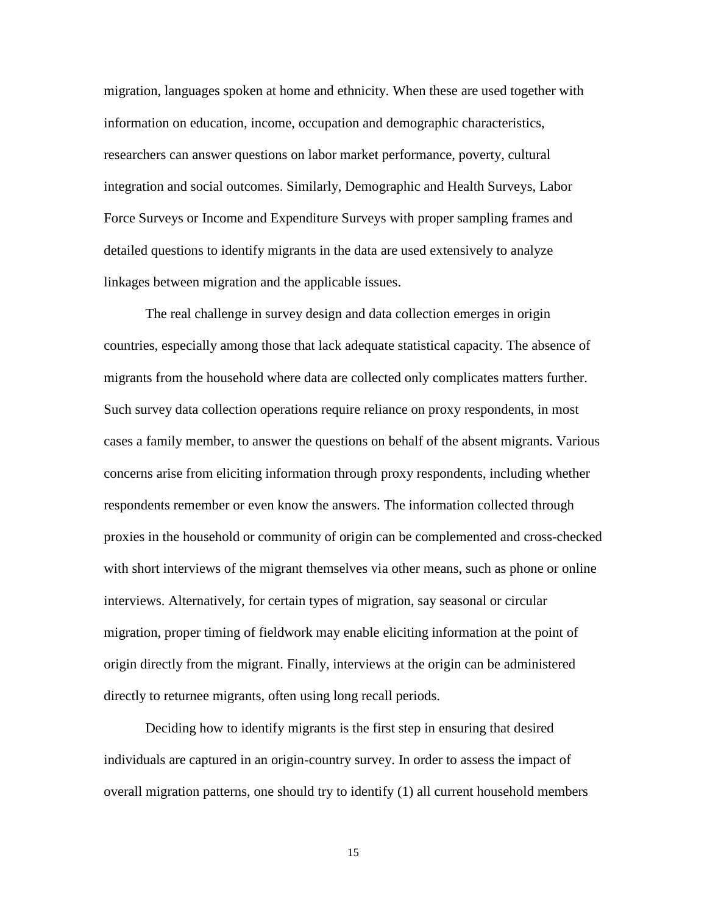migration, languages spoken at home and ethnicity. When these are used together with information on education, income, occupation and demographic characteristics, researchers can answer questions on labor market performance, poverty, cultural integration and social outcomes. Similarly, Demographic and Health Surveys, Labor Force Surveys or Income and Expenditure Surveys with proper sampling frames and detailed questions to identify migrants in the data are used extensively to analyze linkages between migration and the applicable issues.

The real challenge in survey design and data collection emerges in origin countries, especially among those that lack adequate statistical capacity. The absence of migrants from the household where data are collected only complicates matters further. Such survey data collection operations require reliance on proxy respondents, in most cases a family member, to answer the questions on behalf of the absent migrants. Various concerns arise from eliciting information through proxy respondents, including whether respondents remember or even know the answers. The information collected through proxies in the household or community of origin can be complemented and cross-checked with short interviews of the migrant themselves via other means, such as phone or online interviews. Alternatively, for certain types of migration, say seasonal or circular migration, proper timing of fieldwork may enable eliciting information at the point of origin directly from the migrant. Finally, interviews at the origin can be administered directly to returnee migrants, often using long recall periods.

Deciding how to identify migrants is the first step in ensuring that desired individuals are captured in an origin-country survey. In order to assess the impact of overall migration patterns, one should try to identify (1) all current household members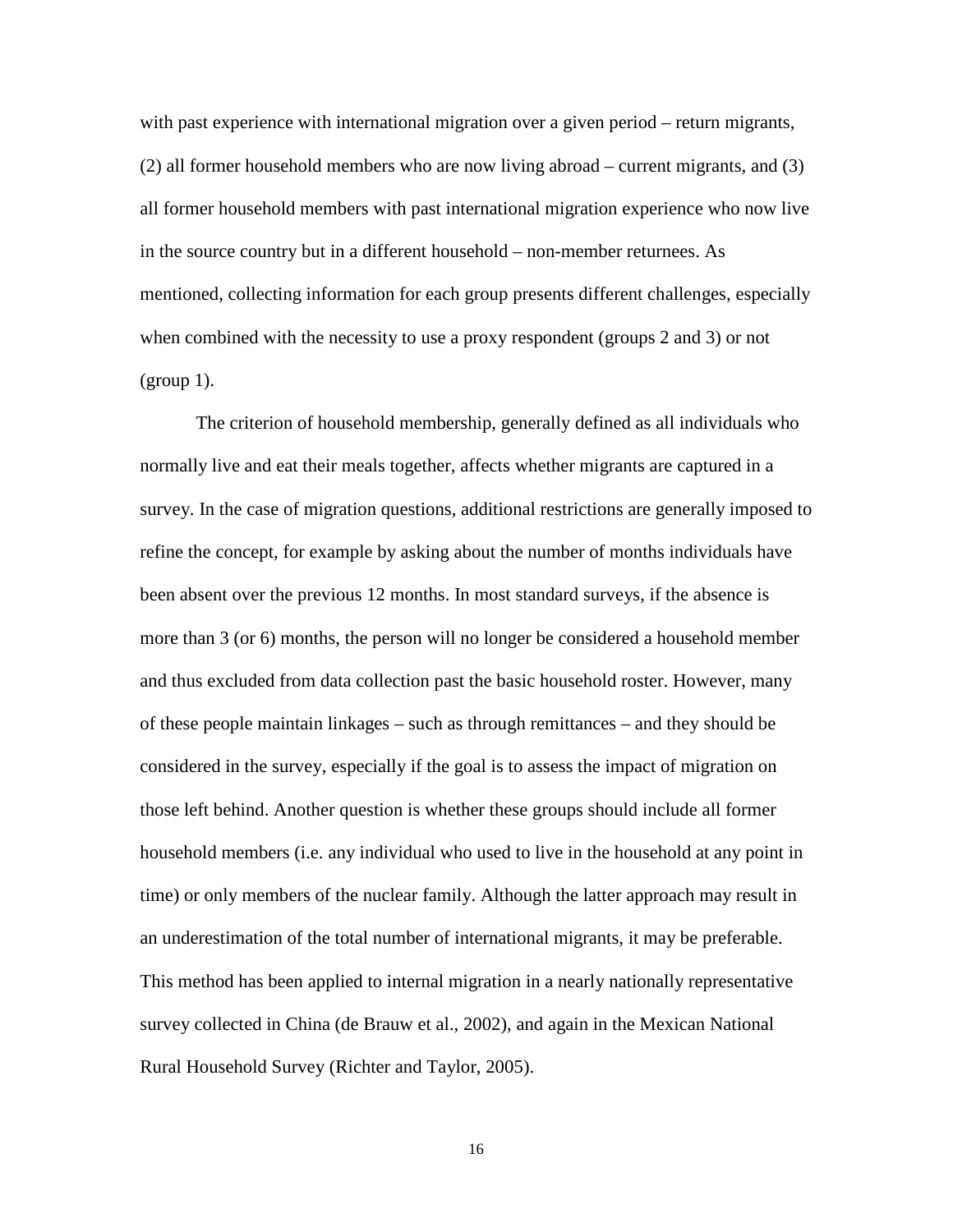with past experience with international migration over a given period – return migrants, (2) all former household members who are now living abroad – current migrants, and (3) all former household members with past international migration experience who now live in the source country but in a different household – non-member returnees. As mentioned, collecting information for each group presents different challenges, especially when combined with the necessity to use a proxy respondent (groups 2 and 3) or not (group 1).

The criterion of household membership, generally defined as all individuals who normally live and eat their meals together, affects whether migrants are captured in a survey. In the case of migration questions, additional restrictions are generally imposed to refine the concept, for example by asking about the number of months individuals have been absent over the previous 12 months. In most standard surveys, if the absence is more than 3 (or 6) months, the person will no longer be considered a household member and thus excluded from data collection past the basic household roster. However, many of these people maintain linkages – such as through remittances – and they should be considered in the survey, especially if the goal is to assess the impact of migration on those left behind. Another question is whether these groups should include all former household members (i.e. any individual who used to live in the household at any point in time) or only members of the nuclear family. Although the latter approach may result in an underestimation of the total number of international migrants, it may be preferable. This method has been applied to internal migration in a nearly nationally representative survey collected in China (de Brauw et al., 2002), and again in the Mexican National Rural Household Survey (Richter and Taylor, 2005).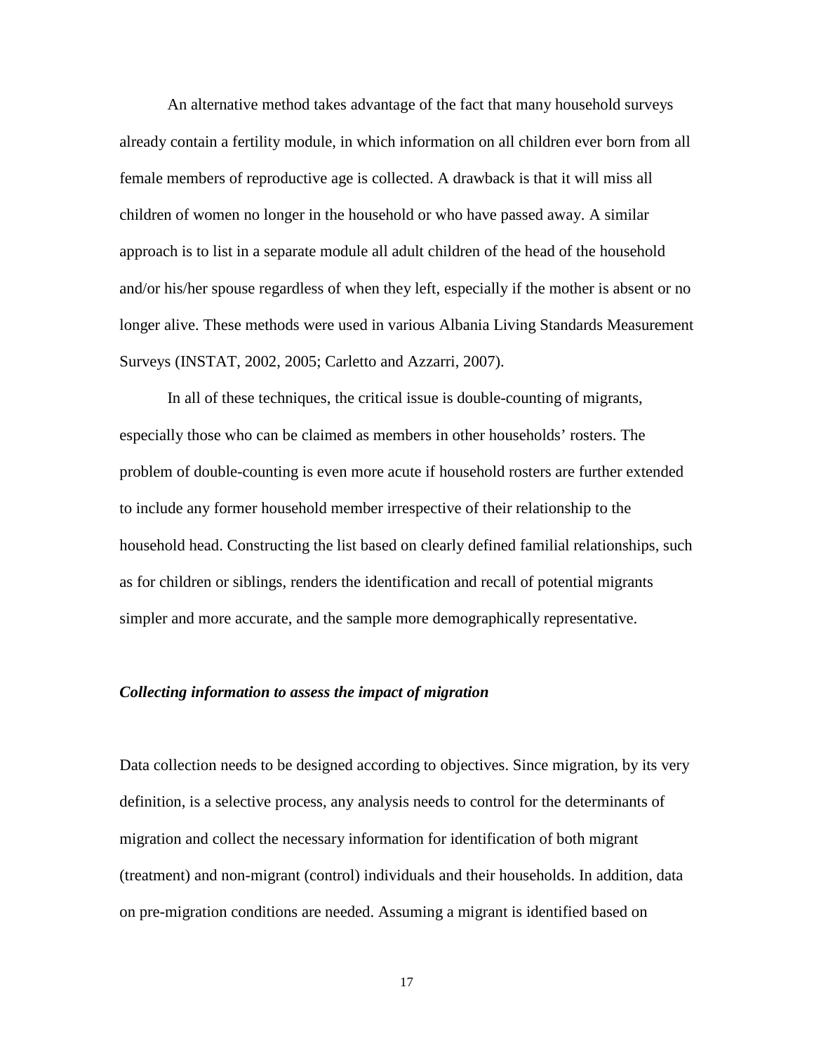An alternative method takes advantage of the fact that many household surveys already contain a fertility module, in which information on all children ever born from all female members of reproductive age is collected. A drawback is that it will miss all children of women no longer in the household or who have passed away. A similar approach is to list in a separate module all adult children of the head of the household and/or his/her spouse regardless of when they left, especially if the mother is absent or no longer alive. These methods were used in various Albania Living Standards Measurement Surveys (INSTAT, 2002, 2005; Carletto and Azzarri, 2007).

In all of these techniques, the critical issue is double-counting of migrants, especially those who can be claimed as members in other households' rosters. The problem of double-counting is even more acute if household rosters are further extended to include any former household member irrespective of their relationship to the household head. Constructing the list based on clearly defined familial relationships, such as for children or siblings, renders the identification and recall of potential migrants simpler and more accurate, and the sample more demographically representative.

### *Collecting information to assess the impact of migration*

Data collection needs to be designed according to objectives. Since migration, by its very definition, is a selective process, any analysis needs to control for the determinants of migration and collect the necessary information for identification of both migrant (treatment) and non-migrant (control) individuals and their households. In addition, data on pre-migration conditions are needed. Assuming a migrant is identified based on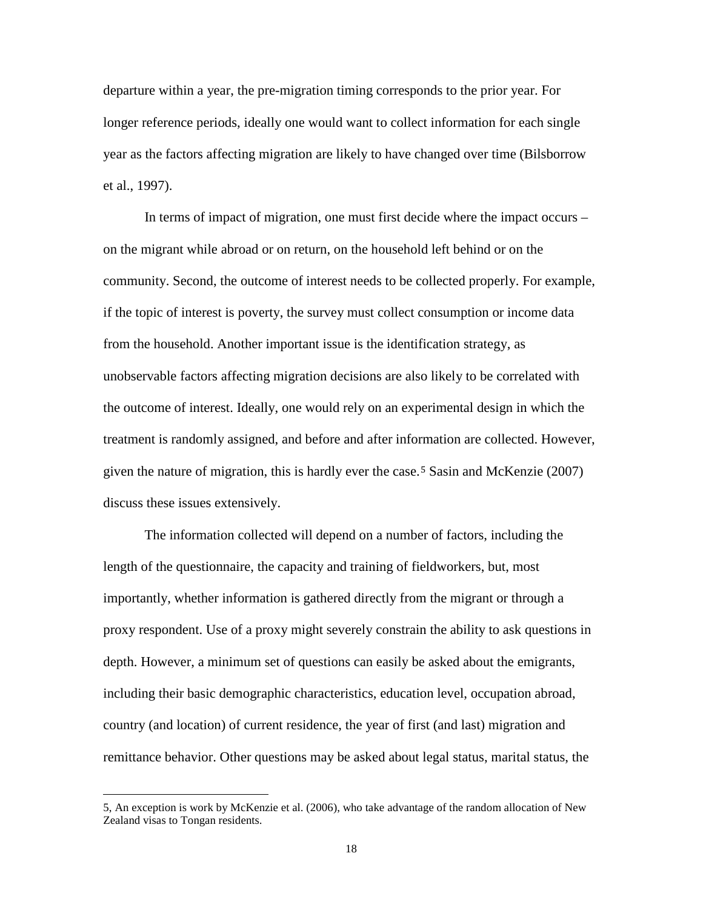departure within a year, the pre-migration timing corresponds to the prior year. For longer reference periods, ideally one would want to collect information for each single year as the factors affecting migration are likely to have changed over time (Bilsborrow et al., 1997).

In terms of impact of migration, one must first decide where the impact occurs – on the migrant while abroad or on return, on the household left behind or on the community. Second, the outcome of interest needs to be collected properly. For example, if the topic of interest is poverty, the survey must collect consumption or income data from the household. Another important issue is the identification strategy, as unobservable factors affecting migration decisions are also likely to be correlated with the outcome of interest. Ideally, one would rely on an experimental design in which the treatment is randomly assigned, and before and after information are collected. However, given the nature of migration, this is hardly ever the case.[5] Sasin and McKenzie (2007) discuss these issues extensively.

The information collected will depend on a number of factors, including the length of the questionnaire, the capacity and training of fieldworkers, but, most importantly, whether information is gathered directly from the migrant or through a proxy respondent. Use of a proxy might severely constrain the ability to ask questions in depth. However, a minimum set of questions can easily be asked about the emigrants, including their basic demographic characteristics, education level, occupation abroad, country (and location) of current residence, the year of first (and last) migration and remittance behavior. Other questions may be asked about legal status, marital status, the

5, An exception is work by McKenzie et al. (2006), who take advantage of the random allocation of New Zealand visas to Tongan residents.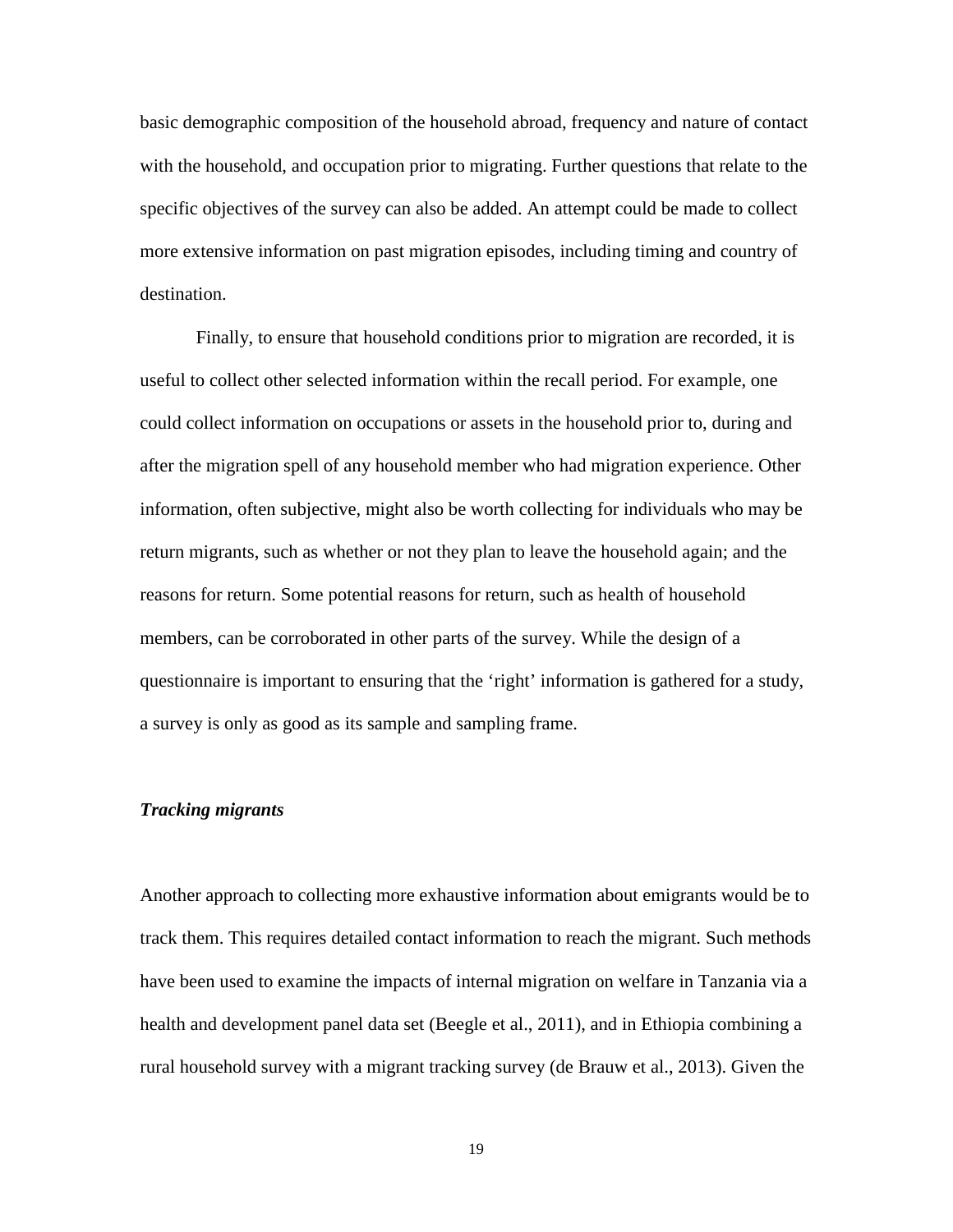basic demographic composition of the household abroad, frequency and nature of contact with the household, and occupation prior to migrating. Further questions that relate to the specific objectives of the survey can also be added. An attempt could be made to collect more extensive information on past migration episodes, including timing and country of destination.

Finally, to ensure that household conditions prior to migration are recorded, it is useful to collect other selected information within the recall period. For example, one could collect information on occupations or assets in the household prior to, during and after the migration spell of any household member who had migration experience. Other information, often subjective, might also be worth collecting for individuals who may be return migrants, such as whether or not they plan to leave the household again; and the reasons for return. Some potential reasons for return, such as health of household members, can be corroborated in other parts of the survey. While the design of a questionnaire is important to ensuring that the 'right' information is gathered for a study, a survey is only as good as its sample and sampling frame.

### *Tracking migrants*

Another approach to collecting more exhaustive information about emigrants would be to track them. This requires detailed contact information to reach the migrant. Such methods have been used to examine the impacts of internal migration on welfare in Tanzania via a health and development panel data set (Beegle et al., 2011), and in Ethiopia combining a rural household survey with a migrant tracking survey (de Brauw et al., 2013). Given the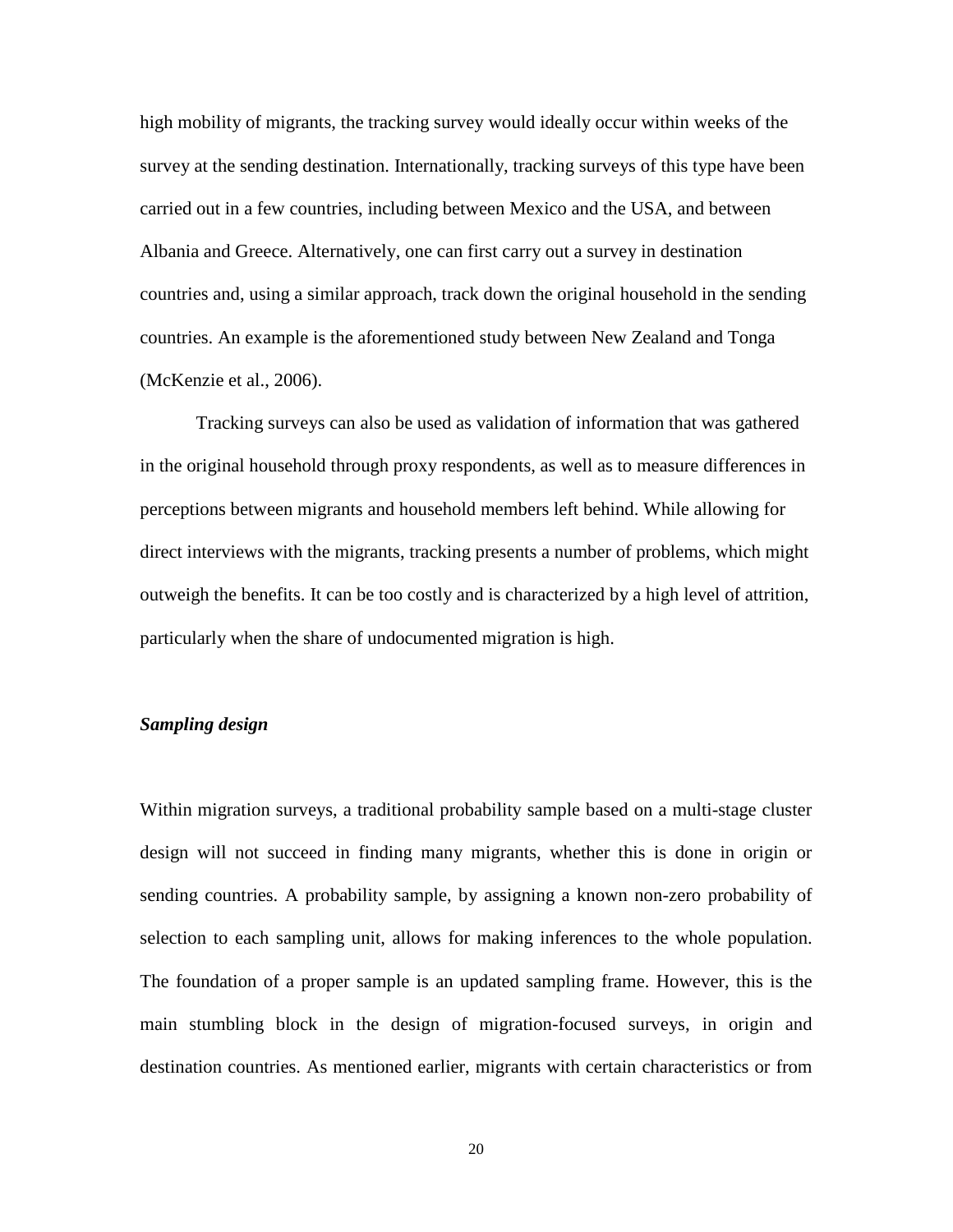high mobility of migrants, the tracking survey would ideally occur within weeks of the survey at the sending destination. Internationally, tracking surveys of this type have been carried out in a few countries, including between Mexico and the USA, and between Albania and Greece. Alternatively, one can first carry out a survey in destination countries and, using a similar approach, track down the original household in the sending countries. An example is the aforementioned study between New Zealand and Tonga (McKenzie et al., 2006).

Tracking surveys can also be used as validation of information that was gathered in the original household through proxy respondents, as well as to measure differences in perceptions between migrants and household members left behind. While allowing for direct interviews with the migrants, tracking presents a number of problems, which might outweigh the benefits. It can be too costly and is characterized by a high level of attrition, particularly when the share of undocumented migration is high.

***Sampling design***

Within migration surveys, a traditional probability sample based on a multi-stage cluster design will not succeed in finding many migrants, whether this is done in origin or sending countries. A probability sample, by assigning a known non-zero probability of selection to each sampling unit, allows for making inferences to the whole population. The foundation of a proper sample is an updated sampling frame. However, this is the main stumbling block in the design of migration-focused surveys, in origin and destination countries. As mentioned earlier, migrants with certain characteristics or from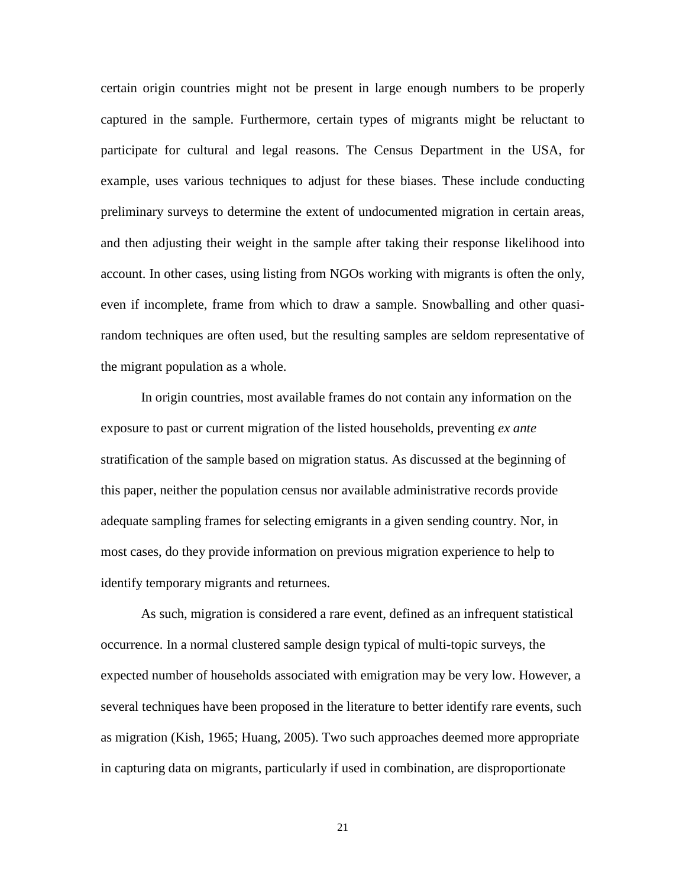certain origin countries might not be present in large enough numbers to be properly captured in the sample. Furthermore, certain types of migrants might be reluctant to participate for cultural and legal reasons. The Census Department in the USA, for example, uses various techniques to adjust for these biases. These include conducting preliminary surveys to determine the extent of undocumented migration in certain areas, and then adjusting their weight in the sample after taking their response likelihood into account. In other cases, using listing from NGOs working with migrants is often the only, even if incomplete, frame from which to draw a sample. Snowballing and other quasi-random techniques are often used, but the resulting samples are seldom representative of the migrant population as a whole.

In origin countries, most available frames do not contain any information on the exposure to past or current migration of the listed households, preventing *ex ante* stratification of the sample based on migration status. As discussed at the beginning of this paper, neither the population census nor available administrative records provide adequate sampling frames for selecting emigrants in a given sending country. Nor, in most cases, do they provide information on previous migration experience to help to identify temporary migrants and returnees.

As such, migration is considered a rare event, defined as an infrequent statistical occurrence. In a normal clustered sample design typical of multi-topic surveys, the expected number of households associated with emigration may be very low. However, a several techniques have been proposed in the literature to better identify rare events, such as migration (Kish, 1965; Huang, 2005). Two such approaches deemed more appropriate in capturing data on migrants, particularly if used in combination, are disproportionate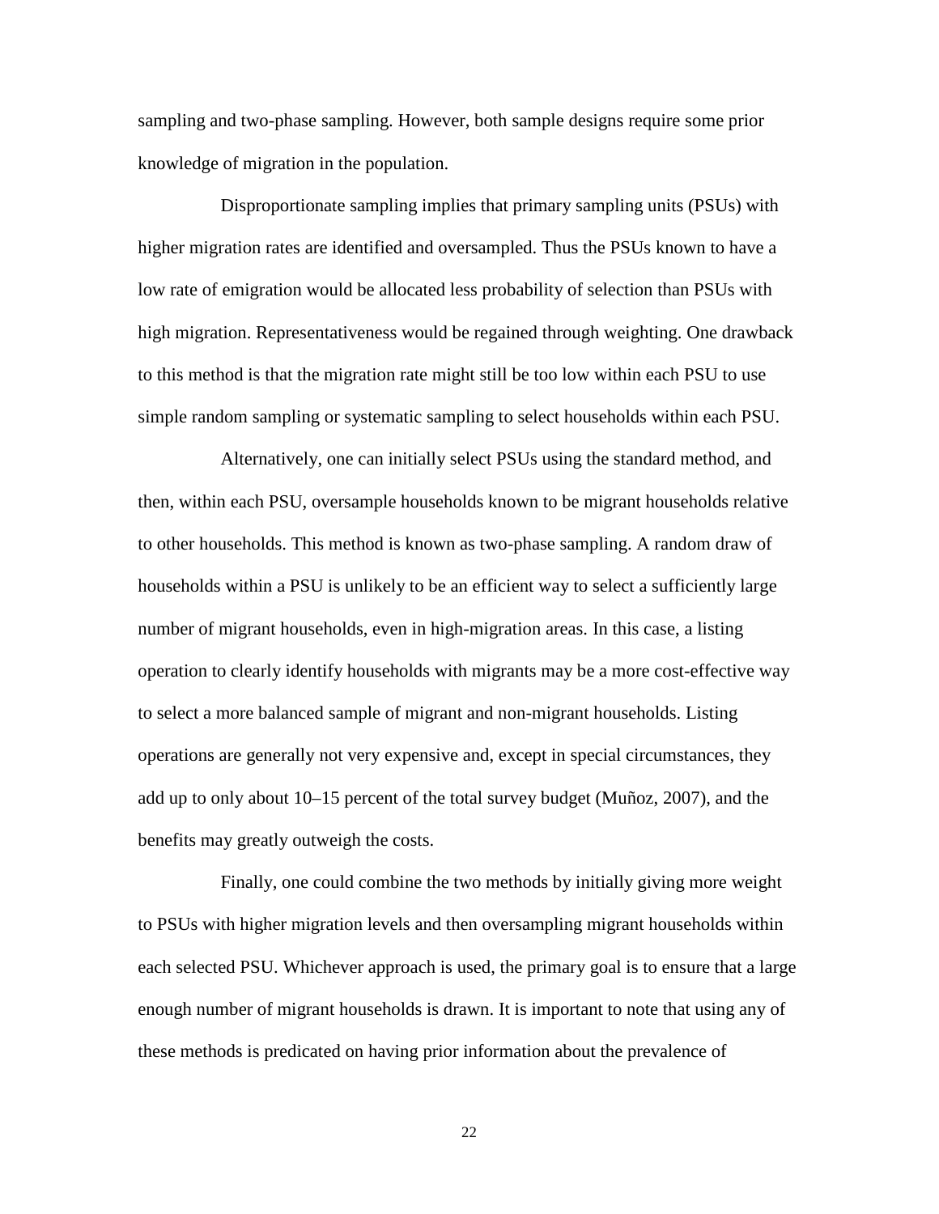sampling and two-phase sampling. However, both sample designs require some prior knowledge of migration in the population.

Disproportionate sampling implies that primary sampling units (PSUs) with higher migration rates are identified and oversampled. Thus the PSUs known to have a low rate of emigration would be allocated less probability of selection than PSUs with high migration. Representativeness would be regained through weighting. One drawback to this method is that the migration rate might still be too low within each PSU to use simple random sampling or systematic sampling to select households within each PSU.

Alternatively, one can initially select PSUs using the standard method, and then, within each PSU, oversample households known to be migrant households relative to other households. This method is known as two-phase sampling. A random draw of households within a PSU is unlikely to be an efficient way to select a sufficiently large number of migrant households, even in high-migration areas. In this case, a listing operation to clearly identify households with migrants may be a more cost-effective way to select a more balanced sample of migrant and non-migrant households. Listing operations are generally not very expensive and, except in special circumstances, they add up to only about 10–15 percent of the total survey budget (Muñoz, 2007), and the benefits may greatly outweigh the costs.

Finally, one could combine the two methods by initially giving more weight to PSUs with higher migration levels and then oversampling migrant households within each selected PSU. Whichever approach is used, the primary goal is to ensure that a large enough number of migrant households is drawn. It is important to note that using any of these methods is predicated on having prior information about the prevalence of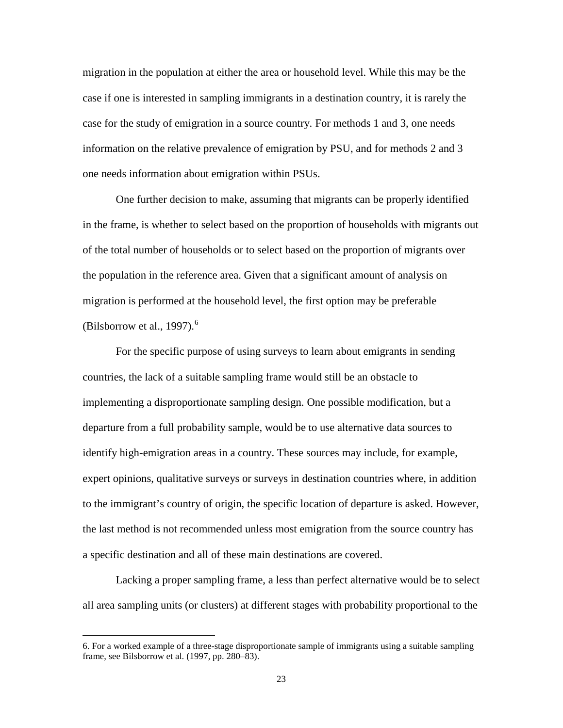migration in the population at either the area or household level. While this may be the case if one is interested in sampling immigrants in a destination country, it is rarely the case for the study of emigration in a source country. For methods 1 and 3, one needs information on the relative prevalence of emigration by PSU, and for methods 2 and 3 one needs information about emigration within PSUs.

One further decision to make, assuming that migrants can be properly identified in the frame, is whether to select based on the proportion of households with migrants out of the total number of households or to select based on the proportion of migrants over the population in the reference area. Given that a significant amount of analysis on migration is performed at the household level, the first option may be preferable (Bilsborrow et al., 1997).[6]

For the specific purpose of using surveys to learn about emigrants in sending countries, the lack of a suitable sampling frame would still be an obstacle to implementing a disproportionate sampling design. One possible modification, but a departure from a full probability sample, would be to use alternative data sources to identify high-emigration areas in a country. These sources may include, for example, expert opinions, qualitative surveys or surveys in destination countries where, in addition to the immigrant's country of origin, the specific location of departure is asked. However, the last method is not recommended unless most emigration from the source country has a specific destination and all of these main destinations are covered.

Lacking a proper sampling frame, a less than perfect alternative would be to select all area sampling units (or clusters) at different stages with probability proportional to the

6. For a worked example of a three-stage disproportionate sample of immigrants using a suitable sampling frame, see Bilsborrow et al. (1997, pp. 280–83).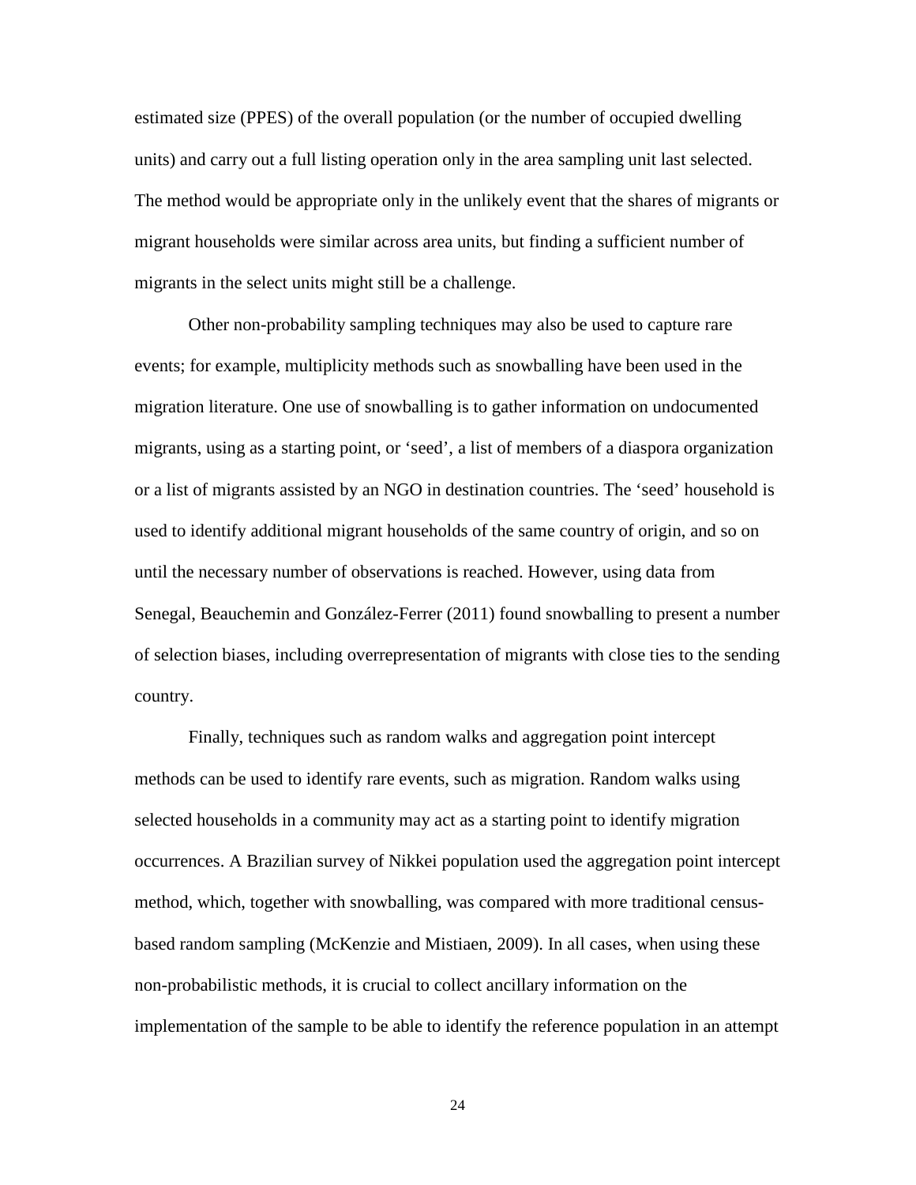estimated size (PPES) of the overall population (or the number of occupied dwelling units) and carry out a full listing operation only in the area sampling unit last selected. The method would be appropriate only in the unlikely event that the shares of migrants or migrant households were similar across area units, but finding a sufficient number of migrants in the select units might still be a challenge.

Other non-probability sampling techniques may also be used to capture rare events; for example, multiplicity methods such as snowballing have been used in the migration literature. One use of snowballing is to gather information on undocumented migrants, using as a starting point, or 'seed', a list of members of a diaspora organization or a list of migrants assisted by an NGO in destination countries. The 'seed' household is used to identify additional migrant households of the same country of origin, and so on until the necessary number of observations is reached. However, using data from Senegal, Beauchemin and González-Ferrer (2011) found snowballing to present a number of selection biases, including overrepresentation of migrants with close ties to the sending country.

Finally, techniques such as random walks and aggregation point intercept methods can be used to identify rare events, such as migration. Random walks using selected households in a community may act as a starting point to identify migration occurrences. A Brazilian survey of Nikkei population used the aggregation point intercept method, which, together with snowballing, was compared with more traditional census-based random sampling (McKenzie and Mistiaen, 2009). In all cases, when using these non-probabilistic methods, it is crucial to collect ancillary information on the implementation of the sample to be able to identify the reference population in an attempt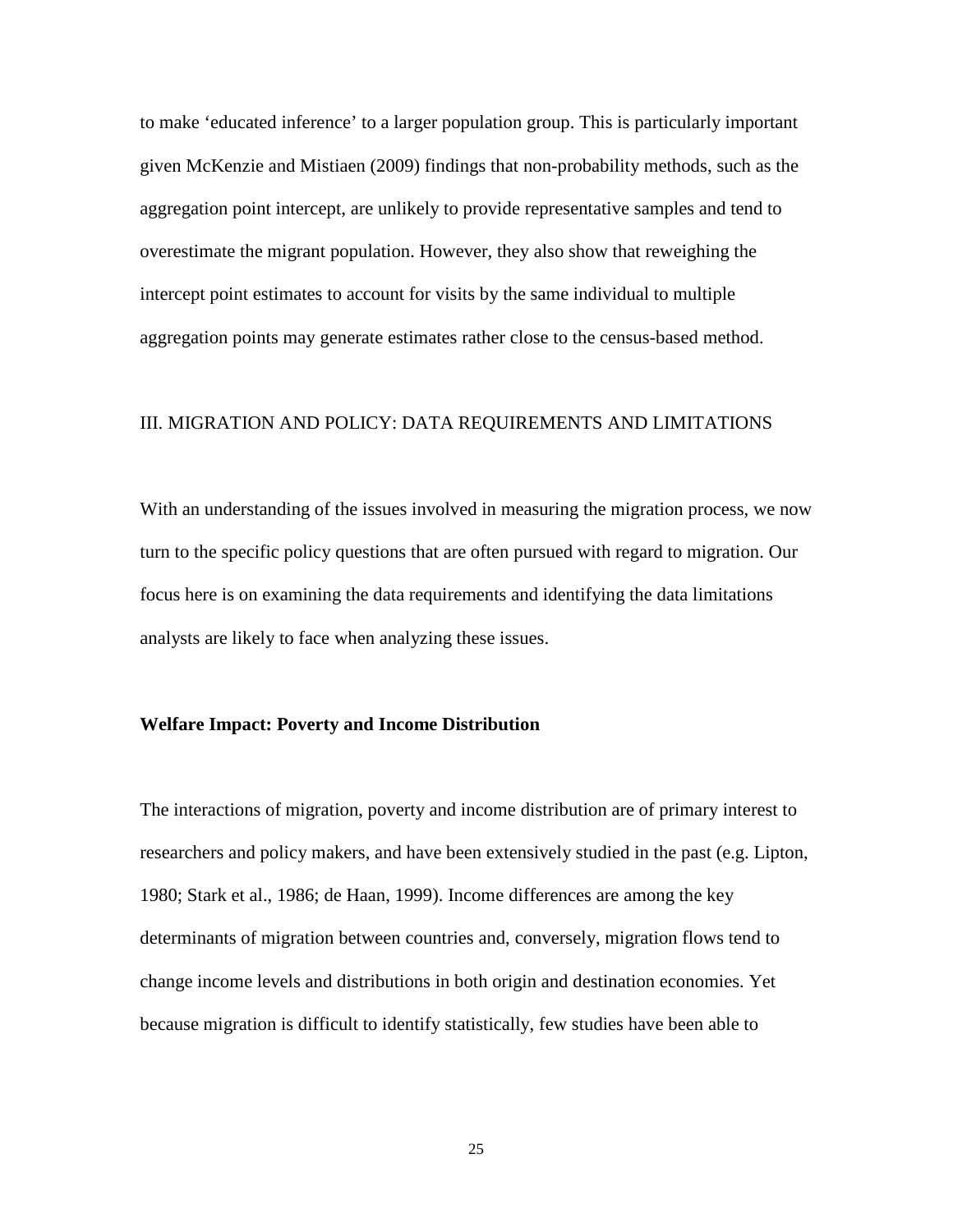to make 'educated inference' to a larger population group. This is particularly important given McKenzie and Mistiaen (2009) findings that non-probability methods, such as the aggregation point intercept, are unlikely to provide representative samples and tend to overestimate the migrant population. However, they also show that reweighing the intercept point estimates to account for visits by the same individual to multiple aggregation points may generate estimates rather close to the census-based method.

## III. MIGRATION AND POLICY: DATA REQUIREMENTS AND LIMITATIONS

With an understanding of the issues involved in measuring the migration process, we now turn to the specific policy questions that are often pursued with regard to migration. Our focus here is on examining the data requirements and identifying the data limitations analysts are likely to face when analyzing these issues.

### Welfare Impact: Poverty and Income Distribution

The interactions of migration, poverty and income distribution are of primary interest to researchers and policy makers, and have been extensively studied in the past (e.g. Lipton, 1980; Stark et al., 1986; de Haan, 1999). Income differences are among the key determinants of migration between countries and, conversely, migration flows tend to change income levels and distributions in both origin and destination economies. Yet because migration is difficult to identify statistically, few studies have been able to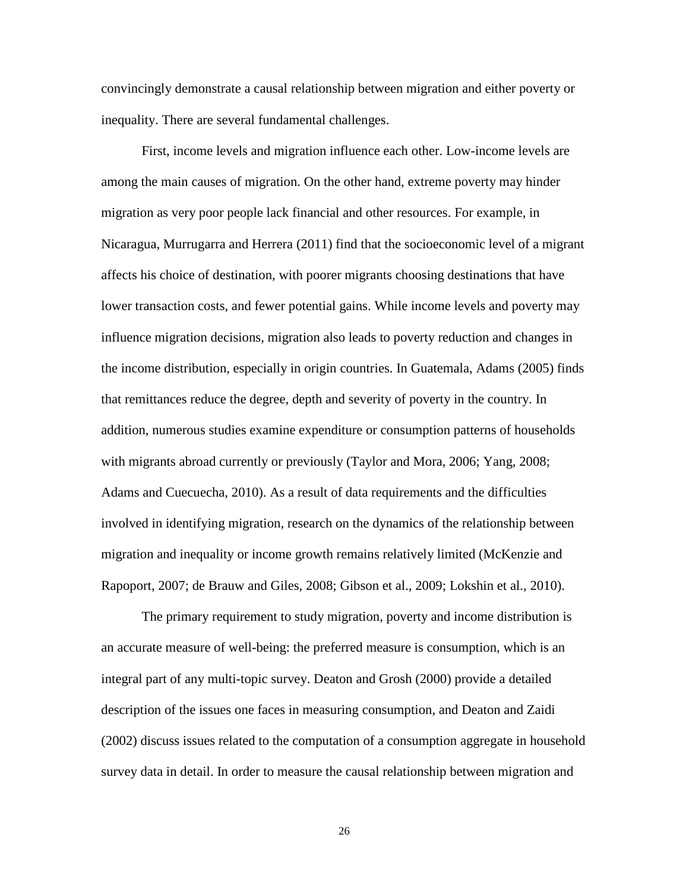convincingly demonstrate a causal relationship between migration and either poverty or inequality. There are several fundamental challenges.

First, income levels and migration influence each other. Low-income levels are among the main causes of migration. On the other hand, extreme poverty may hinder migration as very poor people lack financial and other resources. For example, in Nicaragua, Murrugarra and Herrera (2011) find that the socioeconomic level of a migrant affects his choice of destination, with poorer migrants choosing destinations that have lower transaction costs, and fewer potential gains. While income levels and poverty may influence migration decisions, migration also leads to poverty reduction and changes in the income distribution, especially in origin countries. In Guatemala, Adams (2005) finds that remittances reduce the degree, depth and severity of poverty in the country. In addition, numerous studies examine expenditure or consumption patterns of households with migrants abroad currently or previously (Taylor and Mora, 2006; Yang, 2008; Adams and Cuecuecha, 2010). As a result of data requirements and the difficulties involved in identifying migration, research on the dynamics of the relationship between migration and inequality or income growth remains relatively limited (McKenzie and Rapoport, 2007; de Brauw and Giles, 2008; Gibson et al., 2009; Lokshin et al., 2010).

The primary requirement to study migration, poverty and income distribution is an accurate measure of well-being: the preferred measure is consumption, which is an integral part of any multi-topic survey. Deaton and Grosh (2000) provide a detailed description of the issues one faces in measuring consumption, and Deaton and Zaidi (2002) discuss issues related to the computation of a consumption aggregate in household survey data in detail. In order to measure the causal relationship between migration and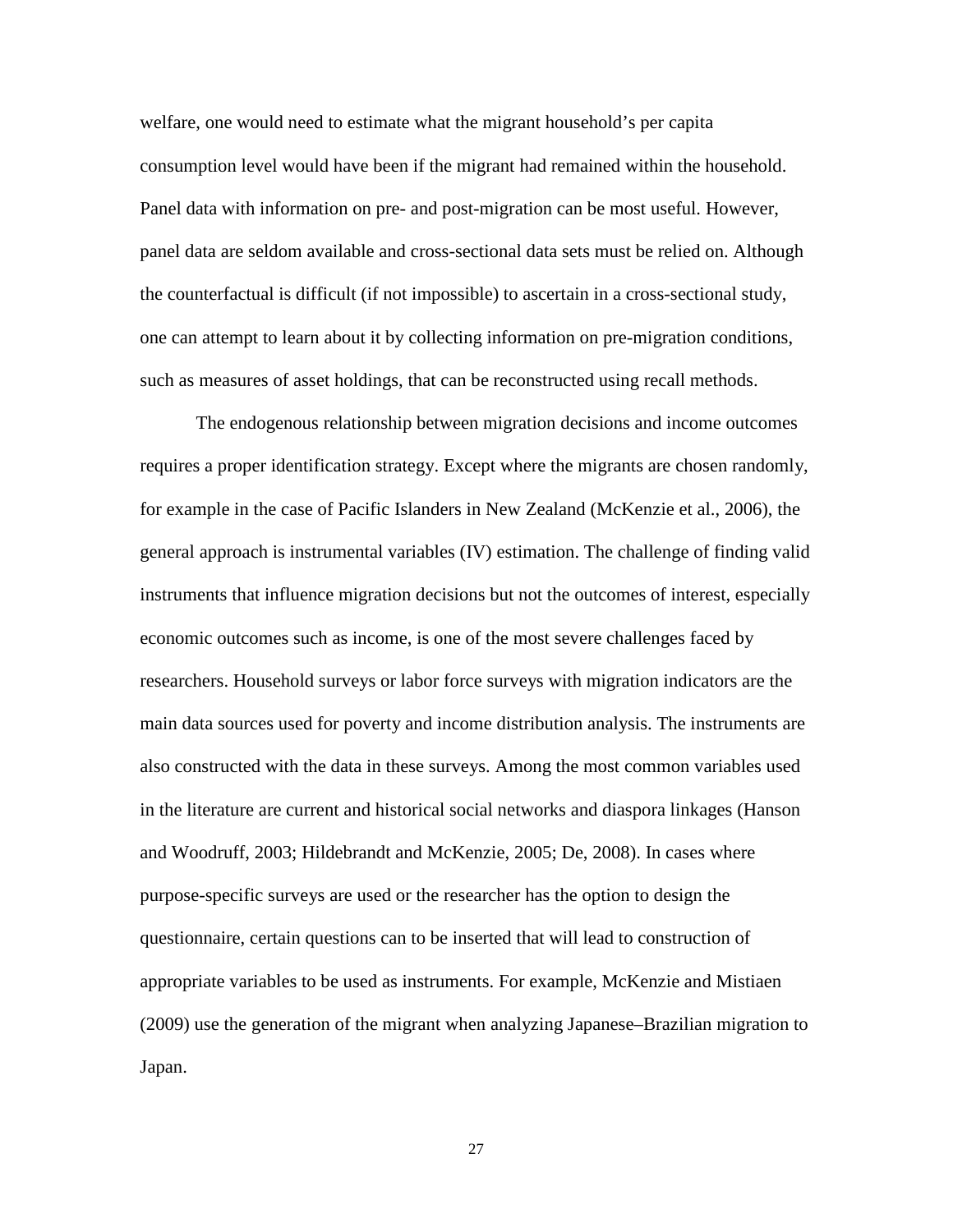welfare, one would need to estimate what the migrant household's per capita consumption level would have been if the migrant had remained within the household. Panel data with information on pre- and post-migration can be most useful. However, panel data are seldom available and cross-sectional data sets must be relied on. Although the counterfactual is difficult (if not impossible) to ascertain in a cross-sectional study, one can attempt to learn about it by collecting information on pre-migration conditions, such as measures of asset holdings, that can be reconstructed using recall methods.

The endogenous relationship between migration decisions and income outcomes requires a proper identification strategy. Except where the migrants are chosen randomly, for example in the case of Pacific Islanders in New Zealand (McKenzie et al., 2006), the general approach is instrumental variables (IV) estimation. The challenge of finding valid instruments that influence migration decisions but not the outcomes of interest, especially economic outcomes such as income, is one of the most severe challenges faced by researchers. Household surveys or labor force surveys with migration indicators are the main data sources used for poverty and income distribution analysis. The instruments are also constructed with the data in these surveys. Among the most common variables used in the literature are current and historical social networks and diaspora linkages (Hanson and Woodruff, 2003; Hildebrandt and McKenzie, 2005; De, 2008). In cases where purpose-specific surveys are used or the researcher has the option to design the questionnaire, certain questions can to be inserted that will lead to construction of appropriate variables to be used as instruments. For example, McKenzie and Mistiaen (2009) use the generation of the migrant when analyzing Japanese–Brazilian migration to Japan.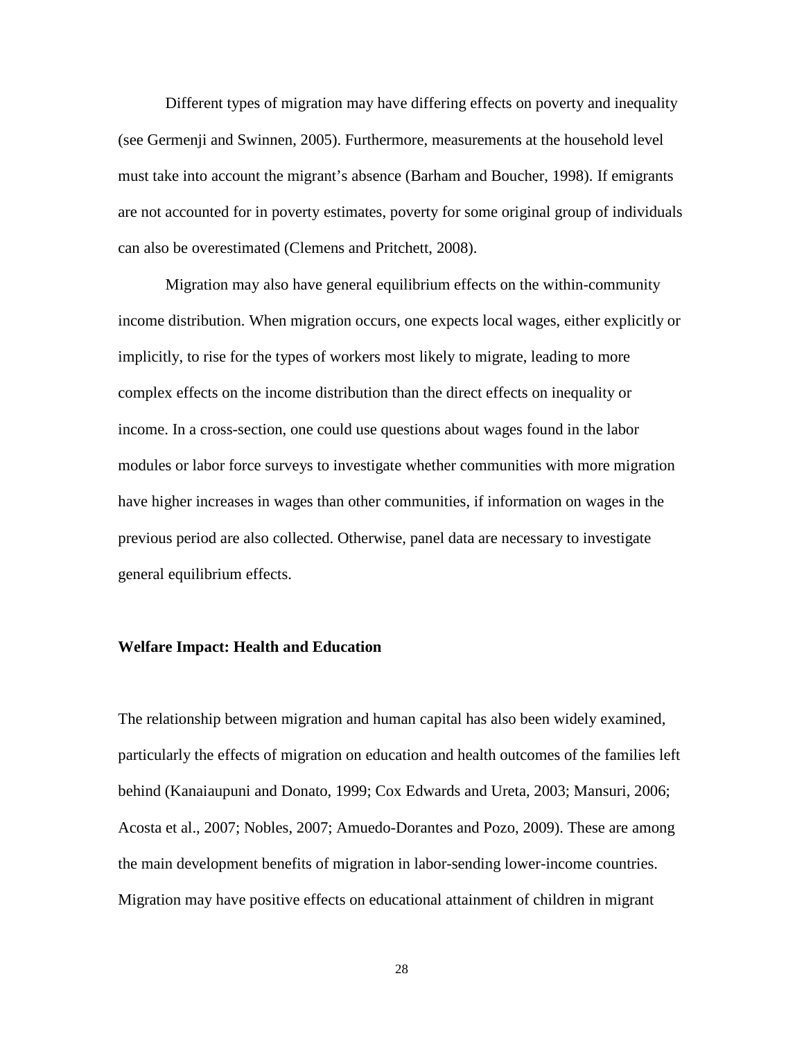Different types of migration may have differing effects on poverty and inequality (see Germenji and Swinnen, 2005). Furthermore, measurements at the household level must take into account the migrant's absence (Barham and Boucher, 1998). If emigrants are not accounted for in poverty estimates, poverty for some original group of individuals can also be overestimated (Clemens and Pritchett, 2008).

Migration may also have general equilibrium effects on the within-community income distribution. When migration occurs, one expects local wages, either explicitly or implicitly, to rise for the types of workers most likely to migrate, leading to more complex effects on the income distribution than the direct effects on inequality or income. In a cross-section, one could use questions about wages found in the labor modules or labor force surveys to investigate whether communities with more migration have higher increases in wages than other communities, if information on wages in the previous period are also collected. Otherwise, panel data are necessary to investigate general equilibrium effects.

**Welfare Impact: Health and Education**

The relationship between migration and human capital has also been widely examined, particularly the effects of migration on education and health outcomes of the families left behind (Kanaiaupuni and Donato, 1999; Cox Edwards and Ureta, 2003; Mansuri, 2006; Acosta et al., 2007; Nobles, 2007; Amuedo-Dorantes and Pozo, 2009). These are among the main development benefits of migration in labor-sending lower-income countries. Migration may have positive effects on educational attainment of children in migrant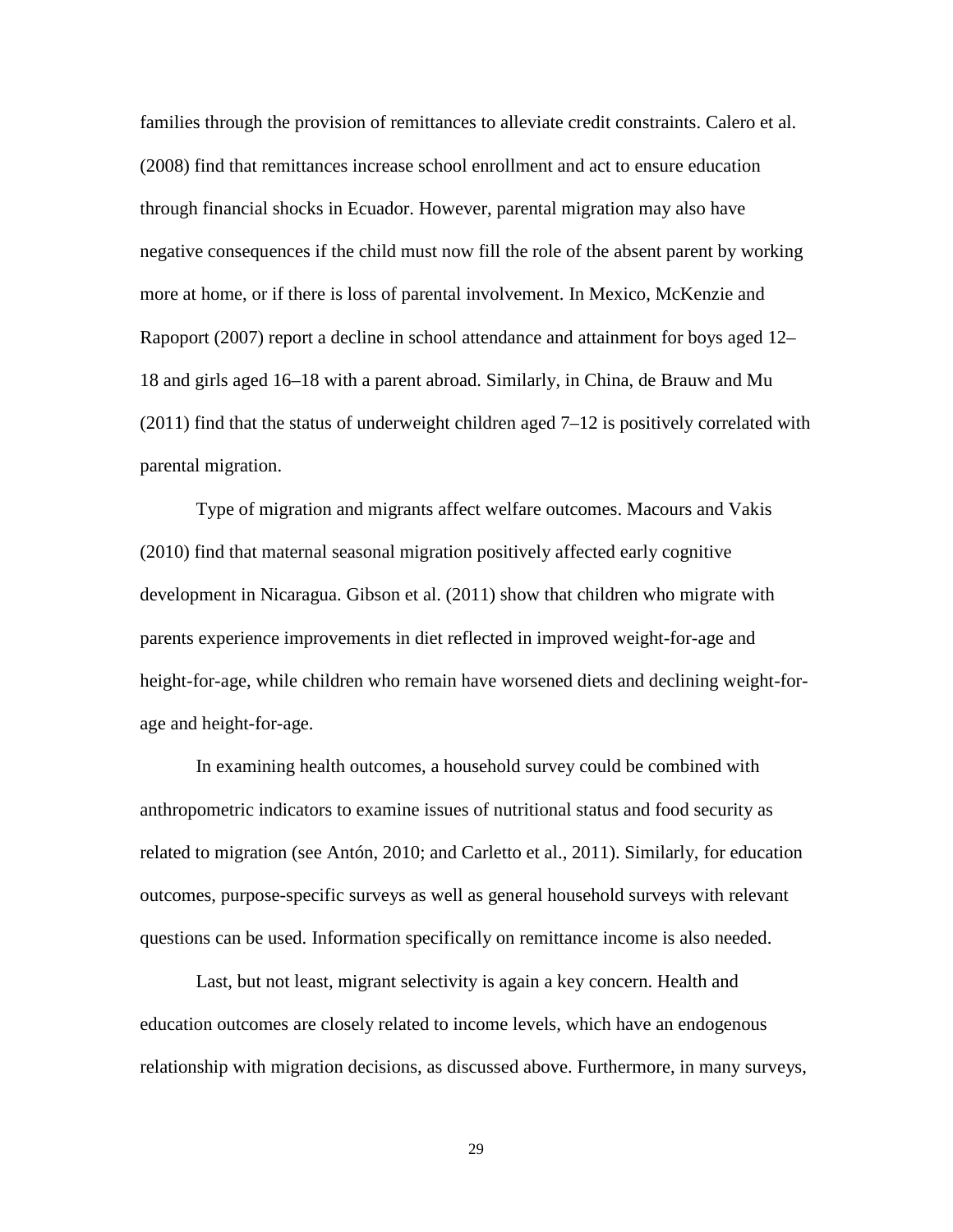families through the provision of remittances to alleviate credit constraints. Calero et al. (2008) find that remittances increase school enrollment and act to ensure education through financial shocks in Ecuador. However, parental migration may also have negative consequences if the child must now fill the role of the absent parent by working more at home, or if there is loss of parental involvement. In Mexico, McKenzie and Rapoport (2007) report a decline in school attendance and attainment for boys aged 12–18 and girls aged 16–18 with a parent abroad. Similarly, in China, de Brauw and Mu (2011) find that the status of underweight children aged 7–12 is positively correlated with parental migration.

Type of migration and migrants affect welfare outcomes. Macours and Vakis (2010) find that maternal seasonal migration positively affected early cognitive development in Nicaragua. Gibson et al. (2011) show that children who migrate with parents experience improvements in diet reflected in improved weight-for-age and height-for-age, while children who remain have worsened diets and declining weight-for-age and height-for-age.

In examining health outcomes, a household survey could be combined with anthropometric indicators to examine issues of nutritional status and food security as related to migration (see Antón, 2010; and Carletto et al., 2011). Similarly, for education outcomes, purpose-specific surveys as well as general household surveys with relevant questions can be used. Information specifically on remittance income is also needed.

Last, but not least, migrant selectivity is again a key concern. Health and education outcomes are closely related to income levels, which have an endogenous relationship with migration decisions, as discussed above. Furthermore, in many surveys,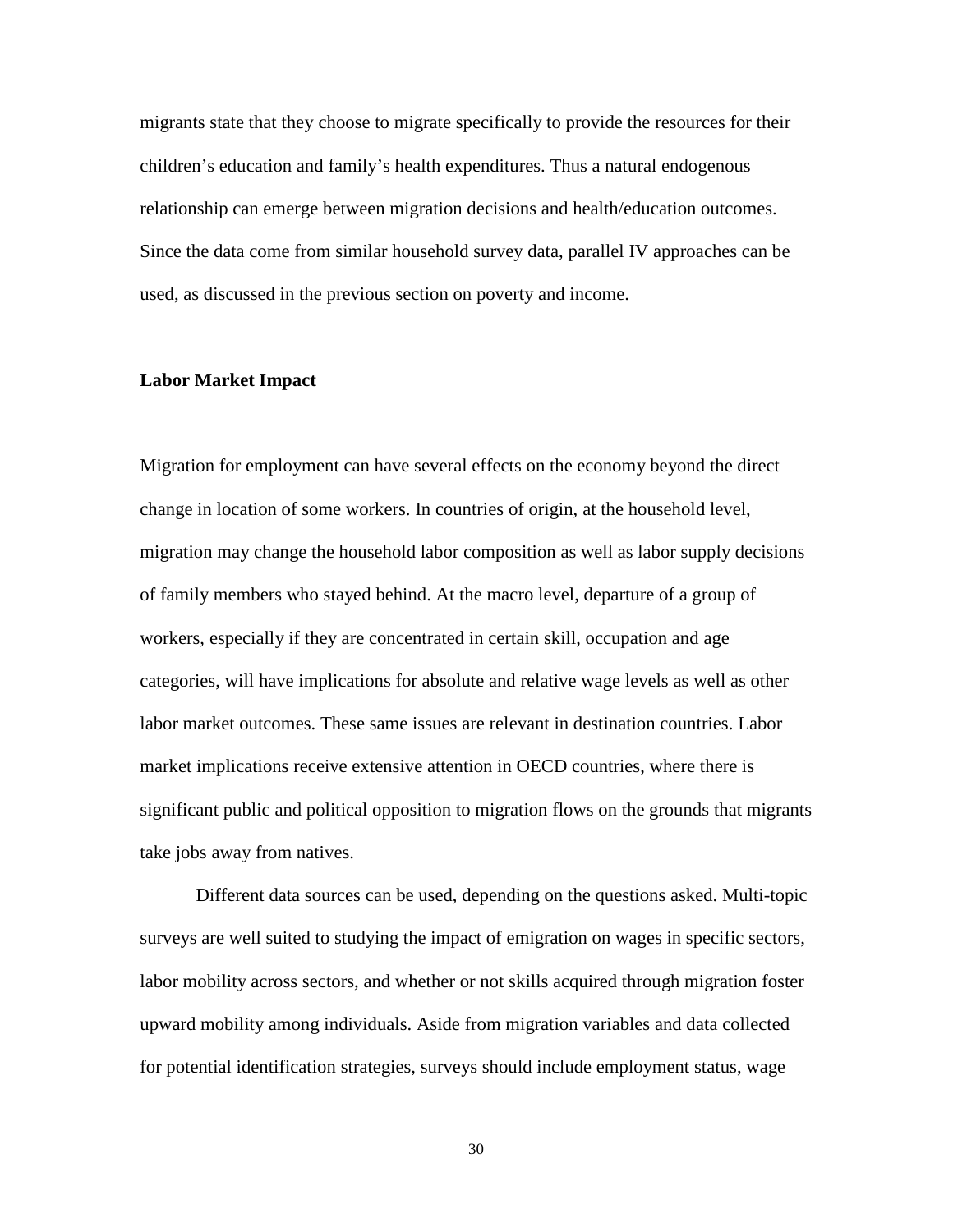migrants state that they choose to migrate specifically to provide the resources for their children's education and family's health expenditures. Thus a natural endogenous relationship can emerge between migration decisions and health/education outcomes. Since the data come from similar household survey data, parallel IV approaches can be used, as discussed in the previous section on poverty and income.

**Labor Market Impact**

Migration for employment can have several effects on the economy beyond the direct change in location of some workers. In countries of origin, at the household level, migration may change the household labor composition as well as labor supply decisions of family members who stayed behind. At the macro level, departure of a group of workers, especially if they are concentrated in certain skill, occupation and age categories, will have implications for absolute and relative wage levels as well as other labor market outcomes. These same issues are relevant in destination countries. Labor market implications receive extensive attention in OECD countries, where there is significant public and political opposition to migration flows on the grounds that migrants take jobs away from natives.

Different data sources can be used, depending on the questions asked. Multi-topic surveys are well suited to studying the impact of emigration on wages in specific sectors, labor mobility across sectors, and whether or not skills acquired through migration foster upward mobility among individuals. Aside from migration variables and data collected for potential identification strategies, surveys should include employment status, wage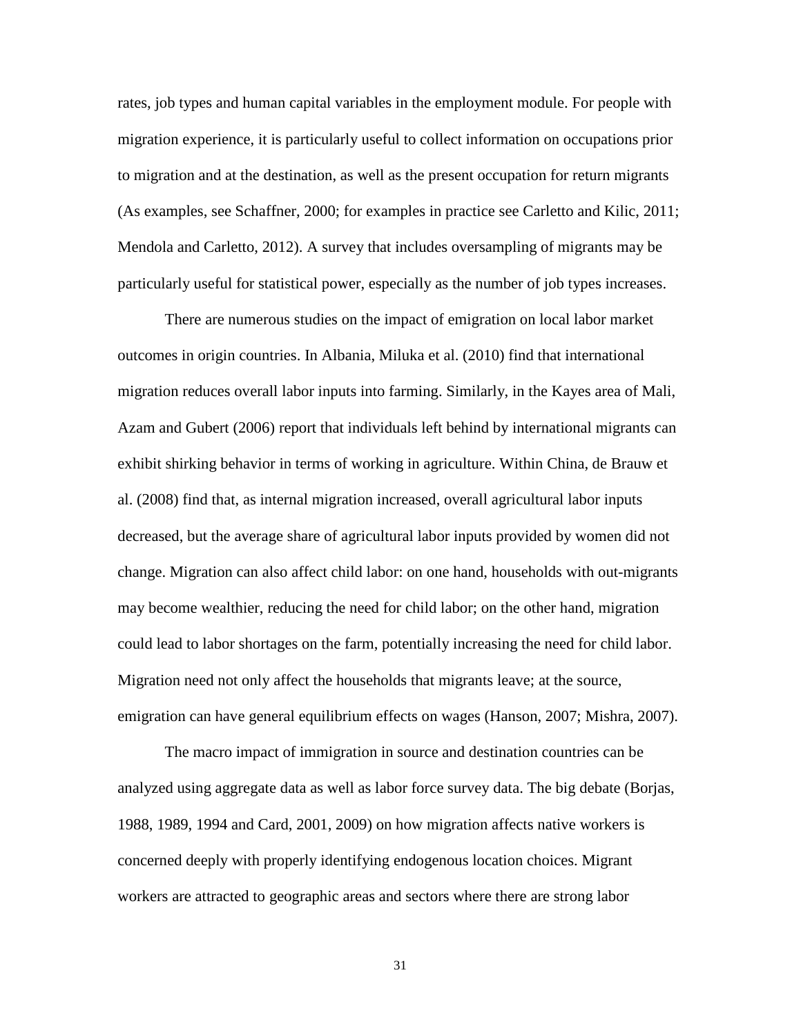rates, job types and human capital variables in the employment module. For people with migration experience, it is particularly useful to collect information on occupations prior to migration and at the destination, as well as the present occupation for return migrants (As examples, see Schaffner, 2000; for examples in practice see Carletto and Kilic, 2011; Mendola and Carletto, 2012). A survey that includes oversampling of migrants may be particularly useful for statistical power, especially as the number of job types increases.

There are numerous studies on the impact of emigration on local labor market outcomes in origin countries. In Albania, Miluka et al. (2010) find that international migration reduces overall labor inputs into farming. Similarly, in the Kayes area of Mali, Azam and Gubert (2006) report that individuals left behind by international migrants can exhibit shirking behavior in terms of working in agriculture. Within China, de Brauw et al. (2008) find that, as internal migration increased, overall agricultural labor inputs decreased, but the average share of agricultural labor inputs provided by women did not change. Migration can also affect child labor: on one hand, households with out-migrants may become wealthier, reducing the need for child labor; on the other hand, migration could lead to labor shortages on the farm, potentially increasing the need for child labor. Migration need not only affect the households that migrants leave; at the source, emigration can have general equilibrium effects on wages (Hanson, 2007; Mishra, 2007).

The macro impact of immigration in source and destination countries can be analyzed using aggregate data as well as labor force survey data. The big debate (Borjas, 1988, 1989, 1994 and Card, 2001, 2009) on how migration affects native workers is concerned deeply with properly identifying endogenous location choices. Migrant workers are attracted to geographic areas and sectors where there are strong labor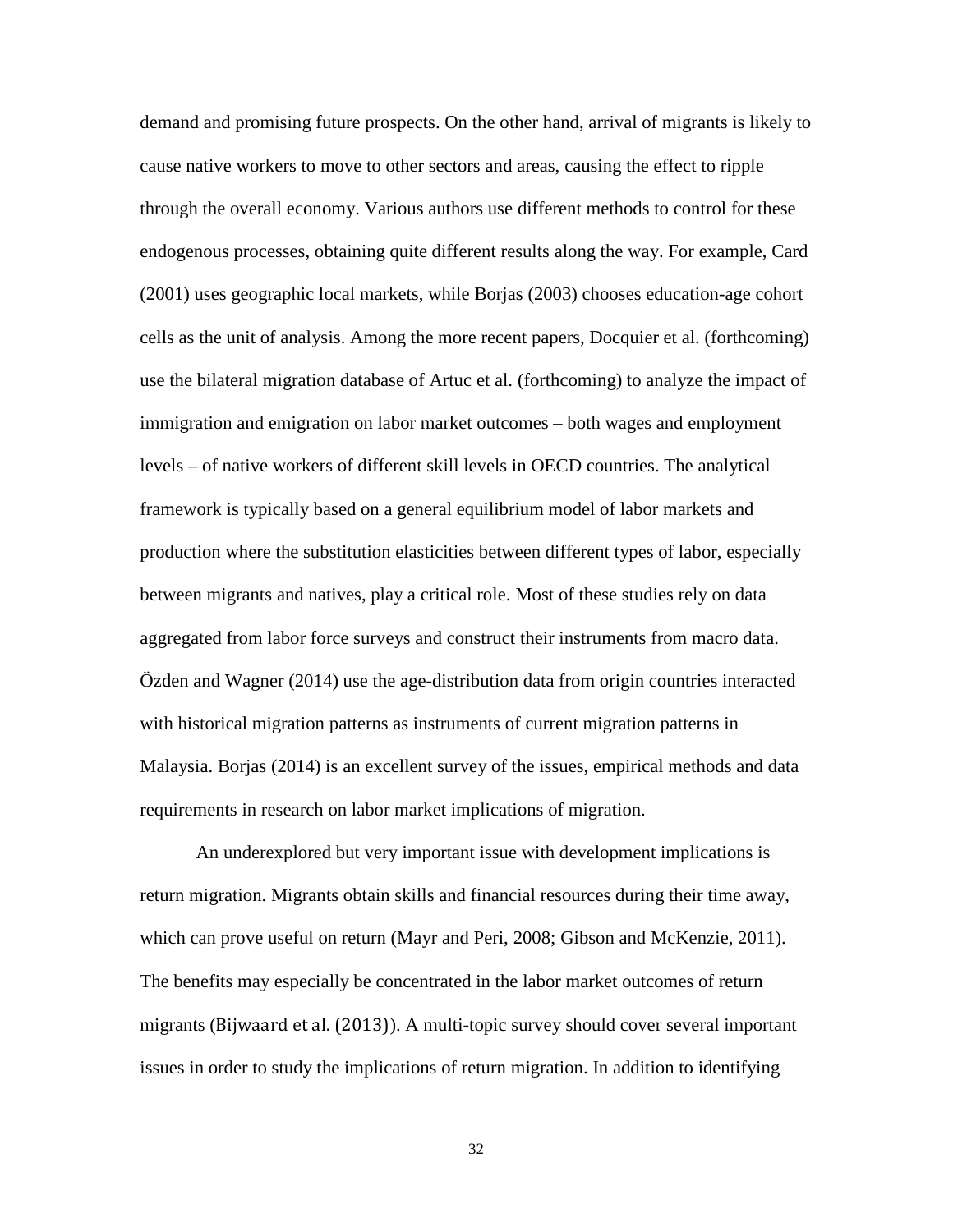demand and promising future prospects. On the other hand, arrival of migrants is likely to cause native workers to move to other sectors and areas, causing the effect to ripple through the overall economy. Various authors use different methods to control for these endogenous processes, obtaining quite different results along the way. For example, Card (2001) uses geographic local markets, while Borjas (2003) chooses education-age cohort cells as the unit of analysis. Among the more recent papers, Docquier et al. (forthcoming) use the bilateral migration database of Artuc et al. (forthcoming) to analyze the impact of immigration and emigration on labor market outcomes – both wages and employment levels – of native workers of different skill levels in OECD countries. The analytical framework is typically based on a general equilibrium model of labor markets and production where the substitution elasticities between different types of labor, especially between migrants and natives, play a critical role. Most of these studies rely on data aggregated from labor force surveys and construct their instruments from macro data. Özden and Wagner (2014) use the age-distribution data from origin countries interacted with historical migration patterns as instruments of current migration patterns in Malaysia. Borjas (2014) is an excellent survey of the issues, empirical methods and data requirements in research on labor market implications of migration.

An underexplored but very important issue with development implications is return migration. Migrants obtain skills and financial resources during their time away, which can prove useful on return (Mayr and Peri, 2008; Gibson and McKenzie, 2011). The benefits may especially be concentrated in the labor market outcomes of return migrants (Bijwaard et al. (2013)). A multi-topic survey should cover several important issues in order to study the implications of return migration. In addition to identifying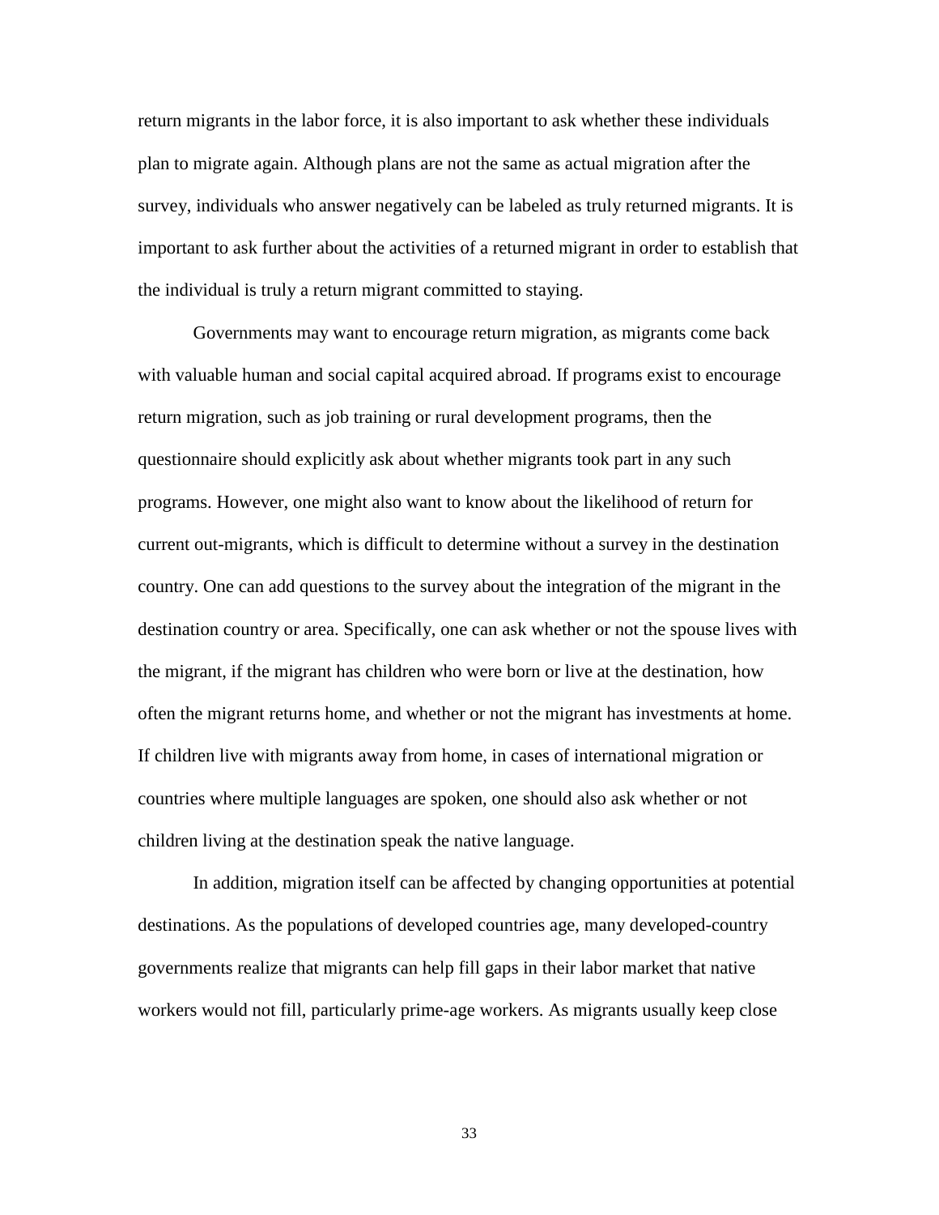return migrants in the labor force, it is also important to ask whether these individuals plan to migrate again. Although plans are not the same as actual migration after the survey, individuals who answer negatively can be labeled as truly returned migrants. It is important to ask further about the activities of a returned migrant in order to establish that the individual is truly a return migrant committed to staying.

Governments may want to encourage return migration, as migrants come back with valuable human and social capital acquired abroad. If programs exist to encourage return migration, such as job training or rural development programs, then the questionnaire should explicitly ask about whether migrants took part in any such programs. However, one might also want to know about the likelihood of return for current out-migrants, which is difficult to determine without a survey in the destination country. One can add questions to the survey about the integration of the migrant in the destination country or area. Specifically, one can ask whether or not the spouse lives with the migrant, if the migrant has children who were born or live at the destination, how often the migrant returns home, and whether or not the migrant has investments at home. If children live with migrants away from home, in cases of international migration or countries where multiple languages are spoken, one should also ask whether or not children living at the destination speak the native language.

In addition, migration itself can be affected by changing opportunities at potential destinations. As the populations of developed countries age, many developed-country governments realize that migrants can help fill gaps in their labor market that native workers would not fill, particularly prime-age workers. As migrants usually keep close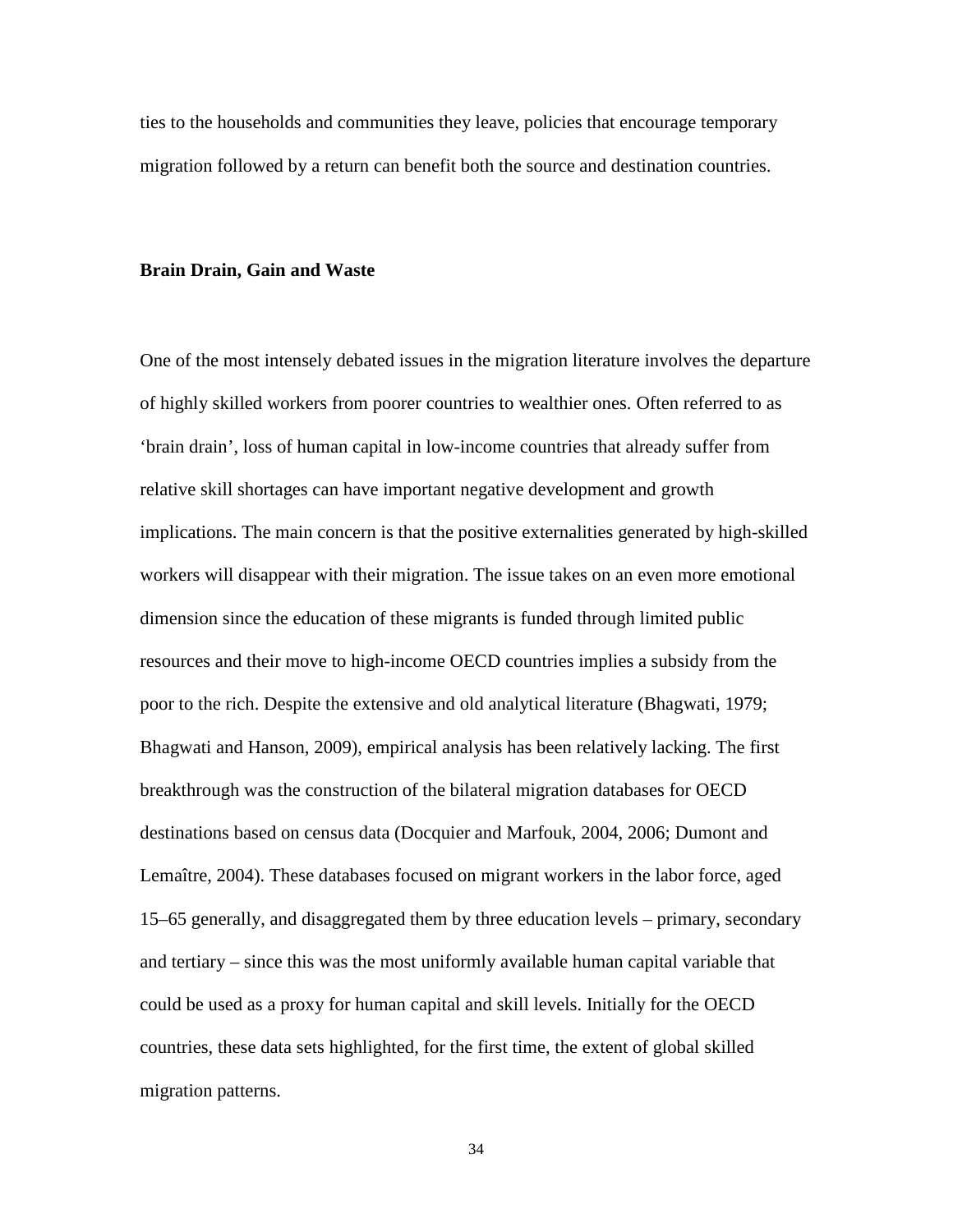ties to the households and communities they leave, policies that encourage temporary migration followed by a return can benefit both the source and destination countries.

## Brain Drain, Gain and Waste

One of the most intensely debated issues in the migration literature involves the departure of highly skilled workers from poorer countries to wealthier ones. Often referred to as 'brain drain', loss of human capital in low-income countries that already suffer from relative skill shortages can have important negative development and growth implications. The main concern is that the positive externalities generated by high-skilled workers will disappear with their migration. The issue takes on an even more emotional dimension since the education of these migrants is funded through limited public resources and their move to high-income OECD countries implies a subsidy from the poor to the rich. Despite the extensive and old analytical literature (Bhagwati, 1979; Bhagwati and Hanson, 2009), empirical analysis has been relatively lacking. The first breakthrough was the construction of the bilateral migration databases for OECD destinations based on census data (Docquier and Marfouk, 2004, 2006; Dumont and Lemaître, 2004). These databases focused on migrant workers in the labor force, aged 15–65 generally, and disaggregated them by three education levels – primary, secondary and tertiary – since this was the most uniformly available human capital variable that could be used as a proxy for human capital and skill levels. Initially for the OECD countries, these data sets highlighted, for the first time, the extent of global skilled migration patterns.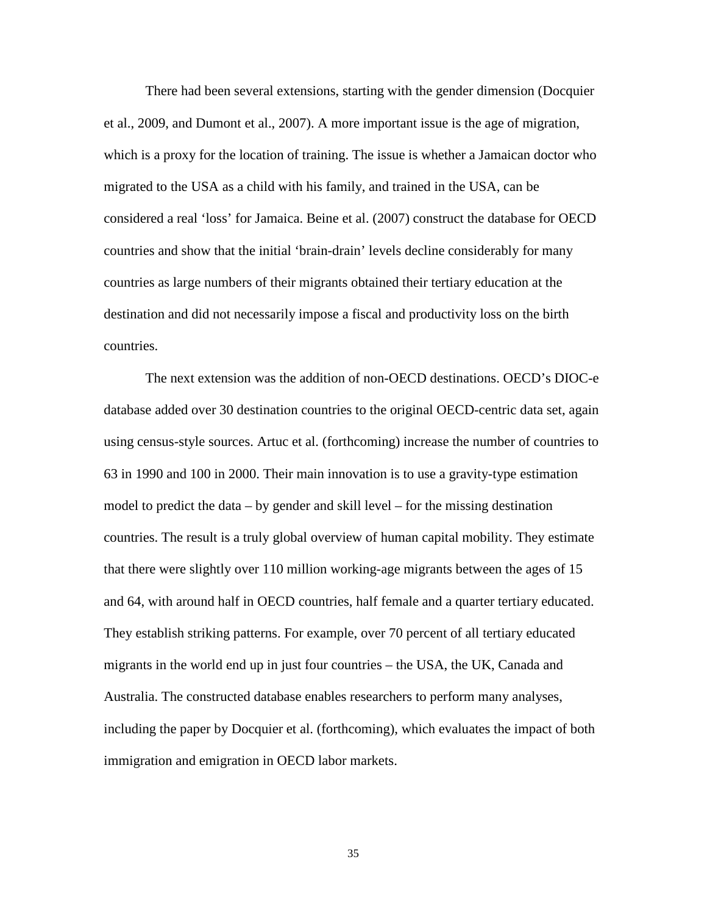There had been several extensions, starting with the gender dimension (Docquier et al., 2009, and Dumont et al., 2007). A more important issue is the age of migration, which is a proxy for the location of training. The issue is whether a Jamaican doctor who migrated to the USA as a child with his family, and trained in the USA, can be considered a real 'loss' for Jamaica. Beine et al. (2007) construct the database for OECD countries and show that the initial 'brain-drain' levels decline considerably for many countries as large numbers of their migrants obtained their tertiary education at the destination and did not necessarily impose a fiscal and productivity loss on the birth countries.

The next extension was the addition of non-OECD destinations. OECD's DIOC-e database added over 30 destination countries to the original OECD-centric data set, again using census-style sources. Artuc et al. (forthcoming) increase the number of countries to 63 in 1990 and 100 in 2000. Their main innovation is to use a gravity-type estimation model to predict the data – by gender and skill level – for the missing destination countries. The result is a truly global overview of human capital mobility. They estimate that there were slightly over 110 million working-age migrants between the ages of 15 and 64, with around half in OECD countries, half female and a quarter tertiary educated. They establish striking patterns. For example, over 70 percent of all tertiary educated migrants in the world end up in just four countries – the USA, the UK, Canada and Australia. The constructed database enables researchers to perform many analyses, including the paper by Docquier et al. (forthcoming), which evaluates the impact of both immigration and emigration in OECD labor markets.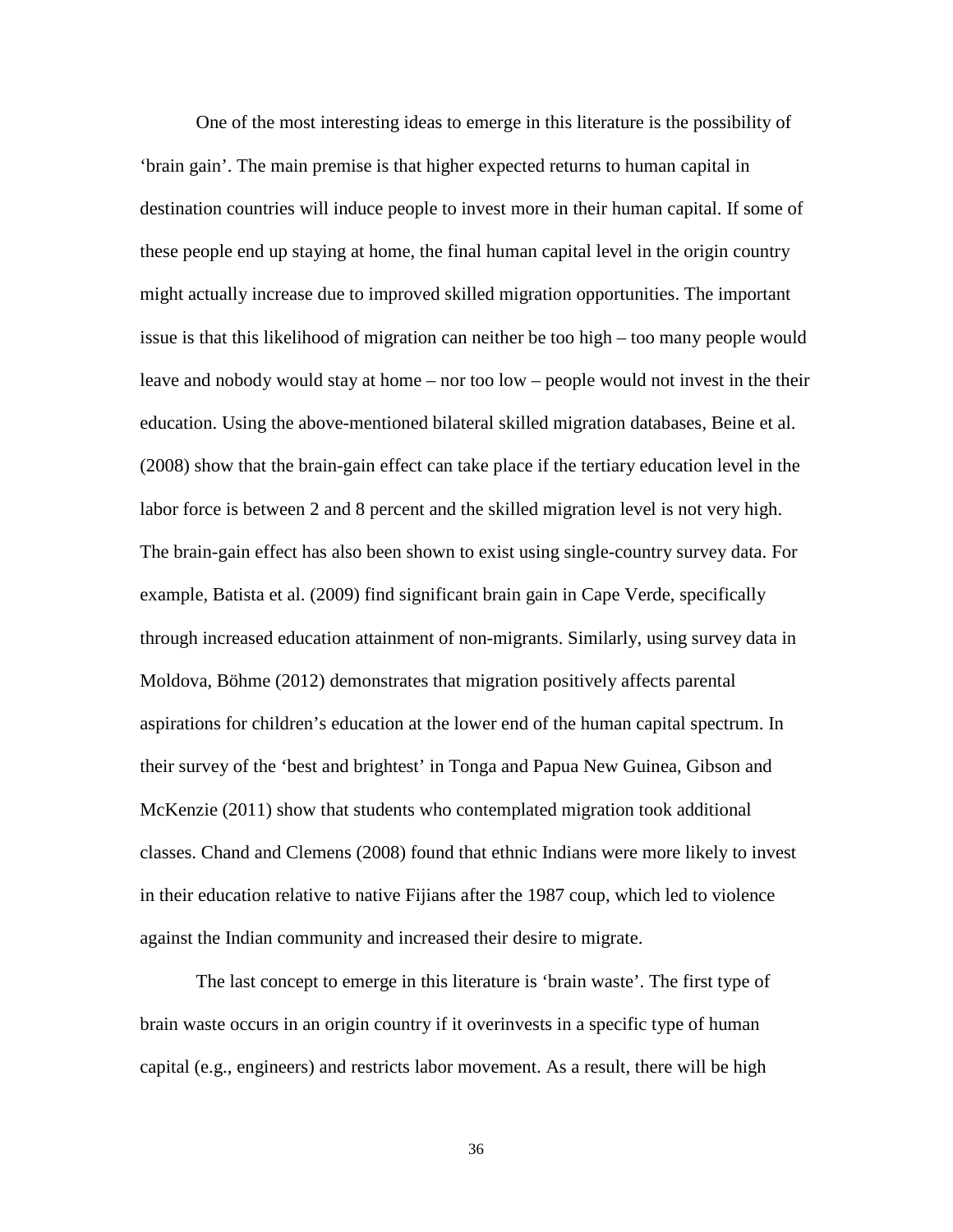One of the most interesting ideas to emerge in this literature is the possibility of 'brain gain'. The main premise is that higher expected returns to human capital in destination countries will induce people to invest more in their human capital. If some of these people end up staying at home, the final human capital level in the origin country might actually increase due to improved skilled migration opportunities. The important issue is that this likelihood of migration can neither be too high – too many people would leave and nobody would stay at home – nor too low – people would not invest in the their education. Using the above-mentioned bilateral skilled migration databases, Beine et al. (2008) show that the brain-gain effect can take place if the tertiary education level in the labor force is between 2 and 8 percent and the skilled migration level is not very high. The brain-gain effect has also been shown to exist using single-country survey data. For example, Batista et al. (2009) find significant brain gain in Cape Verde, specifically through increased education attainment of non-migrants. Similarly, using survey data in Moldova, Böhme (2012) demonstrates that migration positively affects parental aspirations for children's education at the lower end of the human capital spectrum. In their survey of the 'best and brightest' in Tonga and Papua New Guinea, Gibson and McKenzie (2011) show that students who contemplated migration took additional classes. Chand and Clemens (2008) found that ethnic Indians were more likely to invest in their education relative to native Fijians after the 1987 coup, which led to violence against the Indian community and increased their desire to migrate.

The last concept to emerge in this literature is 'brain waste'. The first type of brain waste occurs in an origin country if it overinvests in a specific type of human capital (e.g., engineers) and restricts labor movement. As a result, there will be high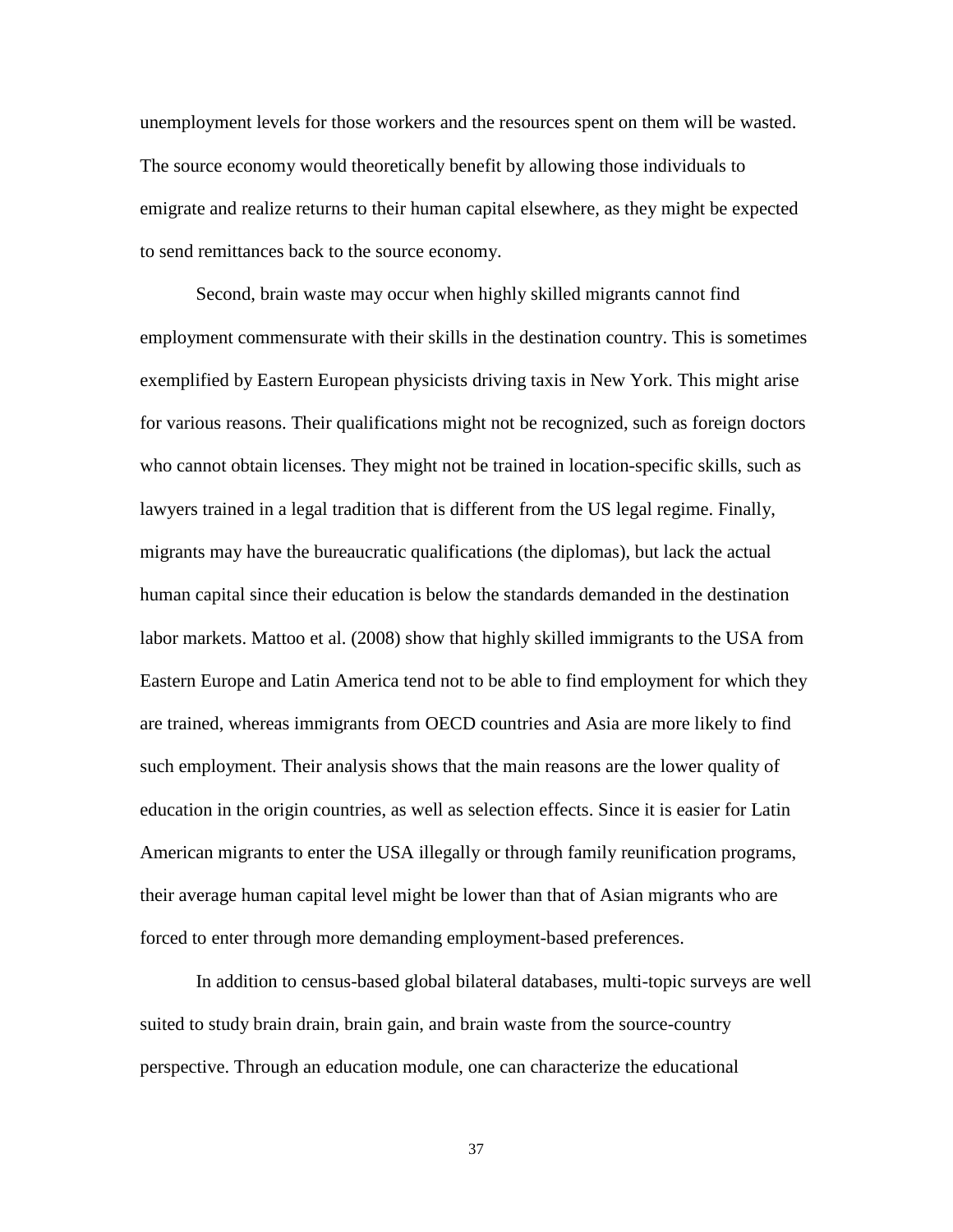unemployment levels for those workers and the resources spent on them will be wasted. The source economy would theoretically benefit by allowing those individuals to emigrate and realize returns to their human capital elsewhere, as they might be expected to send remittances back to the source economy.

Second, brain waste may occur when highly skilled migrants cannot find employment commensurate with their skills in the destination country. This is sometimes exemplified by Eastern European physicists driving taxis in New York. This might arise for various reasons. Their qualifications might not be recognized, such as foreign doctors who cannot obtain licenses. They might not be trained in location-specific skills, such as lawyers trained in a legal tradition that is different from the US legal regime. Finally, migrants may have the bureaucratic qualifications (the diplomas), but lack the actual human capital since their education is below the standards demanded in the destination labor markets. Mattoo et al. (2008) show that highly skilled immigrants to the USA from Eastern Europe and Latin America tend not to be able to find employment for which they are trained, whereas immigrants from OECD countries and Asia are more likely to find such employment. Their analysis shows that the main reasons are the lower quality of education in the origin countries, as well as selection effects. Since it is easier for Latin American migrants to enter the USA illegally or through family reunification programs, their average human capital level might be lower than that of Asian migrants who are forced to enter through more demanding employment-based preferences.

In addition to census-based global bilateral databases, multi-topic surveys are well suited to study brain drain, brain gain, and brain waste from the source-country perspective. Through an education module, one can characterize the educational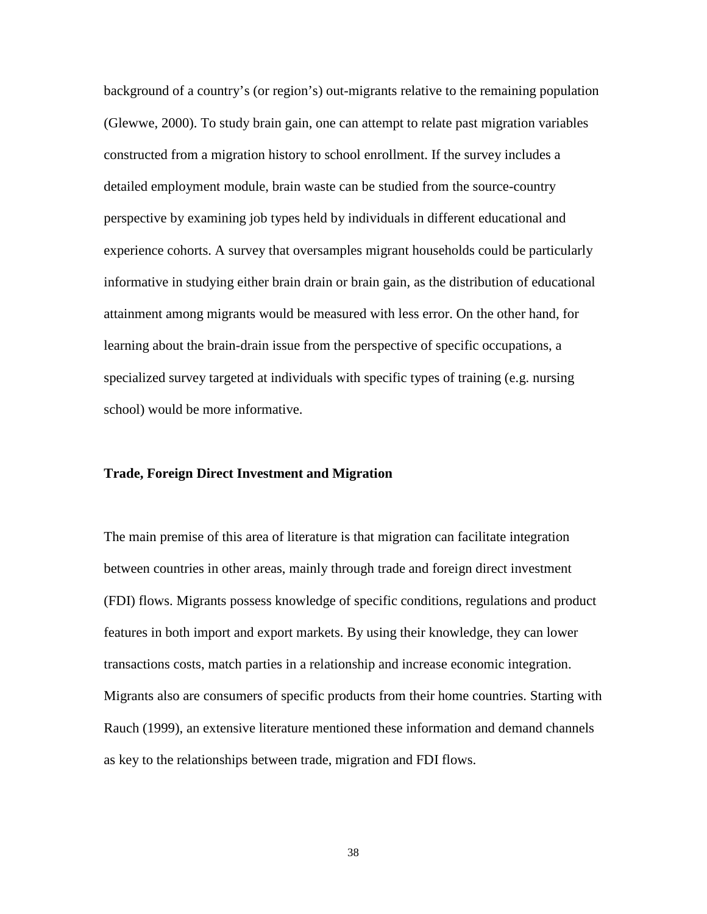background of a country's (or region's) out-migrants relative to the remaining population (Glewwe, 2000). To study brain gain, one can attempt to relate past migration variables constructed from a migration history to school enrollment. If the survey includes a detailed employment module, brain waste can be studied from the source-country perspective by examining job types held by individuals in different educational and experience cohorts. A survey that oversamples migrant households could be particularly informative in studying either brain drain or brain gain, as the distribution of educational attainment among migrants would be measured with less error. On the other hand, for learning about the brain-drain issue from the perspective of specific occupations, a specialized survey targeted at individuals with specific types of training (e.g. nursing school) would be more informative.

### Trade, Foreign Direct Investment and Migration

The main premise of this area of literature is that migration can facilitate integration between countries in other areas, mainly through trade and foreign direct investment (FDI) flows. Migrants possess knowledge of specific conditions, regulations and product features in both import and export markets. By using their knowledge, they can lower transactions costs, match parties in a relationship and increase economic integration. Migrants also are consumers of specific products from their home countries. Starting with Rauch (1999), an extensive literature mentioned these information and demand channels as key to the relationships between trade, migration and FDI flows.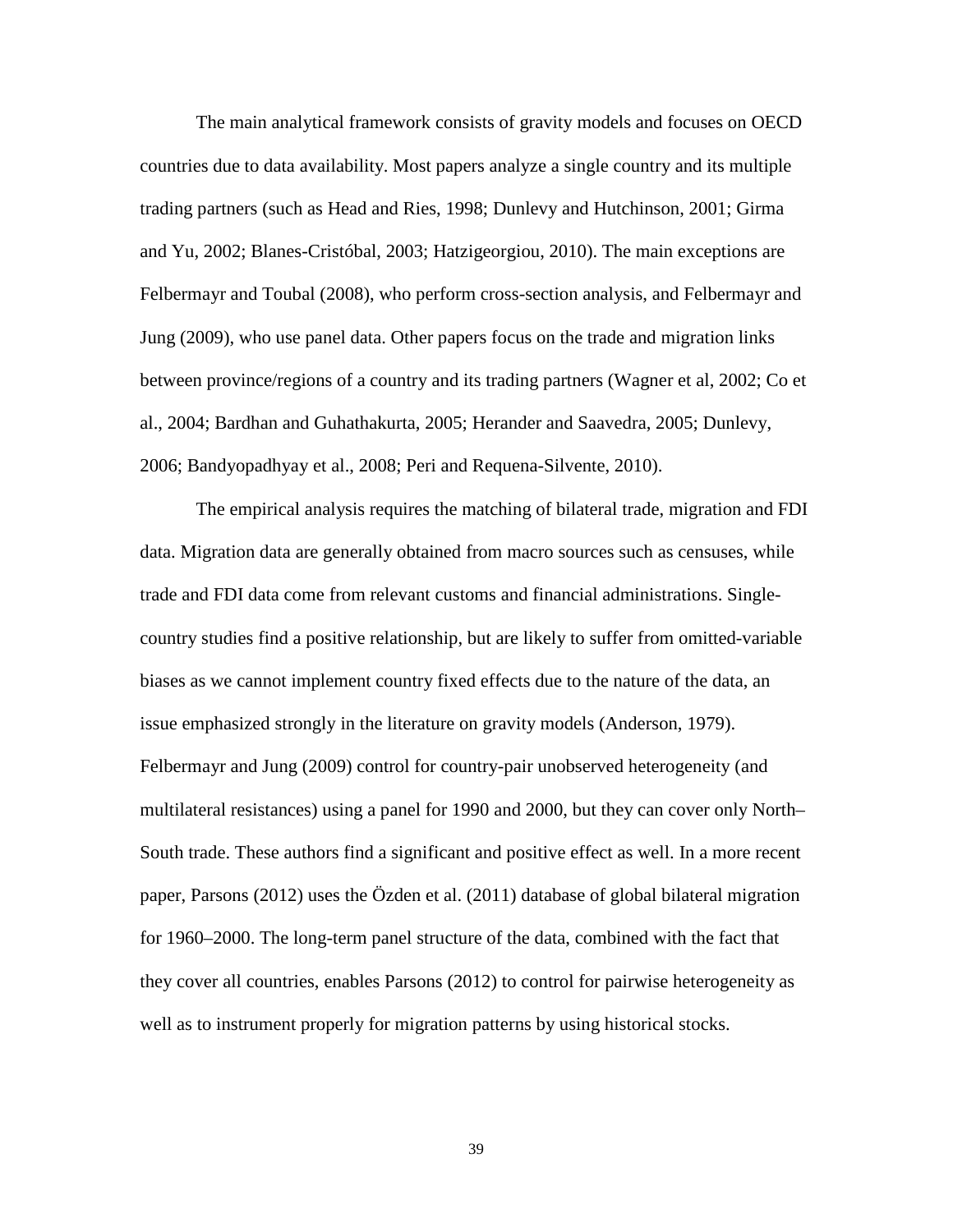The main analytical framework consists of gravity models and focuses on OECD countries due to data availability. Most papers analyze a single country and its multiple trading partners (such as Head and Ries, 1998; Dunlevy and Hutchinson, 2001; Girma and Yu, 2002; Blanes-Cristóbal, 2003; Hatzigeorgiou, 2010). The main exceptions are Felbermayr and Toubal (2008), who perform cross-section analysis, and Felbermayr and Jung (2009), who use panel data. Other papers focus on the trade and migration links between province/regions of a country and its trading partners (Wagner et al, 2002; Co et al., 2004; Bardhan and Guhathakurta, 2005; Herander and Saavedra, 2005; Dunlevy, 2006; Bandyopadhyay et al., 2008; Peri and Requena-Silvente, 2010).

The empirical analysis requires the matching of bilateral trade, migration and FDI data. Migration data are generally obtained from macro sources such as censuses, while trade and FDI data come from relevant customs and financial administrations. Single-country studies find a positive relationship, but are likely to suffer from omitted-variable biases as we cannot implement country fixed effects due to the nature of the data, an issue emphasized strongly in the literature on gravity models (Anderson, 1979). Felbermayr and Jung (2009) control for country-pair unobserved heterogeneity (and multilateral resistances) using a panel for 1990 and 2000, but they can cover only North–South trade. These authors find a significant and positive effect as well. In a more recent paper, Parsons (2012) uses the Özden et al. (2011) database of global bilateral migration for 1960–2000. The long-term panel structure of the data, combined with the fact that they cover all countries, enables Parsons (2012) to control for pairwise heterogeneity as well as to instrument properly for migration patterns by using historical stocks.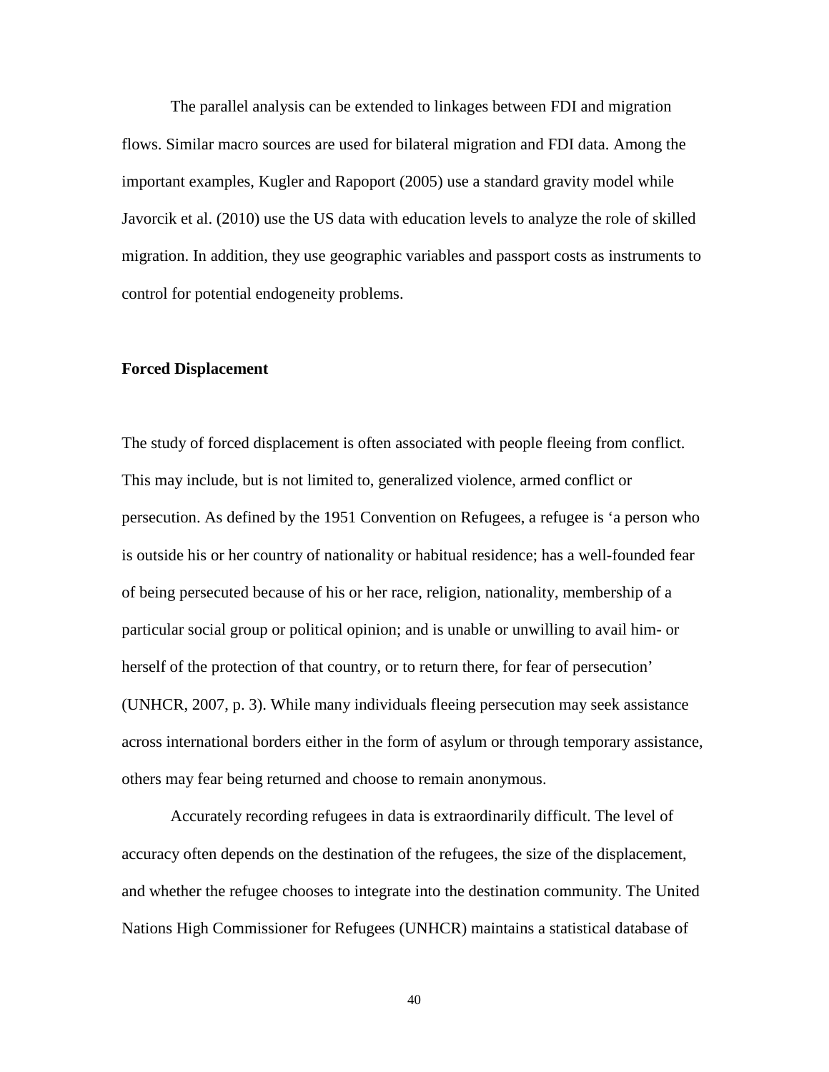The parallel analysis can be extended to linkages between FDI and migration flows. Similar macro sources are used for bilateral migration and FDI data. Among the important examples, Kugler and Rapoport (2005) use a standard gravity model while Javorcik et al. (2010) use the US data with education levels to analyze the role of skilled migration. In addition, they use geographic variables and passport costs as instruments to control for potential endogeneity problems.

### Forced Displacement

The study of forced displacement is often associated with people fleeing from conflict. This may include, but is not limited to, generalized violence, armed conflict or persecution. As defined by the 1951 Convention on Refugees, a refugee is 'a person who is outside his or her country of nationality or habitual residence; has a well-founded fear of being persecuted because of his or her race, religion, nationality, membership of a particular social group or political opinion; and is unable or unwilling to avail him- or herself of the protection of that country, or to return there, for fear of persecution' (UNHCR, 2007, p. 3). While many individuals fleeing persecution may seek assistance across international borders either in the form of asylum or through temporary assistance, others may fear being returned and choose to remain anonymous.

Accurately recording refugees in data is extraordinarily difficult. The level of accuracy often depends on the destination of the refugees, the size of the displacement, and whether the refugee chooses to integrate into the destination community. The United Nations High Commissioner for Refugees (UNHCR) maintains a statistical database of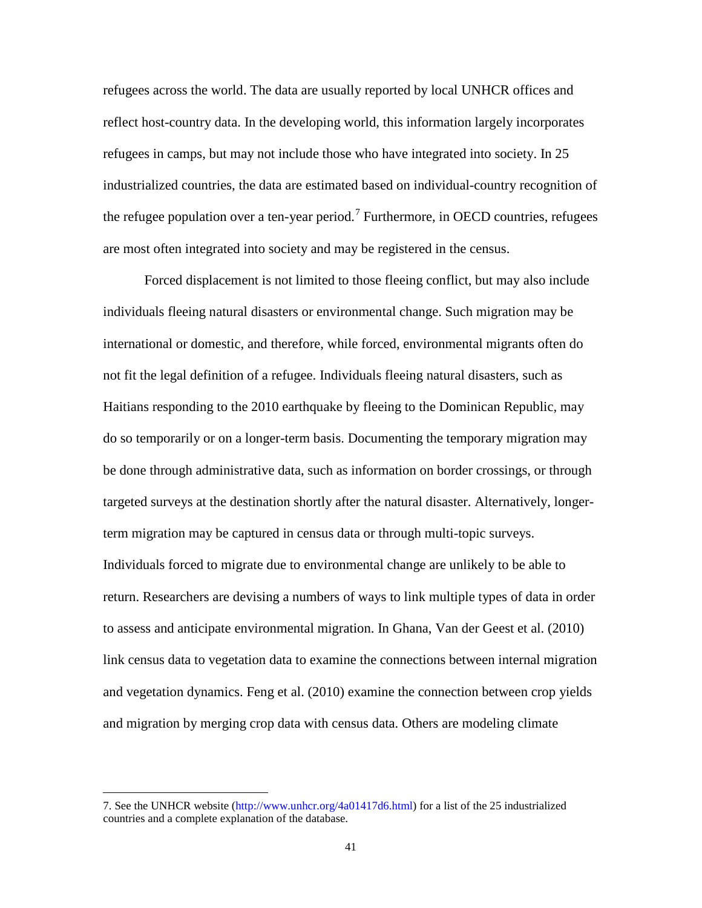refugees across the world. The data are usually reported by local UNHCR offices and reflect host-country data. In the developing world, this information largely incorporates refugees in camps, but may not include those who have integrated into society. In 25 industrialized countries, the data are estimated based on individual-country recognition of the refugee population over a ten-year period.[7] Furthermore, in OECD countries, refugees are most often integrated into society and may be registered in the census.

Forced displacement is not limited to those fleeing conflict, but may also include individuals fleeing natural disasters or environmental change. Such migration may be international or domestic, and therefore, while forced, environmental migrants often do not fit the legal definition of a refugee. Individuals fleeing natural disasters, such as Haitians responding to the 2010 earthquake by fleeing to the Dominican Republic, may do so temporarily or on a longer-term basis. Documenting the temporary migration may be done through administrative data, such as information on border crossings, or through targeted surveys at the destination shortly after the natural disaster. Alternatively, longer-term migration may be captured in census data or through multi-topic surveys. Individuals forced to migrate due to environmental change are unlikely to be able to return. Researchers are devising a numbers of ways to link multiple types of data in order to assess and anticipate environmental migration. In Ghana, Van der Geest et al. (2010) link census data to vegetation data to examine the connections between internal migration and vegetation dynamics. Feng et al. (2010) examine the connection between crop yields and migration by merging crop data with census data. Others are modeling climate

7. See the UNHCR website (http://www.unhcr.org/4a01417d6.html) for a list of the 25 industrialized countries and a complete explanation of the database.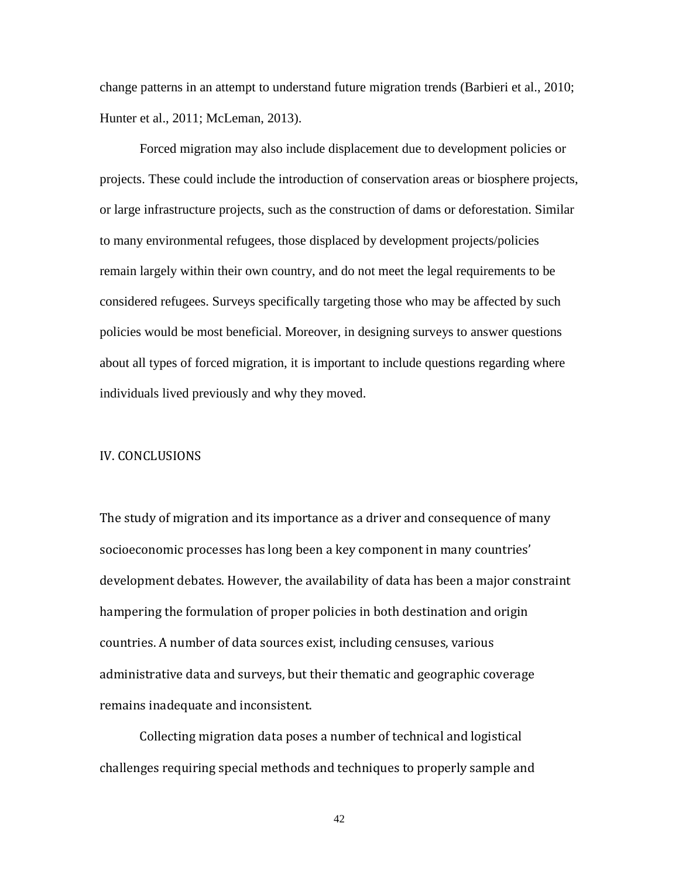change patterns in an attempt to understand future migration trends (Barbieri et al., 2010; Hunter et al., 2011; McLeman, 2013).

Forced migration may also include displacement due to development policies or projects. These could include the introduction of conservation areas or biosphere projects, or large infrastructure projects, such as the construction of dams or deforestation. Similar to many environmental refugees, those displaced by development projects/policies remain largely within their own country, and do not meet the legal requirements to be considered refugees. Surveys specifically targeting those who may be affected by such policies would be most beneficial. Moreover, in designing surveys to answer questions about all types of forced migration, it is important to include questions regarding where individuals lived previously and why they moved.

## IV. CONCLUSIONS

The study of migration and its importance as a driver and consequence of many socioeconomic processes has long been a key component in many countries' development debates. However, the availability of data has been a major constraint hampering the formulation of proper policies in both destination and origin countries. A number of data sources exist, including censuses, various administrative data and surveys, but their thematic and geographic coverage remains inadequate and inconsistent.

Collecting migration data poses a number of technical and logistical challenges requiring special methods and techniques to properly sample and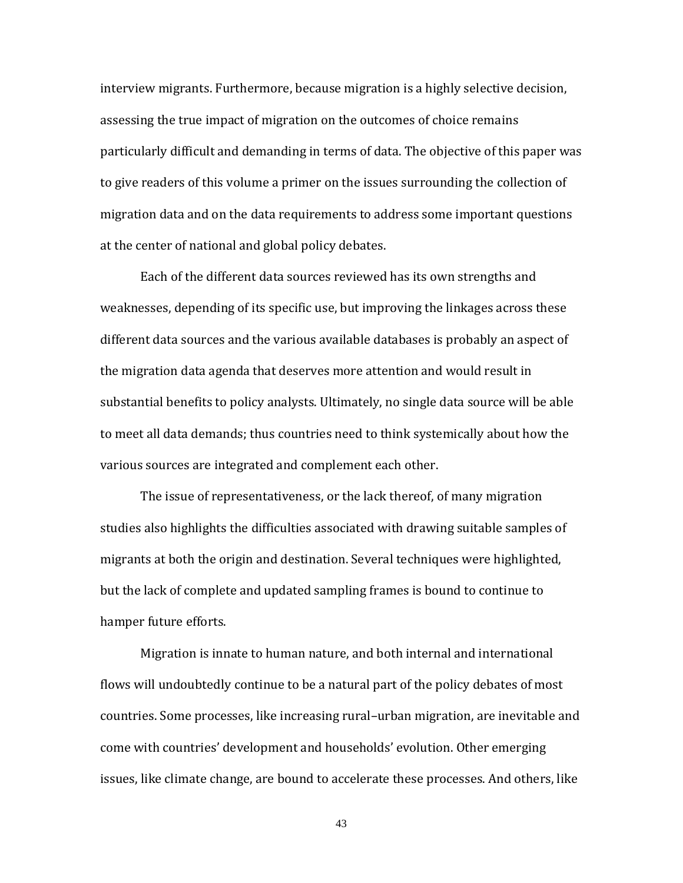interview migrants. Furthermore, because migration is a highly selective decision, assessing the true impact of migration on the outcomes of choice remains particularly difficult and demanding in terms of data. The objective of this paper was to give readers of this volume a primer on the issues surrounding the collection of migration data and on the data requirements to address some important questions at the center of national and global policy debates.

Each of the different data sources reviewed has its own strengths and weaknesses, depending of its specific use, but improving the linkages across these different data sources and the various available databases is probably an aspect of the migration data agenda that deserves more attention and would result in substantial benefits to policy analysts. Ultimately, no single data source will be able to meet all data demands; thus countries need to think systemically about how the various sources are integrated and complement each other.

The issue of representativeness, or the lack thereof, of many migration studies also highlights the difficulties associated with drawing suitable samples of migrants at both the origin and destination. Several techniques were highlighted, but the lack of complete and updated sampling frames is bound to continue to hamper future efforts.

Migration is innate to human nature, and both internal and international flows will undoubtedly continue to be a natural part of the policy debates of most countries. Some processes, like increasing rural–urban migration, are inevitable and come with countries' development and households' evolution. Other emerging issues, like climate change, are bound to accelerate these processes. And others, like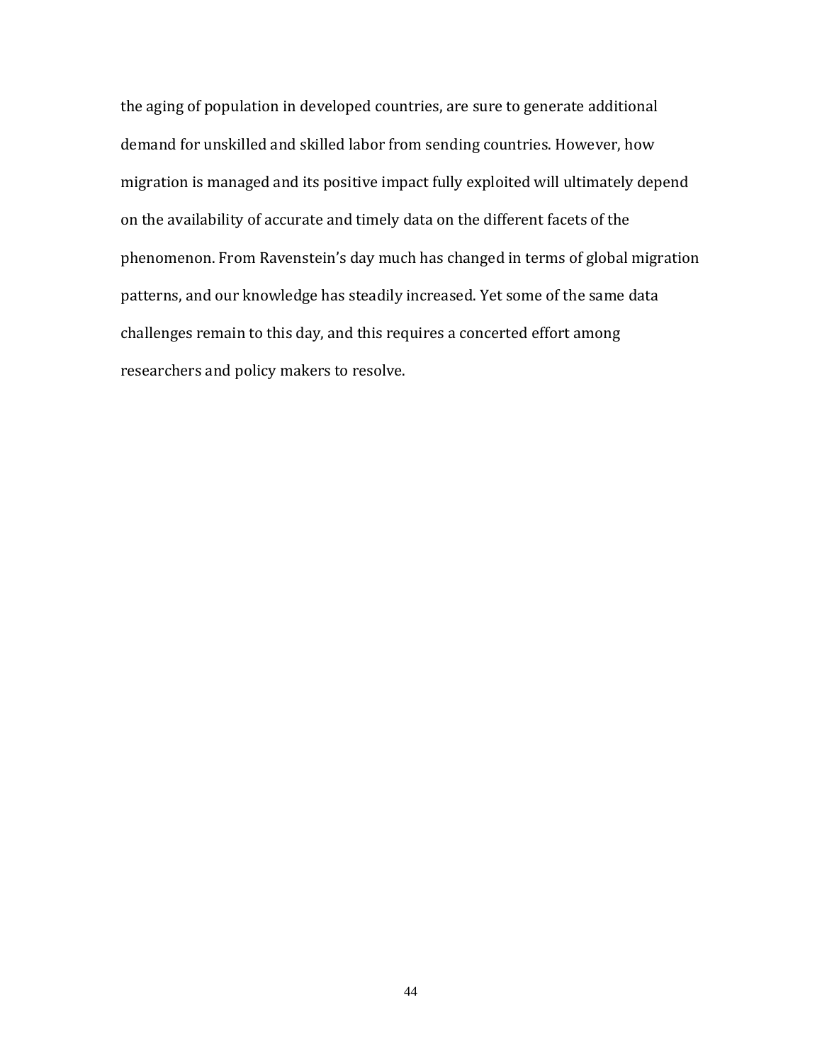the aging of population in developed countries, are sure to generate additional demand for unskilled and skilled labor from sending countries. However, how migration is managed and its positive impact fully exploited will ultimately depend on the availability of accurate and timely data on the different facets of the phenomenon. From Ravenstein's day much has changed in terms of global migration patterns, and our knowledge has steadily increased. Yet some of the same data challenges remain to this day, and this requires a concerted effort among researchers and policy makers to resolve.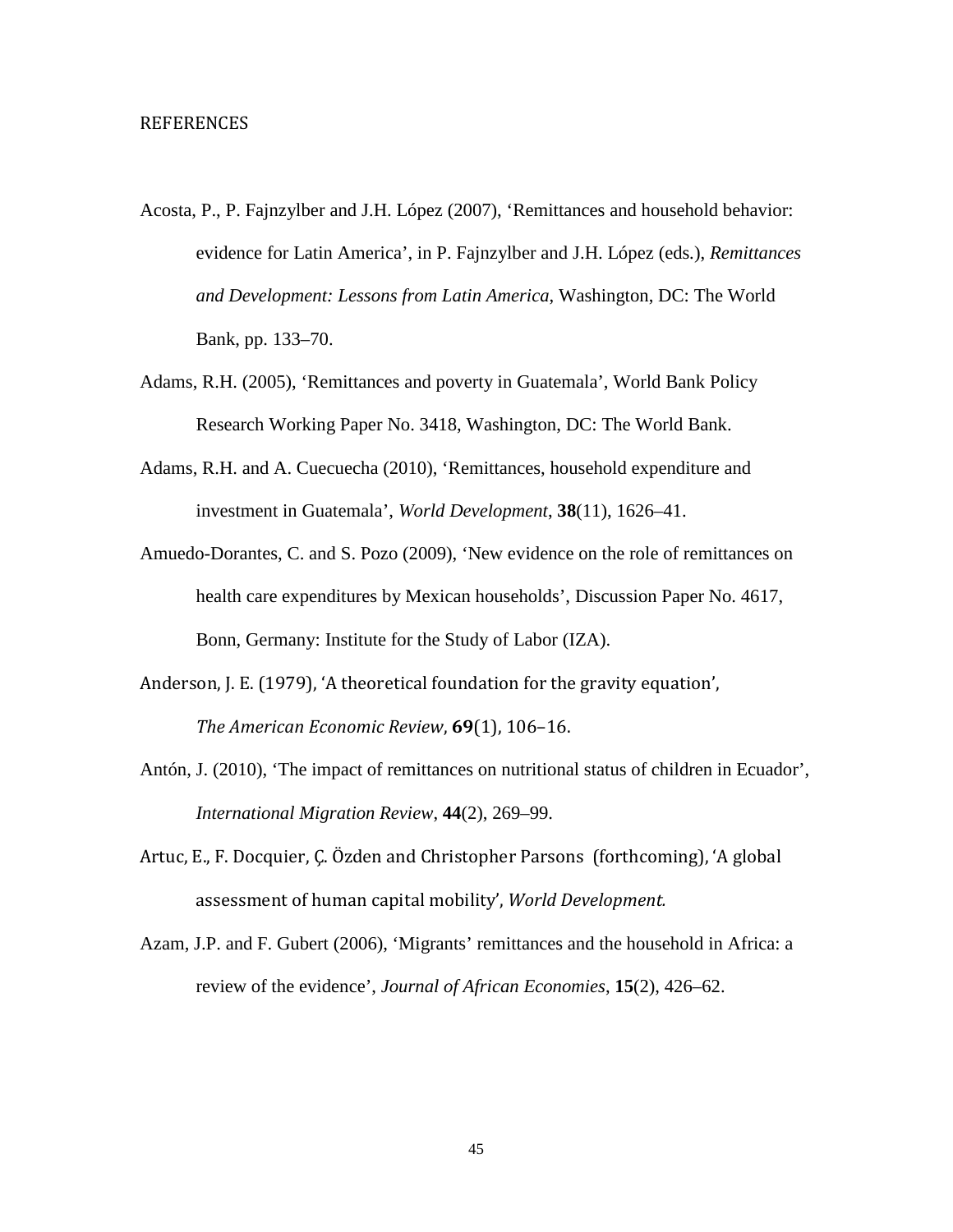REFERENCES

Acosta, P., P. Fajnzylber and J.H. López (2007), 'Remittances and household behavior: evidence for Latin America', in P. Fajnzylber and J.H. López (eds.), *Remittances and Development: Lessons from Latin America*, Washington, DC: The World Bank, pp. 133–70.

Adams, R.H. (2005), 'Remittances and poverty in Guatemala', World Bank Policy Research Working Paper No. 3418, Washington, DC: The World Bank.

Adams, R.H. and A. Cuecuecha (2010), 'Remittances, household expenditure and investment in Guatemala', *World Development*, **38**(11), 1626–41.

Amuedo-Dorantes, C. and S. Pozo (2009), 'New evidence on the role of remittances on health care expenditures by Mexican households', Discussion Paper No. 4617, Bonn, Germany: Institute for the Study of Labor (IZA).

Anderson, J. E. (1979), 'A theoretical foundation for the gravity equation', *The American Economic Review*, **69**(1), 106–16.

Antón, J. (2010), 'The impact of remittances on nutritional status of children in Ecuador', *International Migration Review*, **44**(2), 269–99.

Artuc, E., F. Docquier, Ç. Özden and Christopher Parsons (forthcoming), 'A global assessment of human capital mobility', *World Development.*

Azam, J.P. and F. Gubert (2006), 'Migrants' remittances and the household in Africa: a review of the evidence', *Journal of African Economies*, **15**(2), 426–62.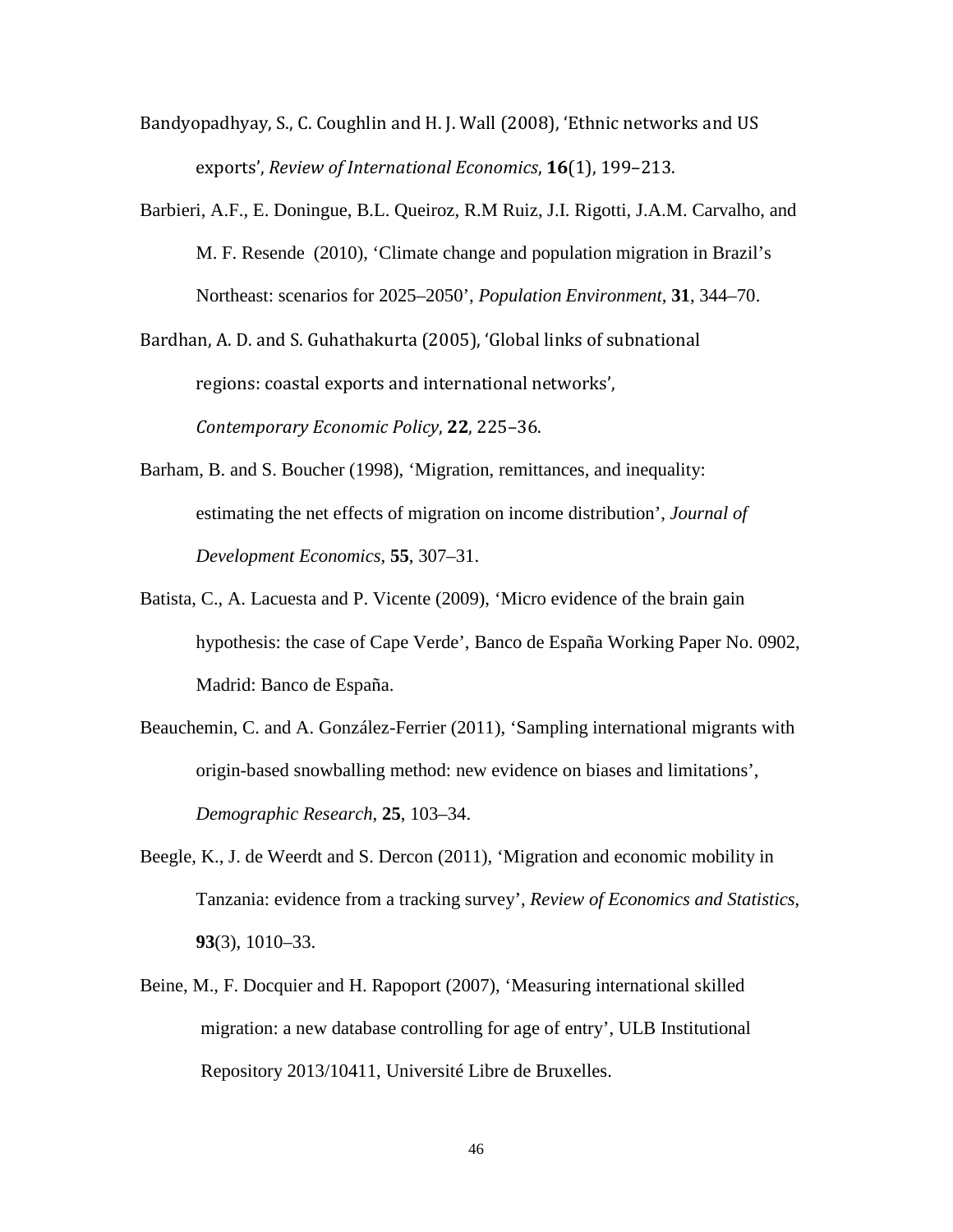Bandyopadhyay, S., C. Coughlin and H. J. Wall (2008), 'Ethnic networks and US exports', *Review of International Economics*, **16**(1), 199–213.

Barbieri, A.F., E. Doningue, B.L. Queiroz, R.M Ruiz, J.I. Rigotti, J.A.M. Carvalho, and M. F. Resende (2010), 'Climate change and population migration in Brazil's Northeast: scenarios for 2025–2050', *Population Environment*, **31**, 344–70.

Bardhan, A. D. and S. Guhathakurta (2005), 'Global links of subnational regions: coastal exports and international networks', *Contemporary Economic Policy*, **22**, 225–36.

Barham, B. and S. Boucher (1998), 'Migration, remittances, and inequality: estimating the net effects of migration on income distribution', *Journal of Development Economics*, **55**, 307–31.

Batista, C., A. Lacuesta and P. Vicente (2009), 'Micro evidence of the brain gain hypothesis: the case of Cape Verde', Banco de España Working Paper No. 0902, Madrid: Banco de España.

Beauchemin, C. and A. González-Ferrier (2011), 'Sampling international migrants with origin-based snowballing method: new evidence on biases and limitations', *Demographic Research*, **25**, 103–34.

Beegle, K., J. de Weerdt and S. Dercon (2011), 'Migration and economic mobility in Tanzania: evidence from a tracking survey', *Review of Economics and Statistics*, **93**(3), 1010–33.

Beine, M., F. Docquier and H. Rapoport (2007), 'Measuring international skilled migration: a new database controlling for age of entry', ULB Institutional Repository 2013/10411, Université Libre de Bruxelles.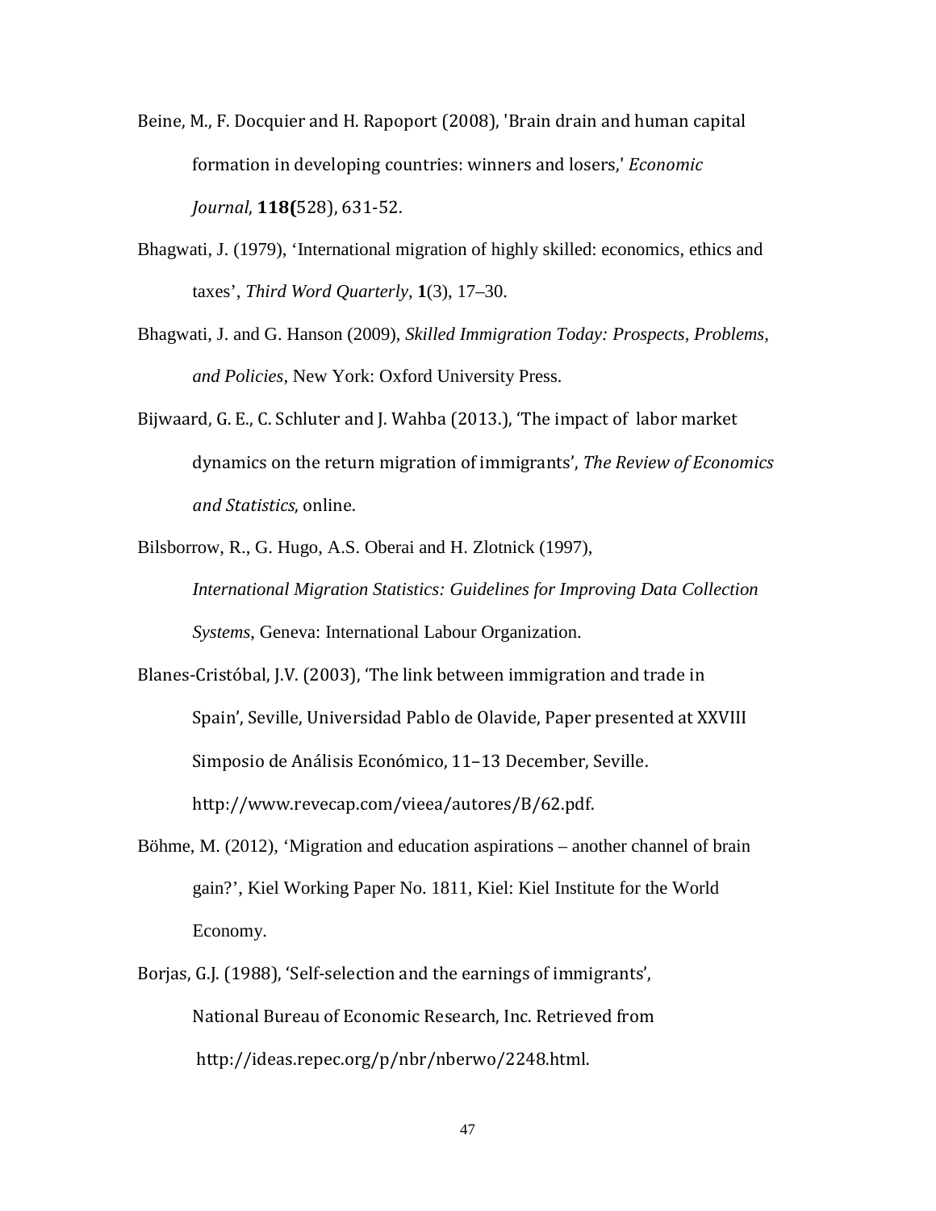Beine, M., F. Docquier and H. Rapoport (2008), 'Brain drain and human capital formation in developing countries: winners and losers,' *Economic Journal*, **118(**528), 631-52.

Bhagwati, J. (1979), 'International migration of highly skilled: economics, ethics and taxes', *Third Word Quarterly*, **1**(3), 17–30.

Bhagwati, J. and G. Hanson (2009), *Skilled Immigration Today: Prospects, Problems, and Policies*, New York: Oxford University Press.

Bijwaard, G. E., C. Schluter and J. Wahba (2013.), 'The impact of labor market dynamics on the return migration of immigrants', *The Review of Economics and Statistics*, online.

Bilsborrow, R., G. Hugo, A.S. Oberai and H. Zlotnick (1997), *International Migration Statistics: Guidelines for Improving Data Collection Systems*, Geneva: International Labour Organization.

Blanes-Cristóbal, J.V. (2003), 'The link between immigration and trade in Spain', Seville, Universidad Pablo de Olavide, Paper presented at XXVIII Simposio de Análisis Económico, 11–13 December, Seville. http://www.revecap.com/vieea/autores/B/62.pdf.

Böhme, M. (2012), 'Migration and education aspirations – another channel of brain gain?', Kiel Working Paper No. 1811, Kiel: Kiel Institute for the World Economy.

Borjas, G.J. (1988), 'Self-selection and the earnings of immigrants', National Bureau of Economic Research, Inc. Retrieved from http://ideas.repec.org/p/nbr/nberwo/2248.html.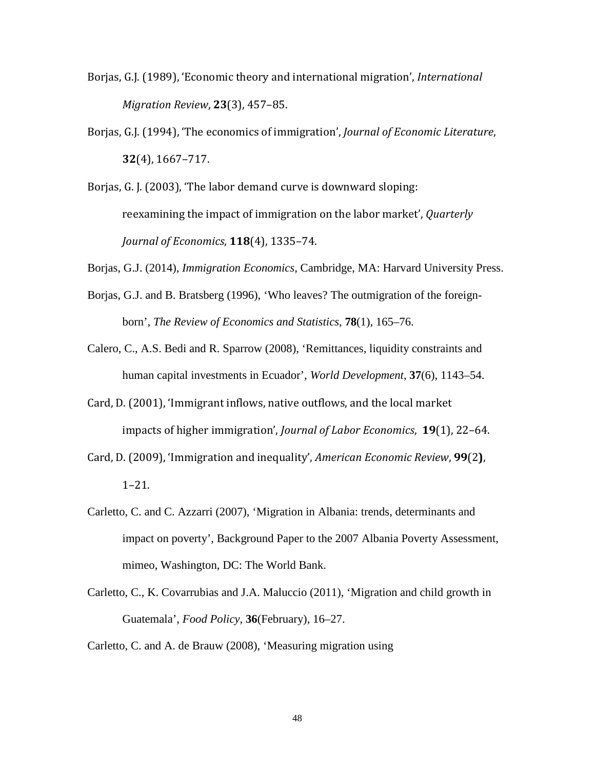Borjas, G.J. (1989), 'Economic theory and international migration', *International Migration Review*, **23**(3), 457–85.

Borjas, G.J. (1994), 'The economics of immigration', *Journal of Economic Literature*, **32**(4), 1667–717.

Borjas, G. J. (2003), 'The labor demand curve is downward sloping: reexamining the impact of immigration on the labor market', *Quarterly Journal of Economics*, **118**(4), 1335–74.

Borjas, G.J. (2014), *Immigration Economics*, Cambridge, MA: Harvard University Press.

Borjas, G.J. and B. Bratsberg (1996), 'Who leaves? The outmigration of the foreign-born', *The Review of Economics and Statistics*, **78**(1), 165–76.

Calero, C., A.S. Bedi and R. Sparrow (2008), 'Remittances, liquidity constraints and human capital investments in Ecuador', *World Development*, **37**(6), 1143–54.

Card, D. (2001), 'Immigrant inflows, native outflows, and the local market impacts of higher immigration', *Journal of Labor Economics*, **19**(1), 22–64.

Card, D. (2009), 'Immigration and inequality', *American Economic Review*, **99**(2**)**, 1–21.

Carletto, C. and C. Azzarri (2007), 'Migration in Albania: trends, determinants and impact on poverty', Background Paper to the 2007 Albania Poverty Assessment, mimeo, Washington, DC: The World Bank.

Carletto, C., K. Covarrubias and J.A. Maluccio (2011), 'Migration and child growth in Guatemala', *Food Policy*, **36**(February), 16–27.

Carletto, C. and A. de Brauw (2008), 'Measuring migration using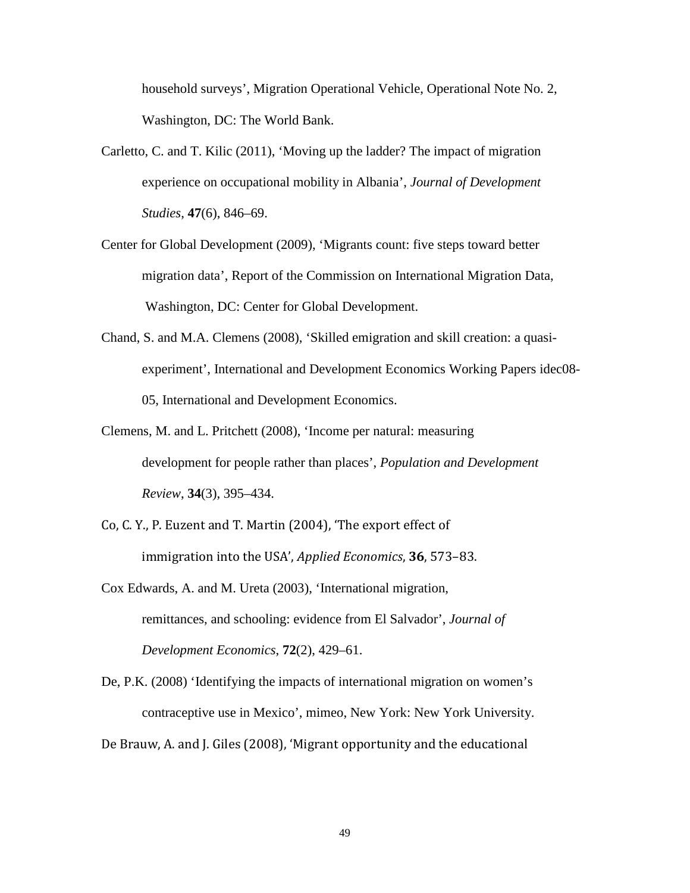household surveys', Migration Operational Vehicle, Operational Note No. 2, Washington, DC: The World Bank.

Carletto, C. and T. Kilic (2011), 'Moving up the ladder? The impact of migration experience on occupational mobility in Albania', *Journal of Development Studies*, **47**(6), 846–69.

Center for Global Development (2009), 'Migrants count: five steps toward better migration data', Report of the Commission on International Migration Data, Washington, DC: Center for Global Development.

Chand, S. and M.A. Clemens (2008), 'Skilled emigration and skill creation: a quasi-experiment', International and Development Economics Working Papers idec08-05, International and Development Economics.

Clemens, M. and L. Pritchett (2008), 'Income per natural: measuring development for people rather than places', *Population and Development Review*, **34**(3), 395–434.

Co, C. Y., P. Euzent and T. Martin (2004), 'The export effect of immigration into the USA', *Applied Economics*, **36**, 573–83.

Cox Edwards, A. and M. Ureta (2003), 'International migration, remittances, and schooling: evidence from El Salvador', *Journal of Development Economics*, **72**(2), 429–61.

De, P.K. (2008) 'Identifying the impacts of international migration on women's contraceptive use in Mexico', mimeo, New York: New York University.

De Brauw, A. and J. Giles (2008), 'Migrant opportunity and the educational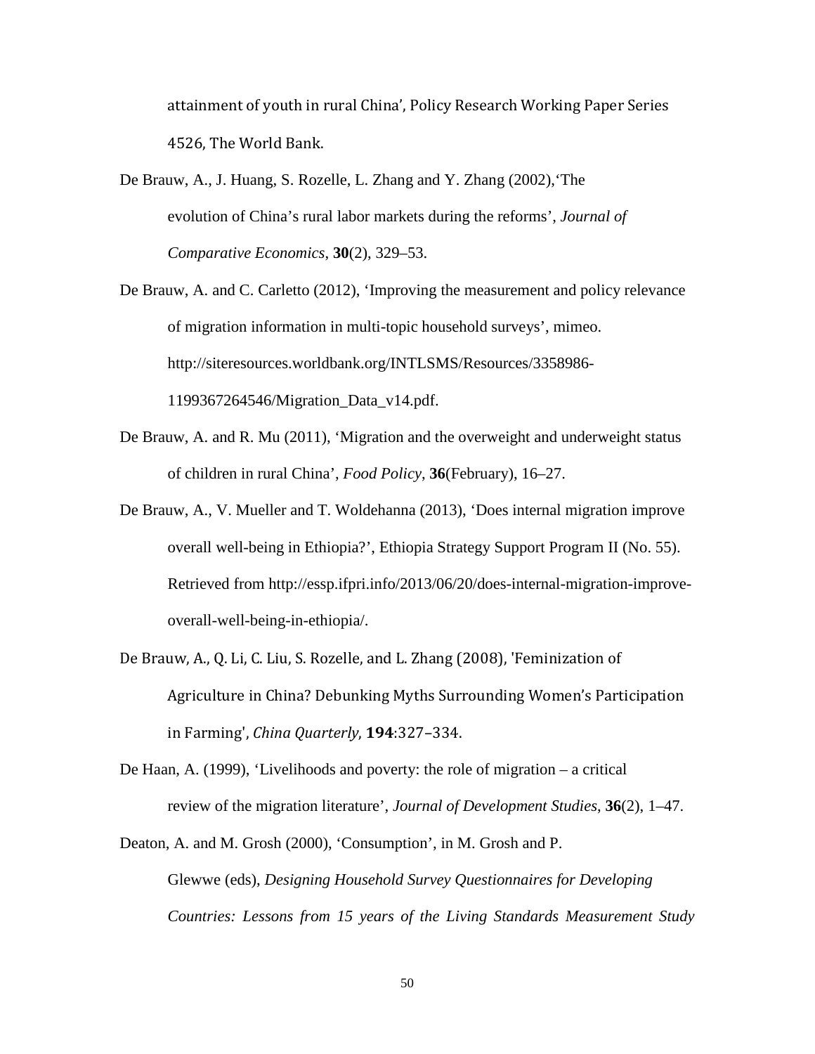attainment of youth in rural China', Policy Research Working Paper Series 4526, The World Bank.

De Brauw, A., J. Huang, S. Rozelle, L. Zhang and Y. Zhang (2002),'The evolution of China's rural labor markets during the reforms', *Journal of Comparative Economics*, **30**(2), 329–53.

De Brauw, A. and C. Carletto (2012), 'Improving the measurement and policy relevance of migration information in multi-topic household surveys', mimeo. http://siteresources.worldbank.org/INTLSMS/Resources/3358986-1199367264546/Migration_Data_v14.pdf.

De Brauw, A. and R. Mu (2011), 'Migration and the overweight and underweight status of children in rural China', *Food Policy*, **36**(February), 16–27.

De Brauw, A., V. Mueller and T. Woldehanna (2013), 'Does internal migration improve overall well-being in Ethiopia?', Ethiopia Strategy Support Program II (No. 55). Retrieved from http://essp.ifpri.info/2013/06/20/does-internal-migration-improve-overall-well-being-in-ethiopia/.

De Brauw, A., Q. Li, C. Liu, S. Rozelle, and L. Zhang (2008), 'Feminization of Agriculture in China? Debunking Myths Surrounding Women's Participation in Farming', *China Quarterly*, **194**:327–334.

De Haan, A. (1999), 'Livelihoods and poverty: the role of migration – a critical review of the migration literature', *Journal of Development Studies*, **36**(2), 1–47.

Deaton, A. and M. Grosh (2000), 'Consumption', in M. Grosh and P. Glewwe (eds), *Designing Household Survey Questionnaires for Developing Countries: Lessons from 15 years of the Living Standards Measurement Study*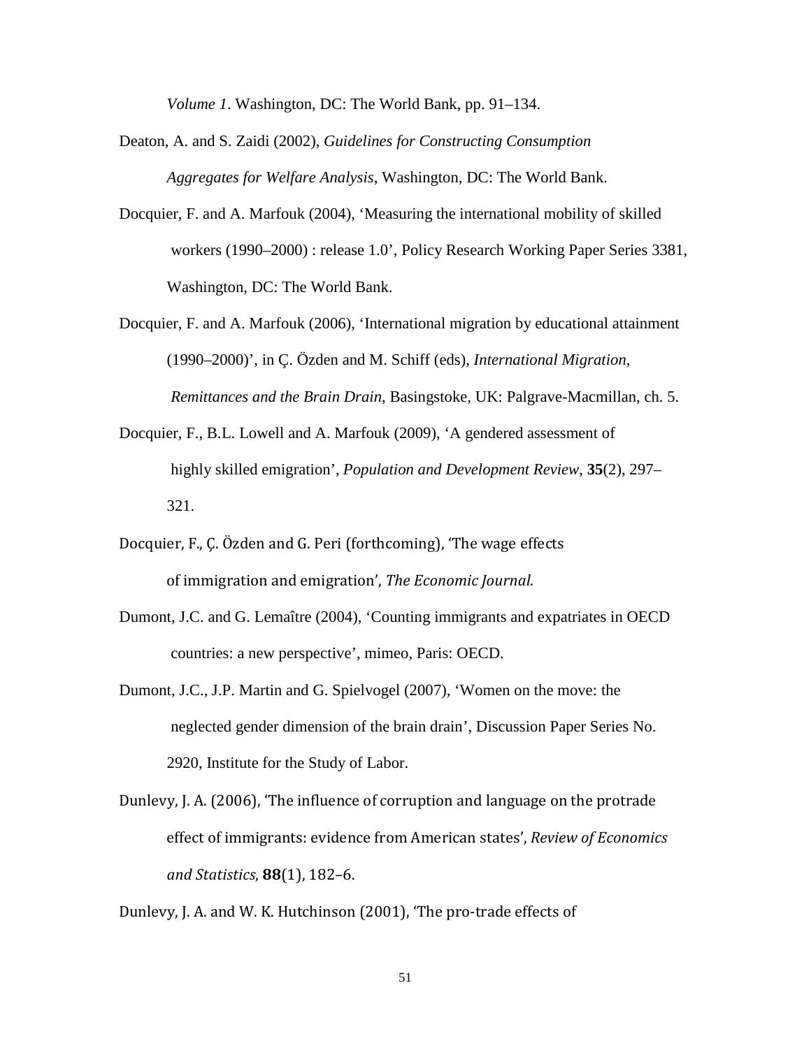*Volume 1*. Washington, DC: The World Bank, pp. 91–134.

Deaton, A. and S. Zaidi (2002), *Guidelines for Constructing Consumption Aggregates for Welfare Analysis*, Washington, DC: The World Bank.

Docquier, F. and A. Marfouk (2004), 'Measuring the international mobility of skilled workers (1990–2000) : release 1.0', Policy Research Working Paper Series 3381, Washington, DC: The World Bank.

Docquier, F. and A. Marfouk (2006), 'International migration by educational attainment (1990–2000)', in Ç. Özden and M. Schiff (eds), *International Migration, Remittances and the Brain Drain*, Basingstoke, UK: Palgrave-Macmillan, ch. 5.

Docquier, F., B.L. Lowell and A. Marfouk (2009), 'A gendered assessment of highly skilled emigration', *Population and Development Review*, **35**(2), 297–321.

Docquier, F., Ç. Özden and G. Peri (forthcoming), 'The wage effects of immigration and emigration', *The Economic Journal.*

Dumont, J.C. and G. Lemaître (2004), 'Counting immigrants and expatriates in OECD countries: a new perspective', mimeo, Paris: OECD.

Dumont, J.C., J.P. Martin and G. Spielvogel (2007), 'Women on the move: the neglected gender dimension of the brain drain', Discussion Paper Series No. 2920, Institute for the Study of Labor.

Dunlevy, J. A. (2006), 'The influence of corruption and language on the protrade effect of immigrants: evidence from American states', *Review of Economics and Statistics*, **88**(1), 182–6.

Dunlevy, J. A. and W. K. Hutchinson (2001), 'The pro-trade effects of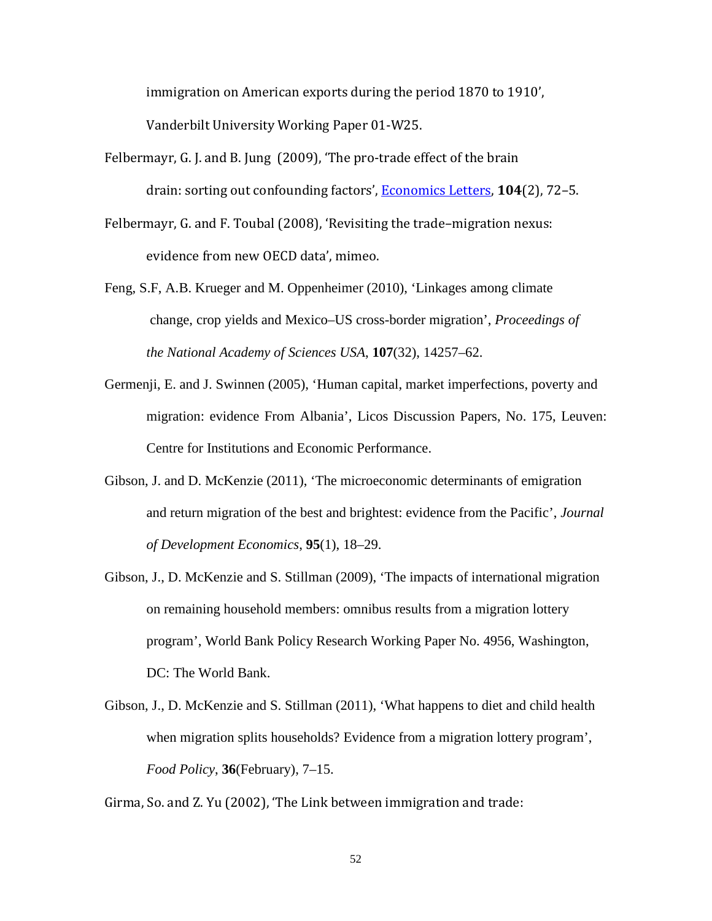immigration on American exports during the period 1870 to 1910', Vanderbilt University Working Paper 01-W25.

Felbermayr, G. J. and B. Jung (2009), 'The pro-trade effect of the brain drain: sorting out confounding factors', Economics Letters, **104**(2), 72–5.

Felbermayr, G. and F. Toubal (2008), 'Revisiting the trade–migration nexus: evidence from new OECD data', mimeo.

Feng, S.F, A.B. Krueger and M. Oppenheimer (2010), 'Linkages among climate change, crop yields and Mexico–US cross-border migration', *Proceedings of the National Academy of Sciences USA*, **107**(32), 14257–62.

Germenji, E. and J. Swinnen (2005), 'Human capital, market imperfections, poverty and migration: evidence From Albania', Licos Discussion Papers, No. 175, Leuven: Centre for Institutions and Economic Performance.

Gibson, J. and D. McKenzie (2011), 'The microeconomic determinants of emigration and return migration of the best and brightest: evidence from the Pacific', *Journal of Development Economics*, **95**(1), 18–29.

Gibson, J., D. McKenzie and S. Stillman (2009), 'The impacts of international migration on remaining household members: omnibus results from a migration lottery program', World Bank Policy Research Working Paper No. 4956, Washington, DC: The World Bank.

Gibson, J., D. McKenzie and S. Stillman (2011), 'What happens to diet and child health when migration splits households? Evidence from a migration lottery program', *Food Policy*, **36**(February), 7–15.

Girma, So. and Z. Yu (2002), 'The Link between immigration and trade: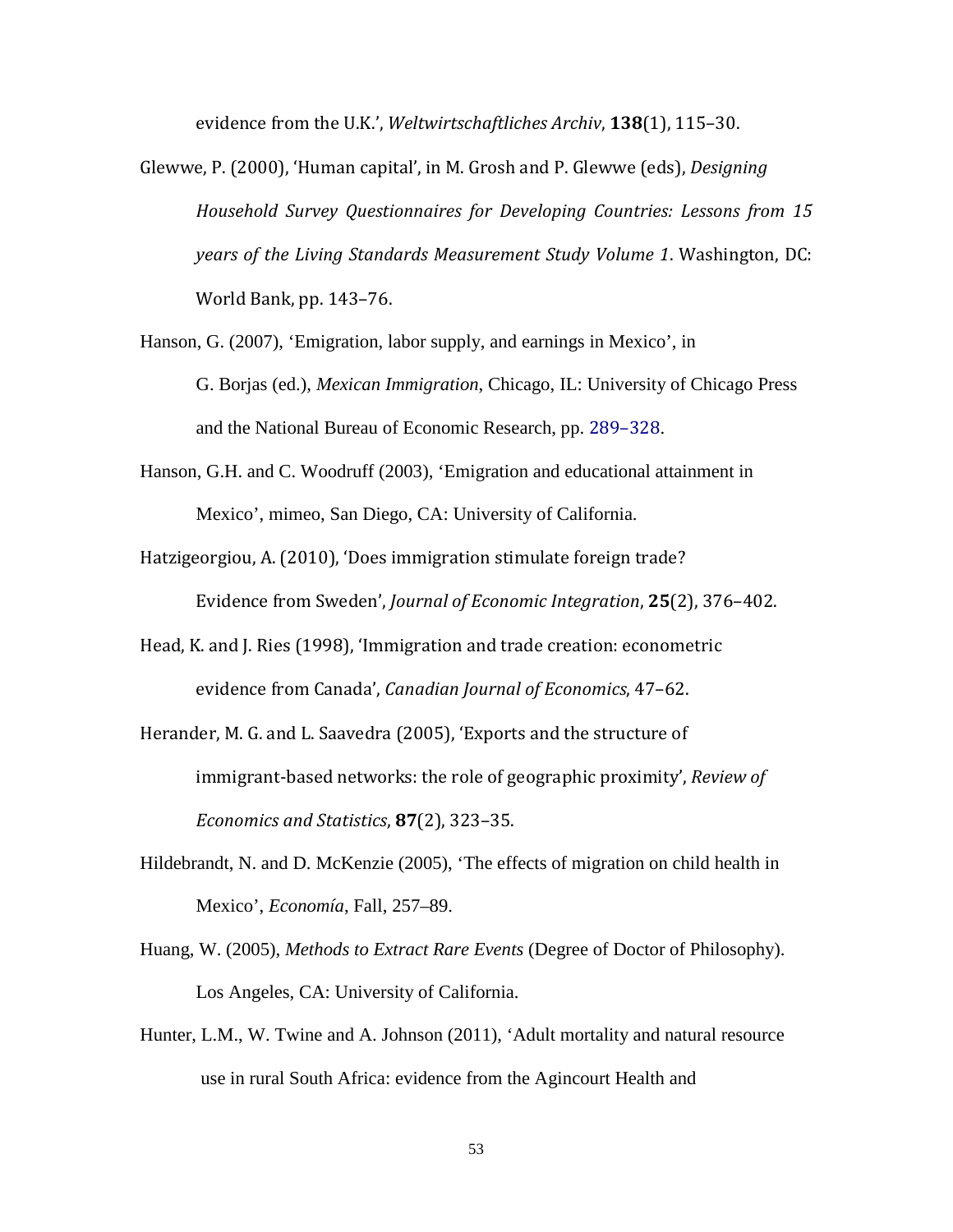evidence from the U.K.', *Weltwirtschaftliches Archiv*, **138**(1), 115–30.

Glewwe, P. (2000), 'Human capital', in M. Grosh and P. Glewwe (eds), *Designing Household Survey Questionnaires for Developing Countries: Lessons from 15 years of the Living Standards Measurement Study Volume 1*. Washington, DC: World Bank, pp. 143–76.

Hanson, G. (2007), 'Emigration, labor supply, and earnings in Mexico', in G. Borjas (ed.), *Mexican Immigration*, Chicago, IL: University of Chicago Press and the National Bureau of Economic Research, pp. 289–328.

Hanson, G.H. and C. Woodruff (2003), 'Emigration and educational attainment in Mexico', mimeo, San Diego, CA: University of California.

Hatzigeorgiou, A. (2010), 'Does immigration stimulate foreign trade? Evidence from Sweden', *Journal of Economic Integration*, **25**(2), 376–402.

Head, K. and J. Ries (1998), 'Immigration and trade creation: econometric evidence from Canada', *Canadian Journal of Economics*, 47–62.

Herander, M. G. and L. Saavedra (2005), 'Exports and the structure of immigrant-based networks: the role of geographic proximity', *Review of Economics and Statistics*, **87**(2), 323–35.

Hildebrandt, N. and D. McKenzie (2005), 'The effects of migration on child health in Mexico', *Economía*, Fall, 257–89.

Huang, W. (2005), *Methods to Extract Rare Events* (Degree of Doctor of Philosophy). Los Angeles, CA: University of California.

Hunter, L.M., W. Twine and A. Johnson (2011), 'Adult mortality and natural resource use in rural South Africa: evidence from the Agincourt Health and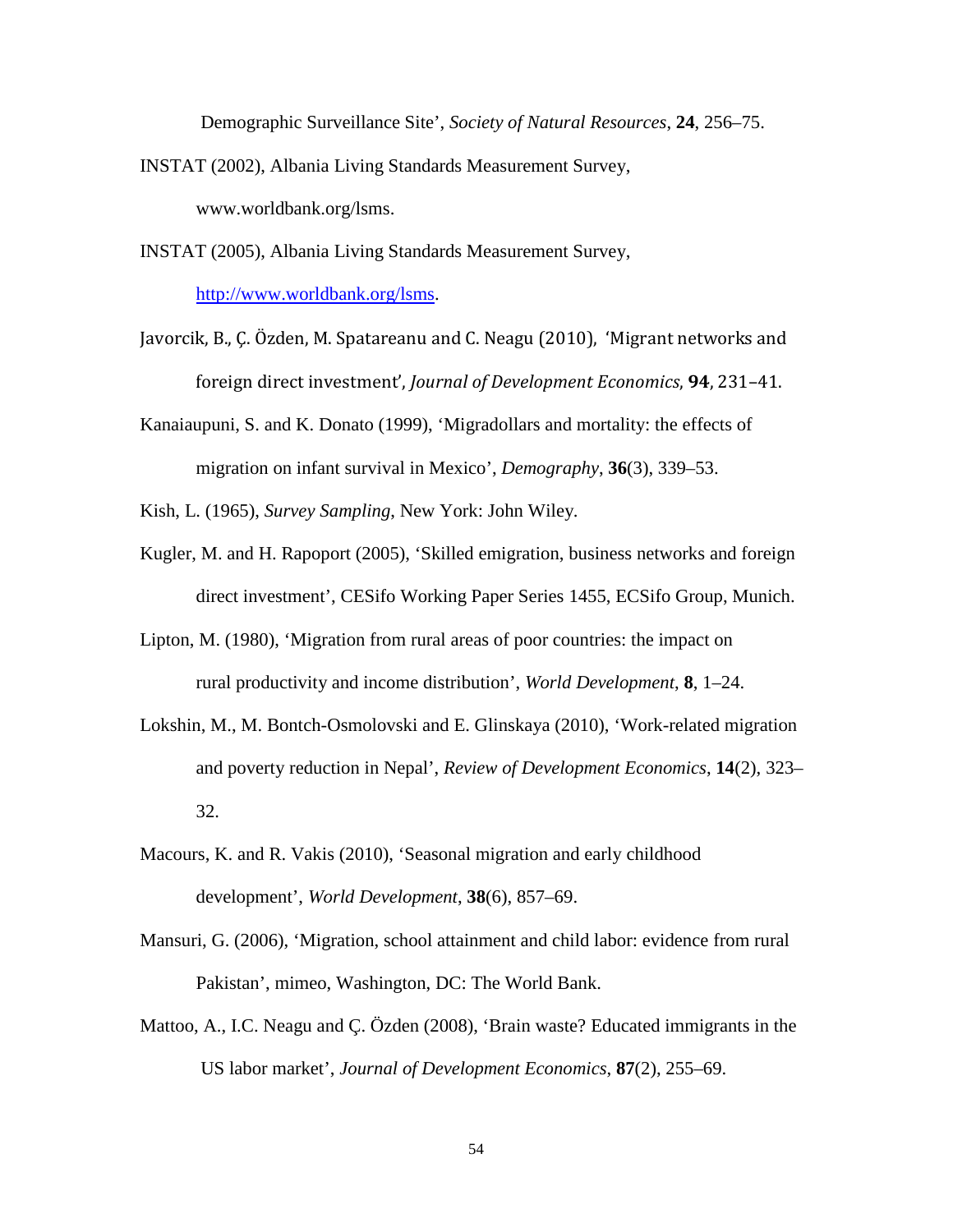Demographic Surveillance Site', *Society of Natural Resources*, **24**, 256–75.

INSTAT (2002), Albania Living Standards Measurement Survey, www.worldbank.org/lsms.

INSTAT (2005), Albania Living Standards Measurement Survey, http://www.worldbank.org/lsms.

Javorcik, B., Ç. Özden, M. Spatareanu and C. Neagu (2010), 'Migrant networks and foreign direct investment', *Journal of Development Economics*, **94**, 231–41.

Kanaiaupuni, S. and K. Donato (1999), 'Migradollars and mortality: the effects of migration on infant survival in Mexico', *Demography*, **36**(3), 339–53.

Kish, L. (1965), *Survey Sampling*, New York: John Wiley.

Kugler, M. and H. Rapoport (2005), 'Skilled emigration, business networks and foreign direct investment', CESifo Working Paper Series 1455, ECSifo Group, Munich.

Lipton, M. (1980), 'Migration from rural areas of poor countries: the impact on rural productivity and income distribution', *World Development*, **8**, 1–24.

Lokshin, M., M. Bontch-Osmolovski and E. Glinskaya (2010), 'Work-related migration and poverty reduction in Nepal', *Review of Development Economics*, **14**(2), 323–32.

Macours, K. and R. Vakis (2010), 'Seasonal migration and early childhood development', *World Development*, **38**(6), 857–69.

Mansuri, G. (2006), 'Migration, school attainment and child labor: evidence from rural Pakistan', mimeo, Washington, DC: The World Bank.

Mattoo, A., I.C. Neagu and Ç. Özden (2008), 'Brain waste? Educated immigrants in the US labor market', *Journal of Development Economics*, **87**(2), 255–69.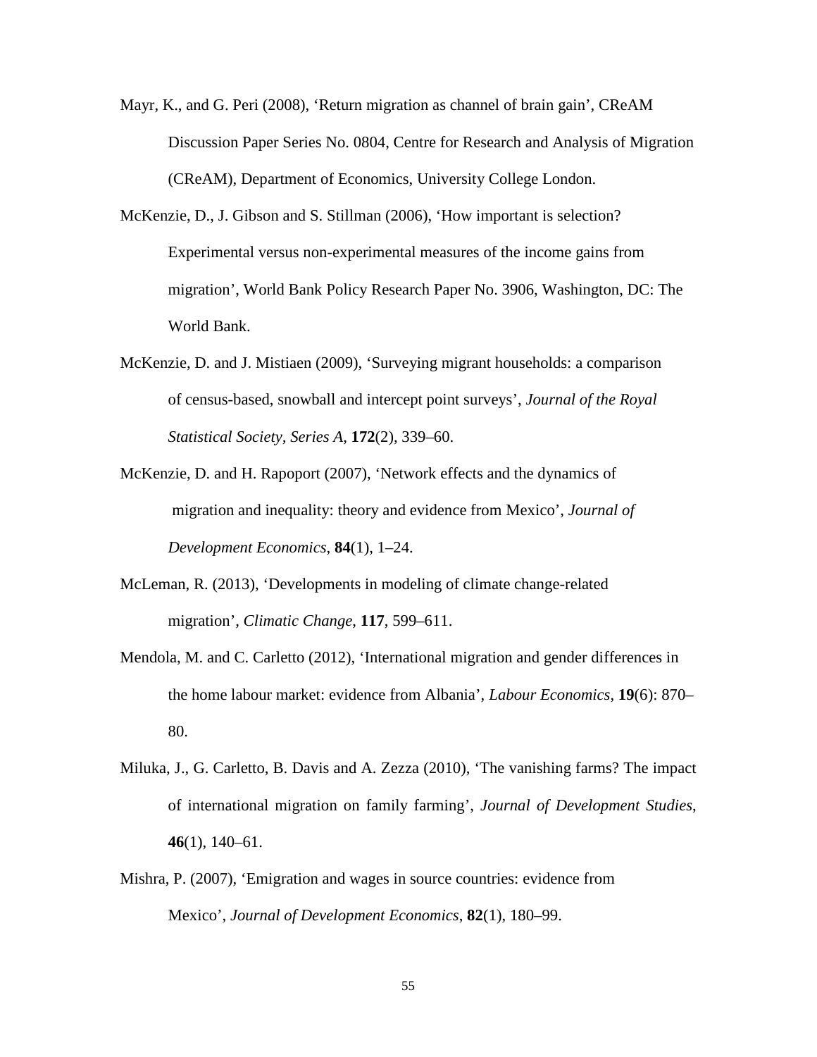Mayr, K., and G. Peri (2008), 'Return migration as channel of brain gain', CReAM Discussion Paper Series No. 0804, Centre for Research and Analysis of Migration (CReAM), Department of Economics, University College London.

McKenzie, D., J. Gibson and S. Stillman (2006), 'How important is selection? Experimental versus non-experimental measures of the income gains from migration', World Bank Policy Research Paper No. 3906, Washington, DC: The World Bank.

McKenzie, D. and J. Mistiaen (2009), 'Surveying migrant households: a comparison of census-based, snowball and intercept point surveys', *Journal of the Royal Statistical Society, Series A*, **172**(2), 339–60.

McKenzie, D. and H. Rapoport (2007), 'Network effects and the dynamics of migration and inequality: theory and evidence from Mexico', *Journal of Development Economics*, **84**(1), 1–24.

McLeman, R. (2013), 'Developments in modeling of climate change-related migration', *Climatic Change*, **117**, 599–611.

Mendola, M. and C. Carletto (2012), 'International migration and gender differences in the home labour market: evidence from Albania', *Labour Economics*, **19**(6): 870–80.

Miluka, J., G. Carletto, B. Davis and A. Zezza (2010), 'The vanishing farms? The impact of international migration on family farming', *Journal of Development Studies*, **46**(1), 140–61.

Mishra, P. (2007), 'Emigration and wages in source countries: evidence from Mexico', *Journal of Development Economics*, **82**(1), 180–99.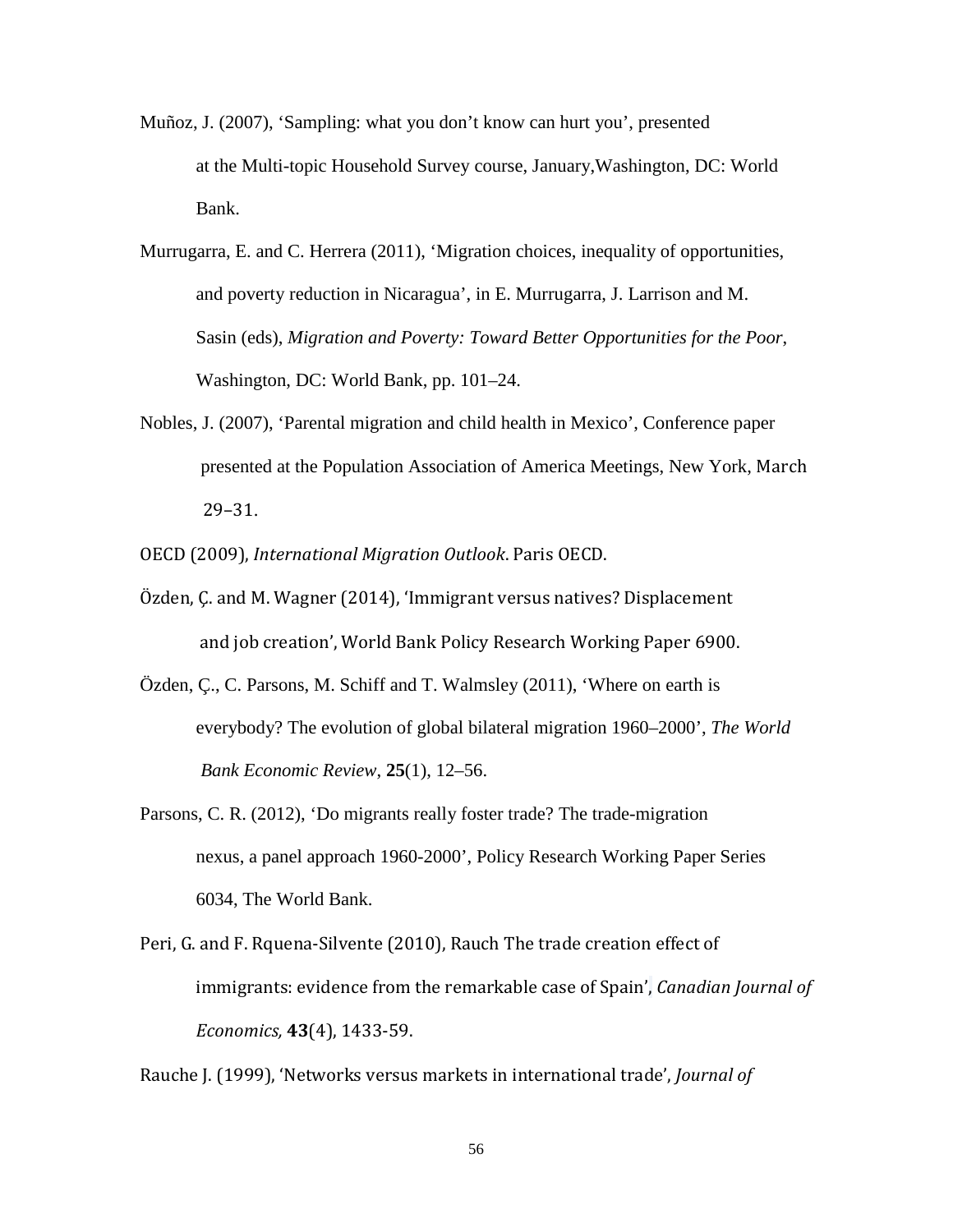Muñoz, J. (2007), 'Sampling: what you don't know can hurt you', presented at the Multi-topic Household Survey course, January,Washington, DC: World Bank.

Murrugarra, E. and C. Herrera (2011), 'Migration choices, inequality of opportunities, and poverty reduction in Nicaragua', in E. Murrugarra, J. Larrison and M. Sasin (eds), *Migration and Poverty: Toward Better Opportunities for the Poor*, Washington, DC: World Bank, pp. 101–24.

Nobles, J. (2007), 'Parental migration and child health in Mexico', Conference paper presented at the Population Association of America Meetings, New York, March 29–31.

OECD (2009), *International Migration Outlook*. Paris OECD.

Özden, Ç. and M. Wagner (2014), 'Immigrant versus natives? Displacement and job creation', World Bank Policy Research Working Paper 6900.

Özden, Ç., C. Parsons, M. Schiff and T. Walmsley (2011), 'Where on earth is everybody? The evolution of global bilateral migration 1960–2000', *The World Bank Economic Review*, **25**(1), 12–56.

Parsons, C. R. (2012), 'Do migrants really foster trade? The trade-migration nexus, a panel approach 1960-2000', Policy Research Working Paper Series 6034, The World Bank.

Peri, G. and F. Rquena-Silvente (2010), Rauch The trade creation effect of immigrants: evidence from the remarkable case of Spain', *Canadian Journal of Economics,* **43**(4), 1433-59.

Rauche J. (1999), 'Networks versus markets in international trade', *Journal of*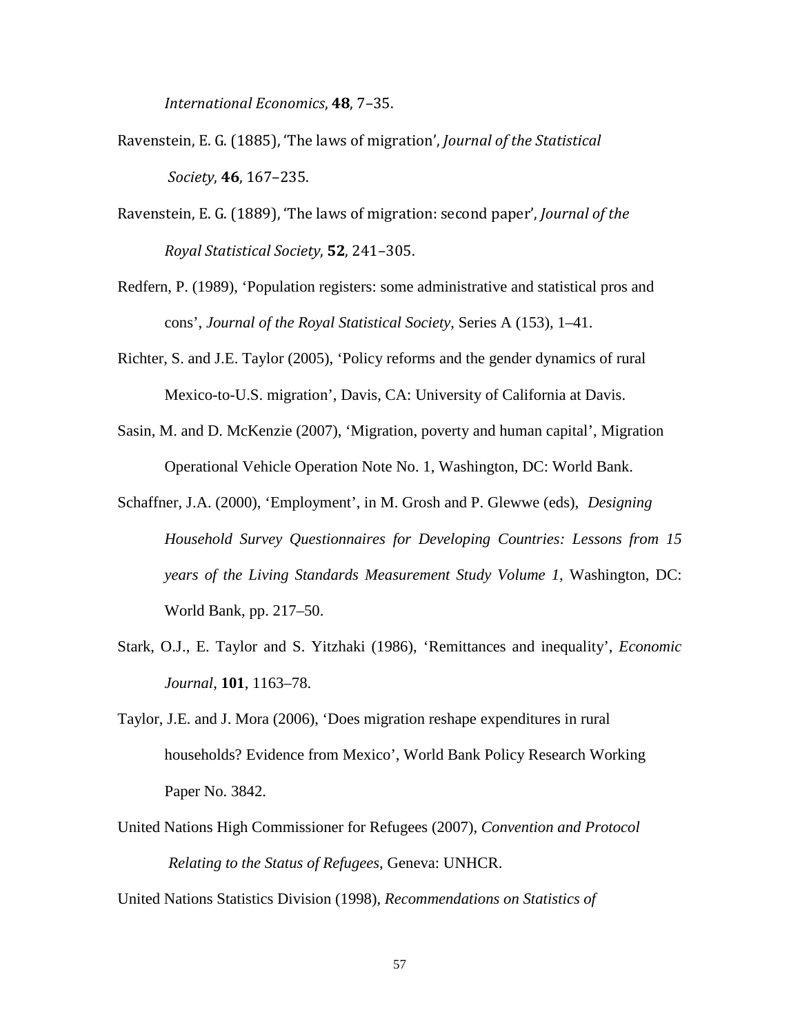*International Economics*, **48**, 7–35.

Ravenstein, E. G. (1885), 'The laws of migration', *Journal of the Statistical Society*, **46**, 167–235.

Ravenstein, E. G. (1889), 'The laws of migration: second paper', *Journal of the Royal Statistical Society*, **52**, 241–305.

Redfern, P. (1989), 'Population registers: some administrative and statistical pros and cons', *Journal of the Royal Statistical Society*, Series A (153), 1–41.

Richter, S. and J.E. Taylor (2005), 'Policy reforms and the gender dynamics of rural Mexico-to-U.S. migration', Davis, CA: University of California at Davis.

Sasin, M. and D. McKenzie (2007), 'Migration, poverty and human capital', Migration Operational Vehicle Operation Note No. 1, Washington, DC: World Bank.

Schaffner, J.A. (2000), 'Employment', in M. Grosh and P. Glewwe (eds), *Designing Household Survey Questionnaires for Developing Countries: Lessons from 15 years of the Living Standards Measurement Study Volume 1*, Washington, DC: World Bank, pp. 217–50.

Stark, O.J., E. Taylor and S. Yitzhaki (1986), 'Remittances and inequality', *Economic Journal*, **101**, 1163–78.

Taylor, J.E. and J. Mora (2006), 'Does migration reshape expenditures in rural households? Evidence from Mexico', World Bank Policy Research Working Paper No. 3842.

United Nations High Commissioner for Refugees (2007), *Convention and Protocol Relating to the Status of Refugees*, Geneva: UNHCR.

United Nations Statistics Division (1998), *Recommendations on Statistics of*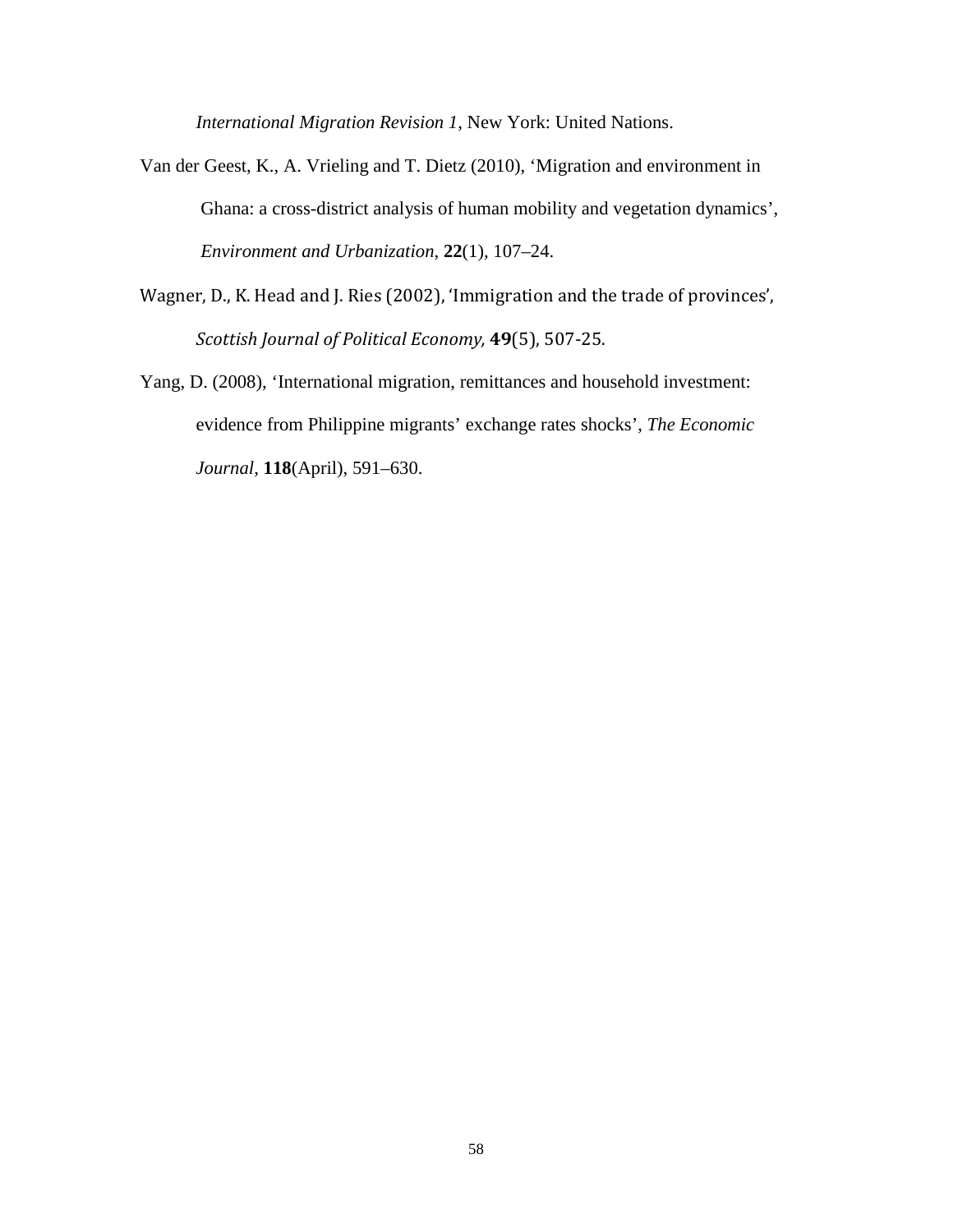*International Migration Revision 1*, New York: United Nations.

Van der Geest, K., A. Vrieling and T. Dietz (2010), 'Migration and environment in Ghana: a cross-district analysis of human mobility and vegetation dynamics', *Environment and Urbanization*, **22**(1), 107–24.

Wagner, D., K. Head and J. Ries (2002), 'Immigration and the trade of provinces', *Scottish Journal of Political Economy,* **49**(5), 507-25.

Yang, D. (2008), 'International migration, remittances and household investment: evidence from Philippine migrants' exchange rates shocks', *The Economic Journal*, **118**(April), 591–630.